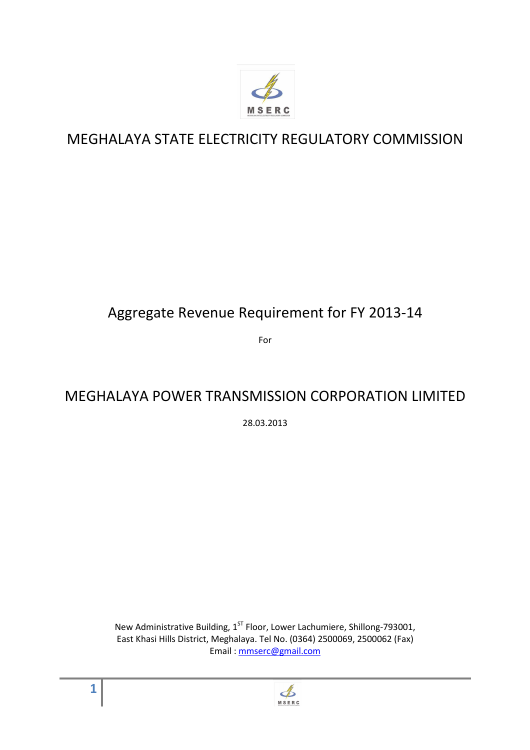# MEGHALAYA STATE ELECTRICITY REGULATORY COMMISSION

## Aggregate Revenue Requirement for FY 2013-14

For

## MEGHALAYA POWER TRANSMISSION CORPORATION LIMITED

28.03.2013

New Administrative Building, 1[ST] Floor, Lower Lachumiere, Shillong-793001,
East Khasi Hills District, Meghalaya. Tel No. (0364) 2500069, 2500062 (Fax)
Email : mmserc@gmail.com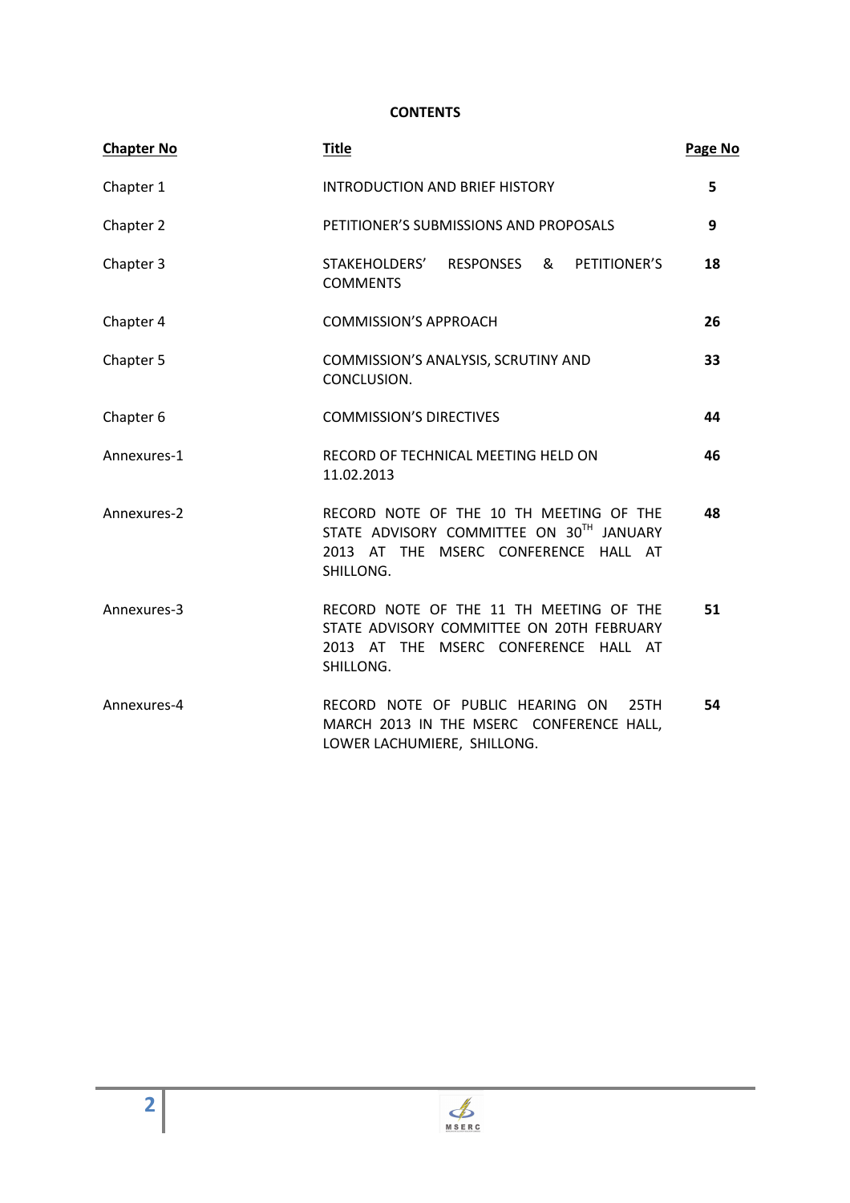**CONTENTS**

| Chapter No | Title | Page No |
|---|---|---|
| Chapter 1 | INTRODUCTION AND BRIEF HISTORY | 5 |
| Chapter 2 | PETITIONER'S SUBMISSIONS AND PROPOSALS | 9 |
| Chapter 3 | STAKEHOLDERS' RESPONSES & PETITIONER'S COMMENTS | 18 |
| Chapter 4 | COMMISSION'S APPROACH | 26 |
| Chapter 5 | COMMISSION'S ANALYSIS, SCRUTINY AND CONCLUSION. | 33 |
| Chapter 6 | COMMISSION'S DIRECTIVES | 44 |
| Annexures-1 | RECORD OF TECHNICAL MEETING HELD ON 11.02.2013 | 46 |
| Annexures-2 | RECORD NOTE OF THE 10 TH MEETING OF THE STATE ADVISORY COMMITTEE ON 30TH JANUARY 2013 AT THE MSERC CONFERENCE HALL AT SHILLONG. | 48 |
| Annexures-3 | RECORD NOTE OF THE 11 TH MEETING OF THE STATE ADVISORY COMMITTEE ON 20TH FEBRUARY 2013 AT THE MSERC CONFERENCE HALL AT SHILLONG. | 51 |
| Annexures-4 | RECORD NOTE OF PUBLIC HEARING ON 25TH MARCH 2013 IN THE MSERC CONFERENCE HALL, LOWER LACHUMIERE, SHILLONG. | 54 |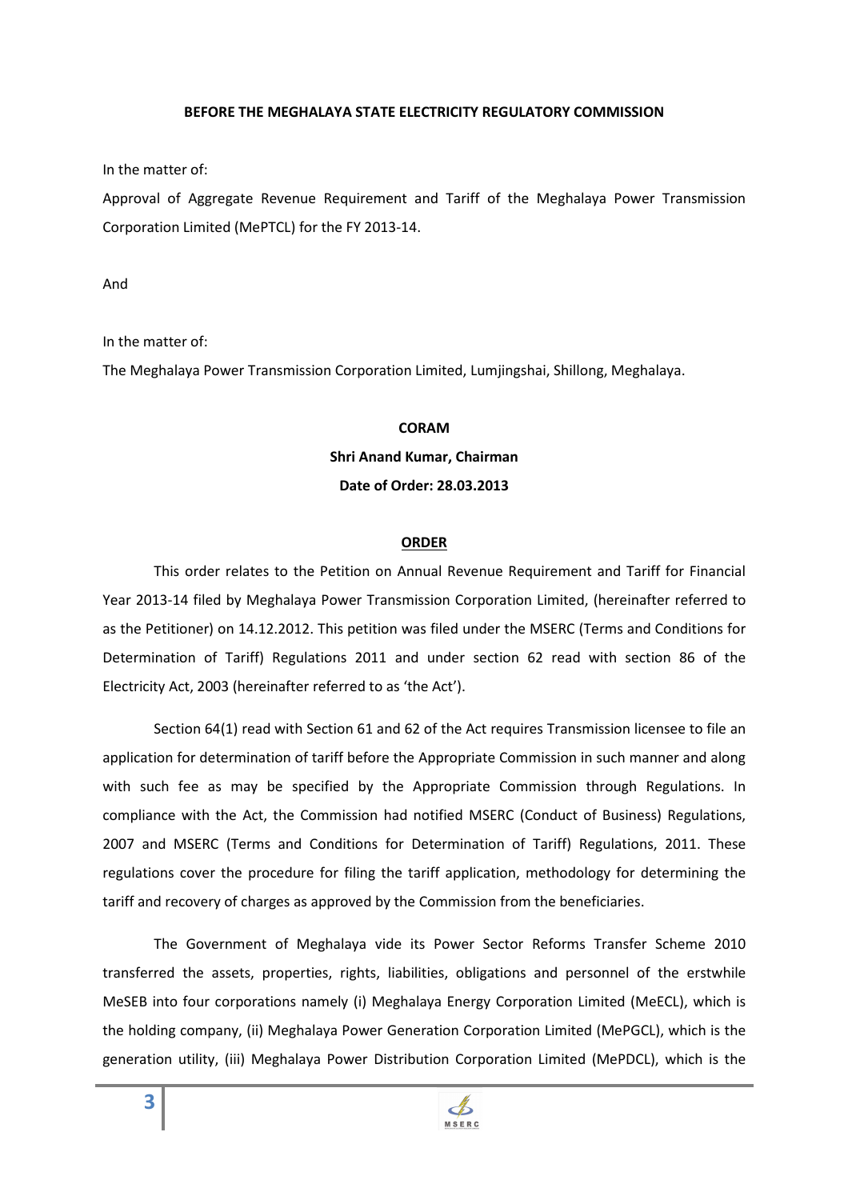**BEFORE THE MEGHALAYA STATE ELECTRICITY REGULATORY COMMISSION**

In the matter of:

Approval of Aggregate Revenue Requirement and Tariff of the Meghalaya Power Transmission Corporation Limited (MePTCL) for the FY 2013-14.

And

In the matter of:

The Meghalaya Power Transmission Corporation Limited, Lumjingshai, Shillong, Meghalaya.

**CORAM**

**Shri Anand Kumar, Chairman**

**Date of Order: 28.03.2013**

**ORDER**

This order relates to the Petition on Annual Revenue Requirement and Tariff for Financial Year 2013-14 filed by Meghalaya Power Transmission Corporation Limited, (hereinafter referred to as the Petitioner) on 14.12.2012. This petition was filed under the MSERC (Terms and Conditions for Determination of Tariff) Regulations 2011 and under section 62 read with section 86 of the Electricity Act, 2003 (hereinafter referred to as 'the Act').

Section 64(1) read with Section 61 and 62 of the Act requires Transmission licensee to file an application for determination of tariff before the Appropriate Commission in such manner and along with such fee as may be specified by the Appropriate Commission through Regulations. In compliance with the Act, the Commission had notified MSERC (Conduct of Business) Regulations, 2007 and MSERC (Terms and Conditions for Determination of Tariff) Regulations, 2011. These regulations cover the procedure for filing the tariff application, methodology for determining the tariff and recovery of charges as approved by the Commission from the beneficiaries.

The Government of Meghalaya vide its Power Sector Reforms Transfer Scheme 2010 transferred the assets, properties, rights, liabilities, obligations and personnel of the erstwhile MeSEB into four corporations namely (i) Meghalaya Energy Corporation Limited (MeECL), which is the holding company, (ii) Meghalaya Power Generation Corporation Limited (MePGCL), which is the generation utility, (iii) Meghalaya Power Distribution Corporation Limited (MePDCL), which is the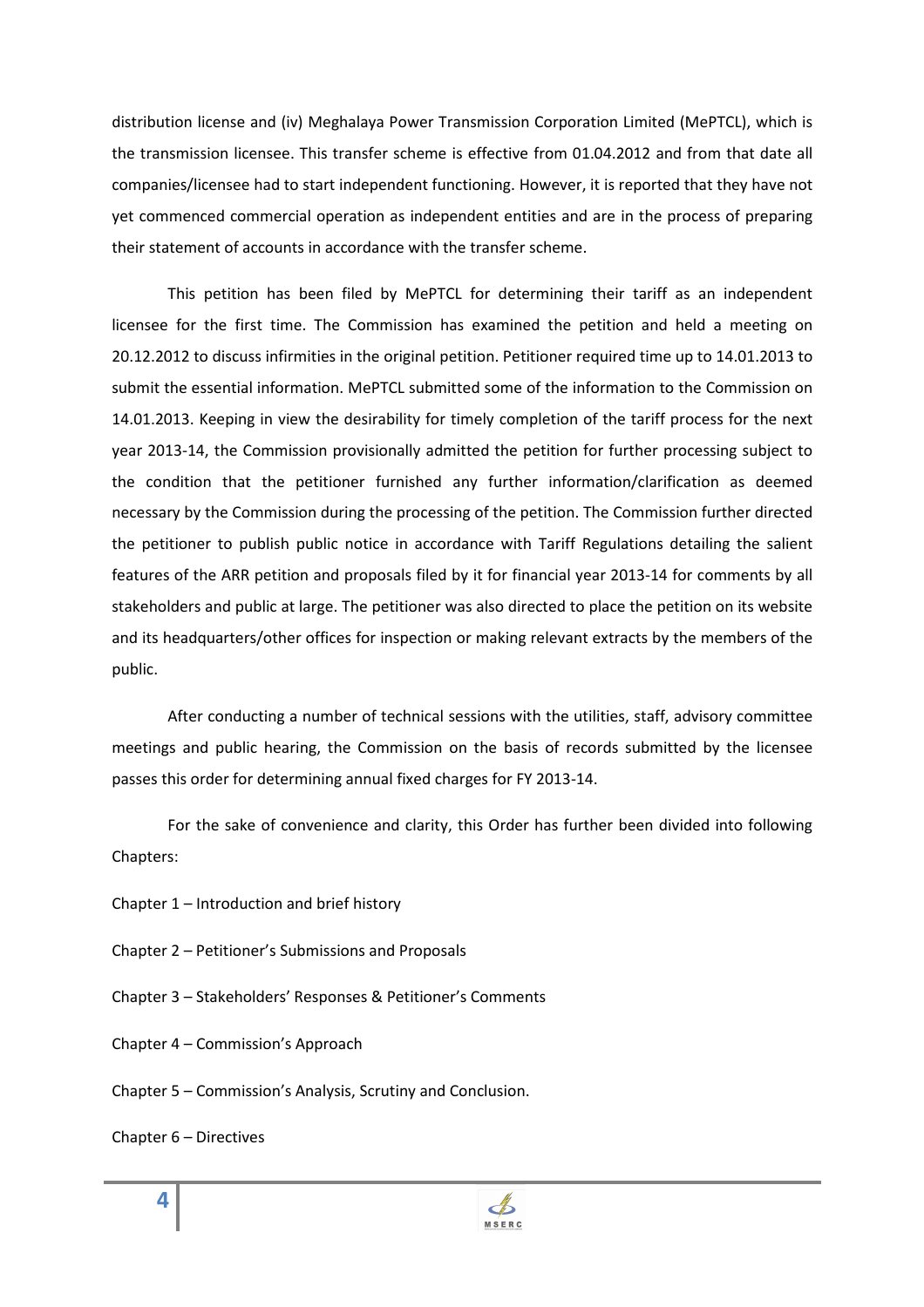distribution license and (iv) Meghalaya Power Transmission Corporation Limited (MePTCL), which is the transmission licensee. This transfer scheme is effective from 01.04.2012 and from that date all companies/licensee had to start independent functioning. However, it is reported that they have not yet commenced commercial operation as independent entities and are in the process of preparing their statement of accounts in accordance with the transfer scheme.

This petition has been filed by MePTCL for determining their tariff as an independent licensee for the first time. The Commission has examined the petition and held a meeting on 20.12.2012 to discuss infirmities in the original petition. Petitioner required time up to 14.01.2013 to submit the essential information. MePTCL submitted some of the information to the Commission on 14.01.2013. Keeping in view the desirability for timely completion of the tariff process for the next year 2013-14, the Commission provisionally admitted the petition for further processing subject to the condition that the petitioner furnished any further information/clarification as deemed necessary by the Commission during the processing of the petition. The Commission further directed the petitioner to publish public notice in accordance with Tariff Regulations detailing the salient features of the ARR petition and proposals filed by it for financial year 2013-14 for comments by all stakeholders and public at large. The petitioner was also directed to place the petition on its website and its headquarters/other offices for inspection or making relevant extracts by the members of the public.

After conducting a number of technical sessions with the utilities, staff, advisory committee meetings and public hearing, the Commission on the basis of records submitted by the licensee passes this order for determining annual fixed charges for FY 2013-14.

For the sake of convenience and clarity, this Order has further been divided into following Chapters:

Chapter 1 – Introduction and brief history

Chapter 2 – Petitioner's Submissions and Proposals

Chapter 3 – Stakeholders' Responses & Petitioner's Comments

Chapter 4 – Commission's Approach

Chapter 5 – Commission's Analysis, Scrutiny and Conclusion.

Chapter 6 – Directives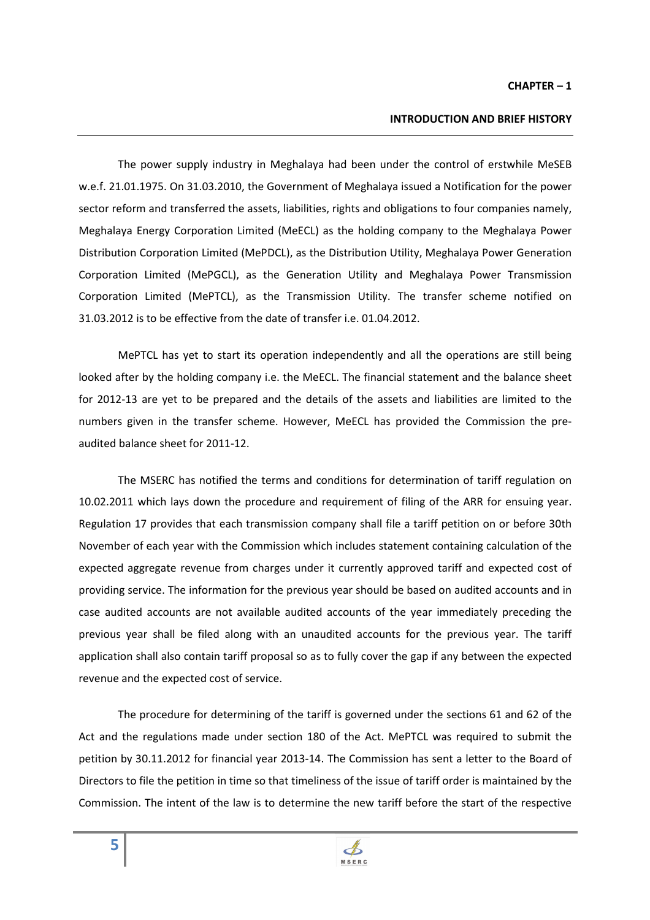# CHAPTER – 1

## INTRODUCTION AND BRIEF HISTORY

The power supply industry in Meghalaya had been under the control of erstwhile MeSEB w.e.f. 21.01.1975. On 31.03.2010, the Government of Meghalaya issued a Notification for the power sector reform and transferred the assets, liabilities, rights and obligations to four companies namely, Meghalaya Energy Corporation Limited (MeECL) as the holding company to the Meghalaya Power Distribution Corporation Limited (MePDCL), as the Distribution Utility, Meghalaya Power Generation Corporation Limited (MePGCL), as the Generation Utility and Meghalaya Power Transmission Corporation Limited (MePTCL), as the Transmission Utility. The transfer scheme notified on 31.03.2012 is to be effective from the date of transfer i.e. 01.04.2012.

MePTCL has yet to start its operation independently and all the operations are still being looked after by the holding company i.e. the MeECL. The financial statement and the balance sheet for 2012-13 are yet to be prepared and the details of the assets and liabilities are limited to the numbers given in the transfer scheme. However, MeECL has provided the Commission the pre-audited balance sheet for 2011-12.

The MSERC has notified the terms and conditions for determination of tariff regulation on 10.02.2011 which lays down the procedure and requirement of filing of the ARR for ensuing year. Regulation 17 provides that each transmission company shall file a tariff petition on or before 30th November of each year with the Commission which includes statement containing calculation of the expected aggregate revenue from charges under it currently approved tariff and expected cost of providing service. The information for the previous year should be based on audited accounts and in case audited accounts are not available audited accounts of the year immediately preceding the previous year shall be filed along with an unaudited accounts for the previous year. The tariff application shall also contain tariff proposal so as to fully cover the gap if any between the expected revenue and the expected cost of service.

The procedure for determining of the tariff is governed under the sections 61 and 62 of the Act and the regulations made under section 180 of the Act. MePTCL was required to submit the petition by 30.11.2012 for financial year 2013-14. The Commission has sent a letter to the Board of Directors to file the petition in time so that timeliness of the issue of tariff order is maintained by the Commission. The intent of the law is to determine the new tariff before the start of the respective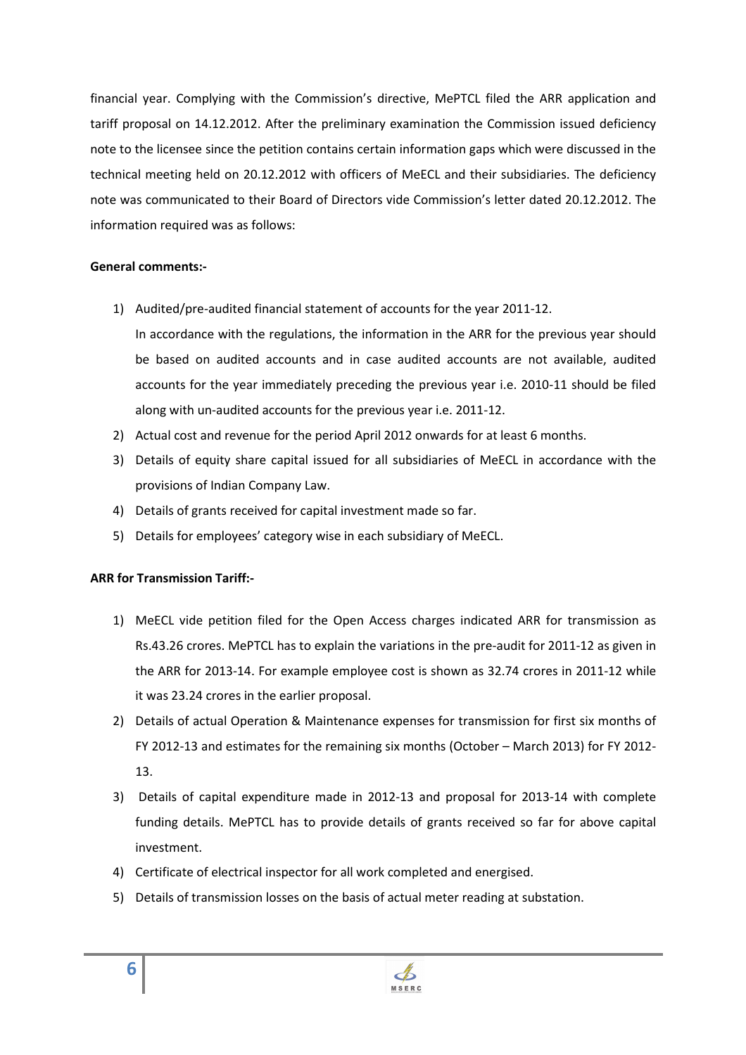financial year. Complying with the Commission's directive, MePTCL filed the ARR application and tariff proposal on 14.12.2012. After the preliminary examination the Commission issued deficiency note to the licensee since the petition contains certain information gaps which were discussed in the technical meeting held on 20.12.2012 with officers of MeECL and their subsidiaries. The deficiency note was communicated to their Board of Directors vide Commission's letter dated 20.12.2012. The information required was as follows:

**General comments:-**

1) Audited/pre-audited financial statement of accounts for the year 2011-12.
   In accordance with the regulations, the information in the ARR for the previous year should be based on audited accounts and in case audited accounts are not available, audited accounts for the year immediately preceding the previous year i.e. 2010-11 should be filed along with un-audited accounts for the previous year i.e. 2011-12.
2) Actual cost and revenue for the period April 2012 onwards for at least 6 months.
3) Details of equity share capital issued for all subsidiaries of MeECL in accordance with the provisions of Indian Company Law.
4) Details of grants received for capital investment made so far.
5) Details for employees' category wise in each subsidiary of MeECL.

**ARR for Transmission Tariff:-**

1) MeECL vide petition filed for the Open Access charges indicated ARR for transmission as Rs.43.26 crores. MePTCL has to explain the variations in the pre-audit for 2011-12 as given in the ARR for 2013-14. For example employee cost is shown as 32.74 crores in 2011-12 while it was 23.24 crores in the earlier proposal.
2) Details of actual Operation & Maintenance expenses for transmission for first six months of FY 2012-13 and estimates for the remaining six months (October – March 2013) for FY 2012-13.
3) Details of capital expenditure made in 2012-13 and proposal for 2013-14 with complete funding details. MePTCL has to provide details of grants received so far for above capital investment.
4) Certificate of electrical inspector for all work completed and energised.
5) Details of transmission losses on the basis of actual meter reading at substation.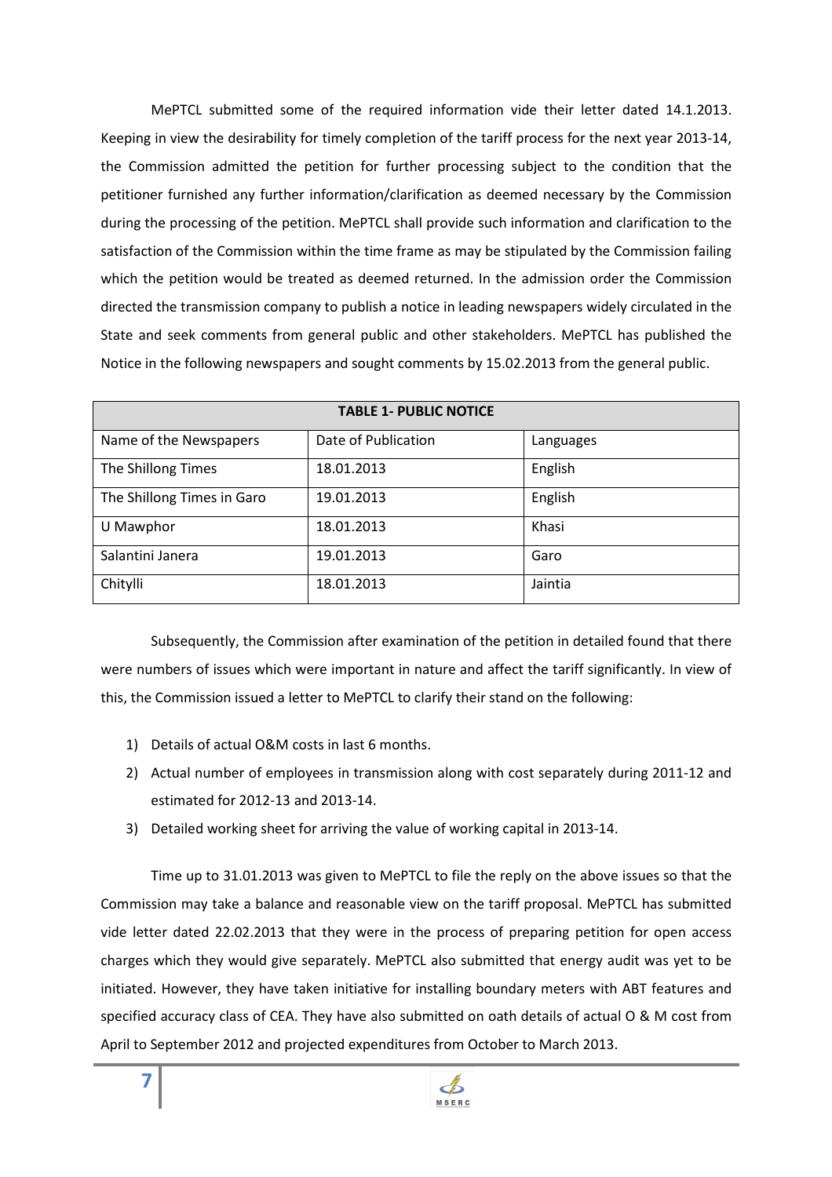MePTCL submitted some of the required information vide their letter dated 14.1.2013. Keeping in view the desirability for timely completion of the tariff process for the next year 2013-14, the Commission admitted the petition for further processing subject to the condition that the petitioner furnished any further information/clarification as deemed necessary by the Commission during the processing of the petition. MePTCL shall provide such information and clarification to the satisfaction of the Commission within the time frame as may be stipulated by the Commission failing which the petition would be treated as deemed returned. In the admission order the Commission directed the transmission company to publish a notice in leading newspapers widely circulated in the State and seek comments from general public and other stakeholders. MePTCL has published the Notice in the following newspapers and sought comments by 15.02.2013 from the general public.

| TABLE 1- PUBLIC NOTICE | | |
|---|---|---|
| Name of the Newspapers | Date of Publication | Languages |
| The Shillong Times | 18.01.2013 | English |
| The Shillong Times in Garo | 19.01.2013 | English |
| U Mawphor | 18.01.2013 | Khasi |
| Salantini Janera | 19.01.2013 | Garo |
| Chitylli | 18.01.2013 | Jaintia |

Subsequently, the Commission after examination of the petition in detailed found that there were numbers of issues which were important in nature and affect the tariff significantly. In view of this, the Commission issued a letter to MePTCL to clarify their stand on the following:

1) Details of actual O&M costs in last 6 months.
2) Actual number of employees in transmission along with cost separately during 2011-12 and estimated for 2012-13 and 2013-14.
3) Detailed working sheet for arriving the value of working capital in 2013-14.

Time up to 31.01.2013 was given to MePTCL to file the reply on the above issues so that the Commission may take a balance and reasonable view on the tariff proposal. MePTCL has submitted vide letter dated 22.02.2013 that they were in the process of preparing petition for open access charges which they would give separately. MePTCL also submitted that energy audit was yet to be initiated. However, they have taken initiative for installing boundary meters with ABT features and specified accuracy class of CEA. They have also submitted on oath details of actual O & M cost from April to September 2012 and projected expenditures from October to March 2013.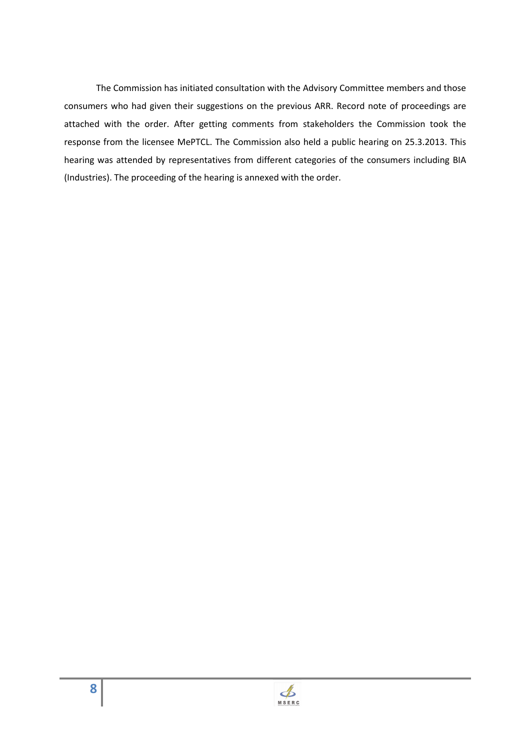The Commission has initiated consultation with the Advisory Committee members and those consumers who had given their suggestions on the previous ARR. Record note of proceedings are attached with the order. After getting comments from stakeholders the Commission took the response from the licensee MePTCL. The Commission also held a public hearing on 25.3.2013. This hearing was attended by representatives from different categories of the consumers including BIA (Industries). The proceeding of the hearing is annexed with the order.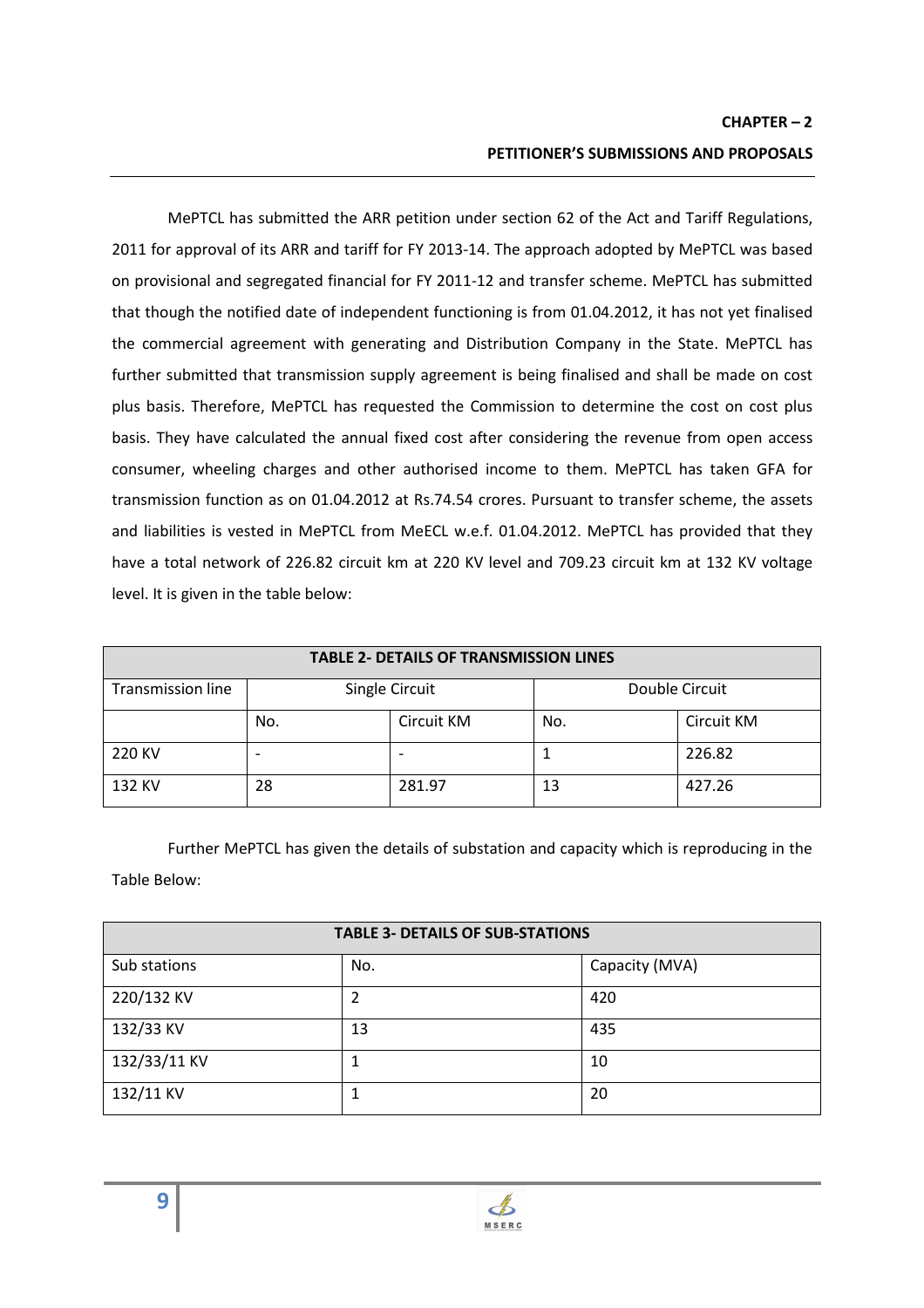**CHAPTER – 2**

**PETITIONER'S SUBMISSIONS AND PROPOSALS**

MePTCL has submitted the ARR petition under section 62 of the Act and Tariff Regulations, 2011 for approval of its ARR and tariff for FY 2013-14. The approach adopted by MePTCL was based on provisional and segregated financial for FY 2011-12 and transfer scheme. MePTCL has submitted that though the notified date of independent functioning is from 01.04.2012, it has not yet finalised the commercial agreement with generating and Distribution Company in the State. MePTCL has further submitted that transmission supply agreement is being finalised and shall be made on cost plus basis. Therefore, MePTCL has requested the Commission to determine the cost on cost plus basis. They have calculated the annual fixed cost after considering the revenue from open access consumer, wheeling charges and other authorised income to them. MePTCL has taken GFA for transmission function as on 01.04.2012 at Rs.74.54 crores. Pursuant to transfer scheme, the assets and liabilities is vested in MePTCL from MeECL w.e.f. 01.04.2012. MePTCL has provided that they have a total network of 226.82 circuit km at 220 KV level and 709.23 circuit km at 132 KV voltage level. It is given in the table below:

**TABLE 2- DETAILS OF TRANSMISSION LINES**

| Transmission line | Single Circuit | | Double Circuit | |
|---|---|---|---|---|
| | No. | Circuit KM | No. | Circuit KM |
| 220 KV | - | - | 1 | 226.82 |
| 132 KV | 28 | 281.97 | 13 | 427.26 |

Further MePTCL has given the details of substation and capacity which is reproducing in the Table Below:

**TABLE 3- DETAILS OF SUB-STATIONS**

| Sub stations | No. | Capacity (MVA) |
|---|---|---|
| 220/132 KV | 2 | 420 |
| 132/33 KV | 13 | 435 |
| 132/33/11 KV | 1 | 10 |
| 132/11 KV | 1 | 20 |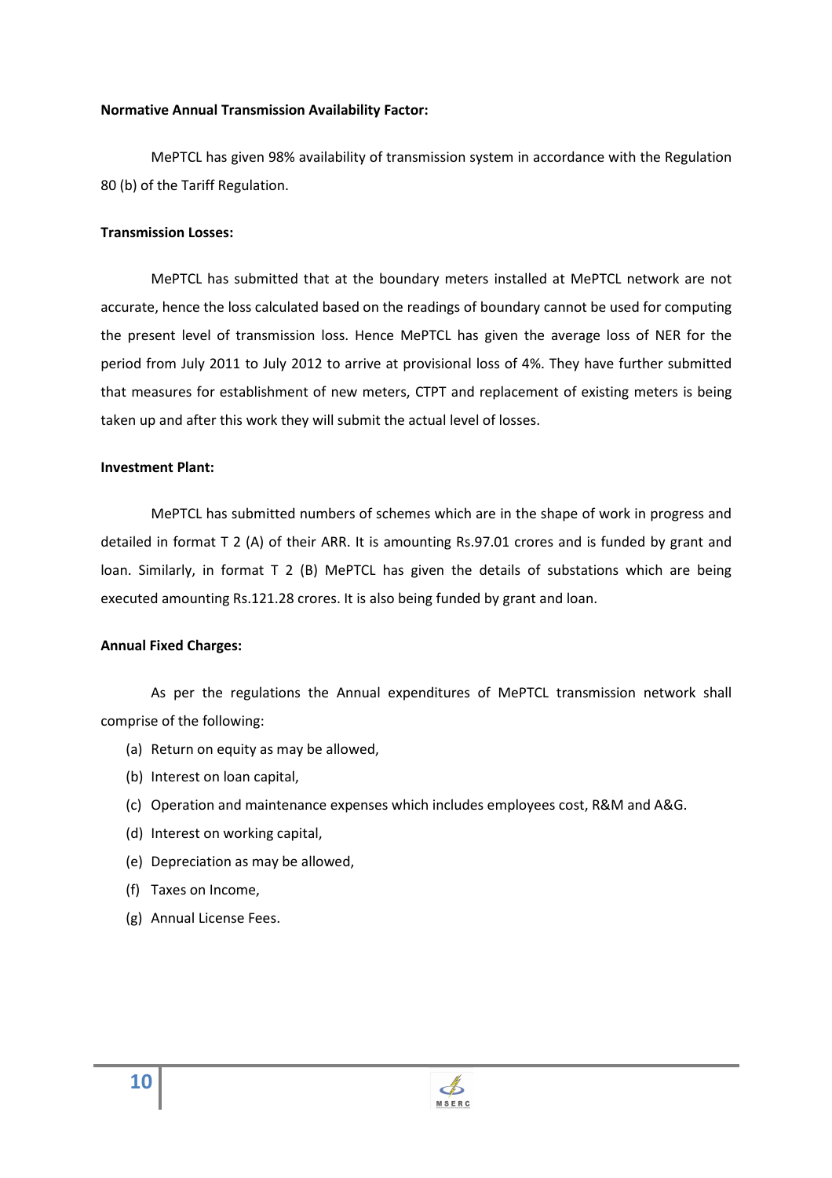**Normative Annual Transmission Availability Factor:**

MePTCL has given 98% availability of transmission system in accordance with the Regulation 80 (b) of the Tariff Regulation.

**Transmission Losses:**

MePTCL has submitted that at the boundary meters installed at MePTCL network are not accurate, hence the loss calculated based on the readings of boundary cannot be used for computing the present level of transmission loss. Hence MePTCL has given the average loss of NER for the period from July 2011 to July 2012 to arrive at provisional loss of 4%. They have further submitted that measures for establishment of new meters, CTPT and replacement of existing meters is being taken up and after this work they will submit the actual level of losses.

**Investment Plant:**

MePTCL has submitted numbers of schemes which are in the shape of work in progress and detailed in format T 2 (A) of their ARR. It is amounting Rs.97.01 crores and is funded by grant and loan. Similarly, in format T 2 (B) MePTCL has given the details of substations which are being executed amounting Rs.121.28 crores. It is also being funded by grant and loan.

**Annual Fixed Charges:**

As per the regulations the Annual expenditures of MePTCL transmission network shall comprise of the following:

(a) Return on equity as may be allowed,

(b) Interest on loan capital,

(c) Operation and maintenance expenses which includes employees cost, R&M and A&G.

(d) Interest on working capital,

(e) Depreciation as may be allowed,

(f) Taxes on Income,

(g) Annual License Fees.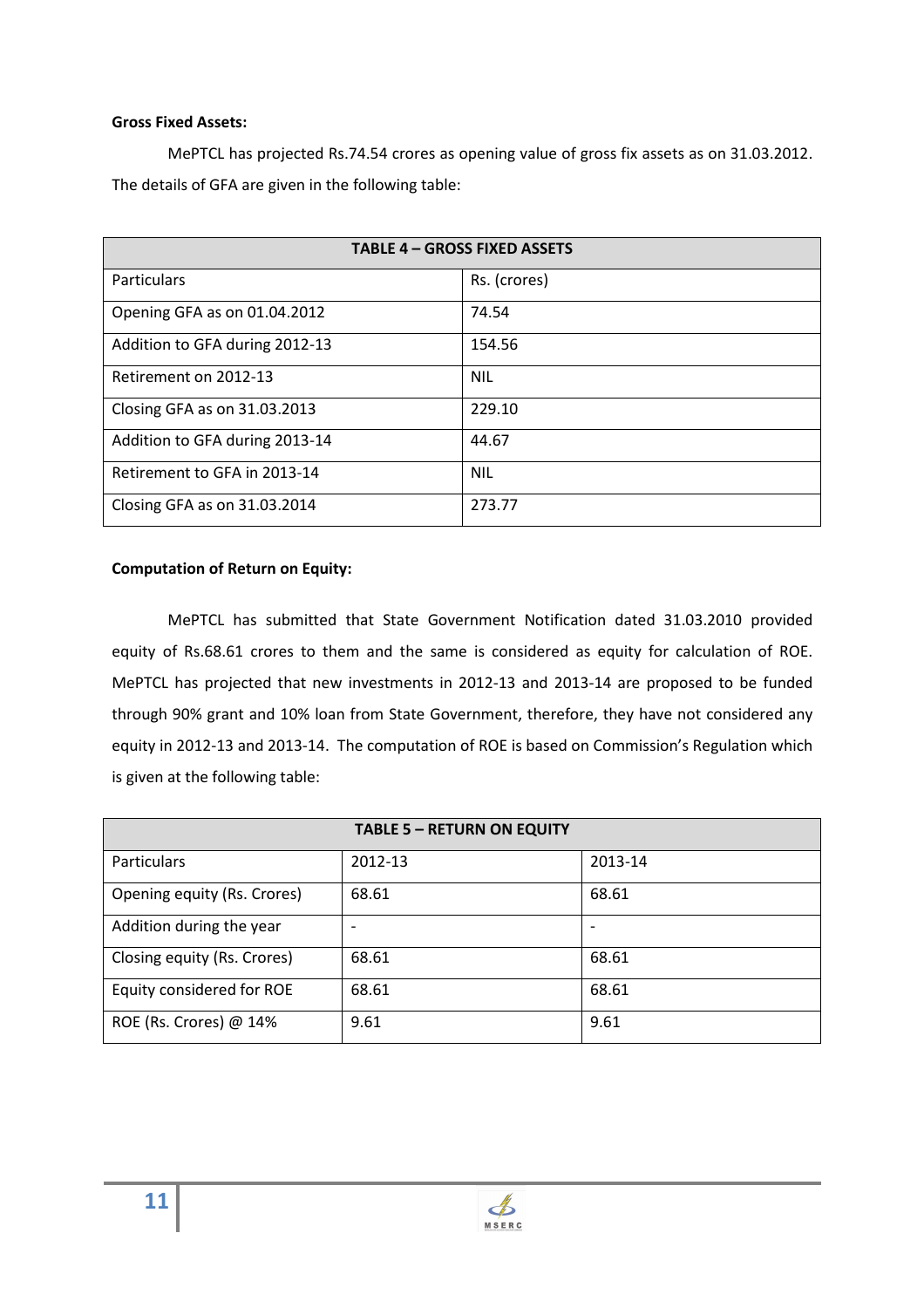**Gross Fixed Assets:**

MePTCL has projected Rs.74.54 crores as opening value of gross fix assets as on 31.03.2012. The details of GFA are given in the following table:

| TABLE 4 – GROSS FIXED ASSETS | |
|---|---|
| Particulars | Rs. (crores) |
| Opening GFA as on 01.04.2012 | 74.54 |
| Addition to GFA during 2012-13 | 154.56 |
| Retirement on 2012-13 | NIL |
| Closing GFA as on 31.03.2013 | 229.10 |
| Addition to GFA during 2013-14 | 44.67 |
| Retirement to GFA in 2013-14 | NIL |
| Closing GFA as on 31.03.2014 | 273.77 |

**Computation of Return on Equity:**

MePTCL has submitted that State Government Notification dated 31.03.2010 provided equity of Rs.68.61 crores to them and the same is considered as equity for calculation of ROE. MePTCL has projected that new investments in 2012-13 and 2013-14 are proposed to be funded through 90% grant and 10% loan from State Government, therefore, they have not considered any equity in 2012-13 and 2013-14. The computation of ROE is based on Commission's Regulation which is given at the following table:

| TABLE 5 – RETURN ON EQUITY | | |
|---|---|---|
| Particulars | 2012-13 | 2013-14 |
| Opening equity (Rs. Crores) | 68.61 | 68.61 |
| Addition during the year | - | - |
| Closing equity (Rs. Crores) | 68.61 | 68.61 |
| Equity considered for ROE | 68.61 | 68.61 |
| ROE (Rs. Crores) @ 14% | 9.61 | 9.61 |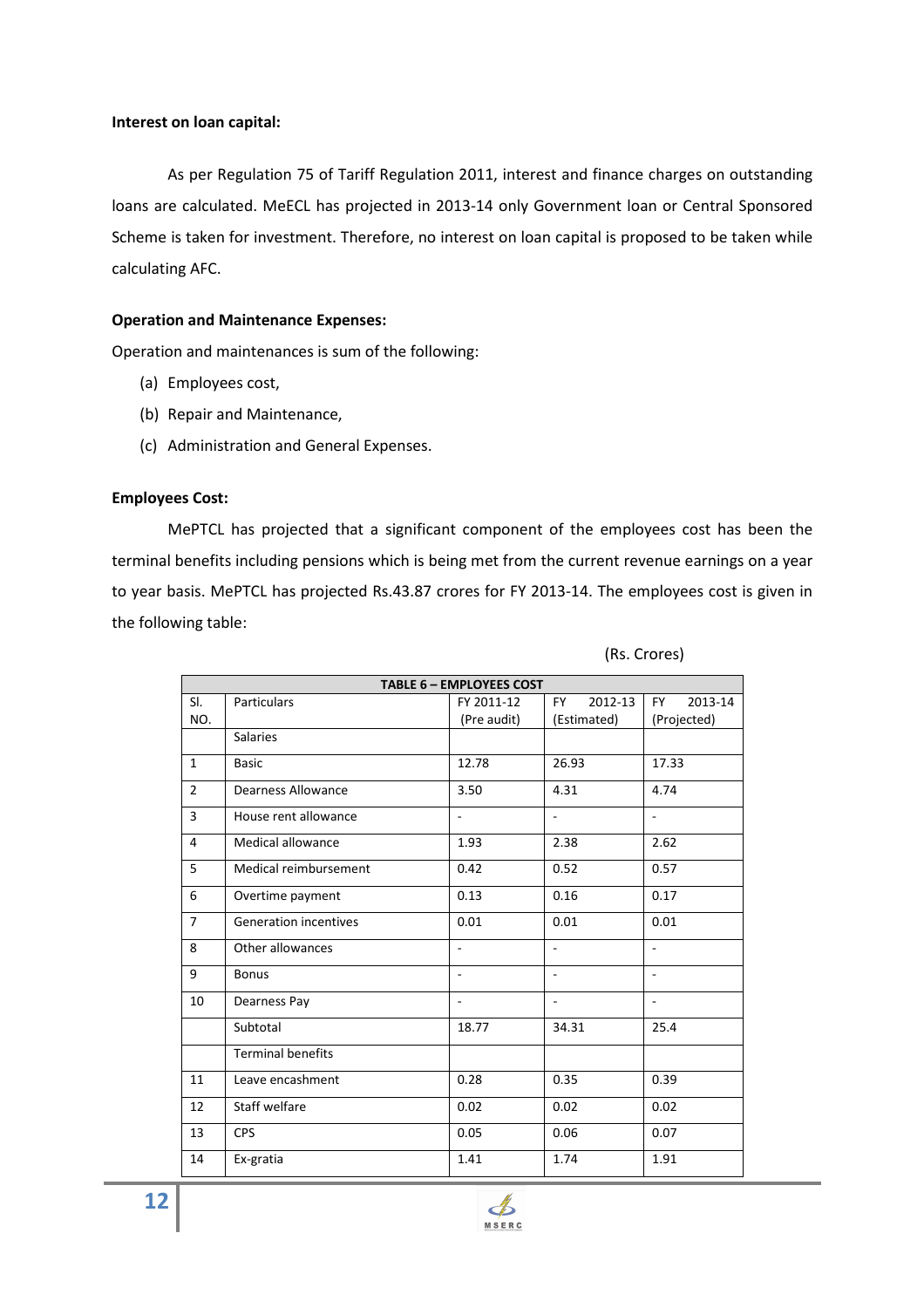**Interest on loan capital:**

As per Regulation 75 of Tariff Regulation 2011, interest and finance charges on outstanding loans are calculated. MeECL has projected in 2013-14 only Government loan or Central Sponsored Scheme is taken for investment. Therefore, no interest on loan capital is proposed to be taken while calculating AFC.

**Operation and Maintenance Expenses:**

Operation and maintenances is sum of the following:

(a) Employees cost,

(b) Repair and Maintenance,

(c) Administration and General Expenses.

**Employees Cost:**

MePTCL has projected that a significant component of the employees cost has been the terminal benefits including pensions which is being met from the current revenue earnings on a year to year basis. MePTCL has projected Rs.43.87 crores for FY 2013-14. The employees cost is given in the following table:

(Rs. Crores)

**TABLE 6 – EMPLOYEES COST**

| Sl. NO. | Particulars | FY 2011-12 (Pre audit) | FY 2012-13 (Estimated) | FY 2013-14 (Projected) |
|---|---|---|---|---|
| | Salaries | | | |
| 1 | Basic | 12.78 | 26.93 | 17.33 |
| 2 | Dearness Allowance | 3.50 | 4.31 | 4.74 |
| 3 | House rent allowance | - | - | - |
| 4 | Medical allowance | 1.93 | 2.38 | 2.62 |
| 5 | Medical reimbursement | 0.42 | 0.52 | 0.57 |
| 6 | Overtime payment | 0.13 | 0.16 | 0.17 |
| 7 | Generation incentives | 0.01 | 0.01 | 0.01 |
| 8 | Other allowances | - | - | - |
| 9 | Bonus | - | - | - |
| 10 | Dearness Pay | - | - | - |
| | Subtotal | 18.77 | 34.31 | 25.4 |
| | Terminal benefits | | | |
| 11 | Leave encashment | 0.28 | 0.35 | 0.39 |
| 12 | Staff welfare | 0.02 | 0.02 | 0.02 |
| 13 | CPS | 0.05 | 0.06 | 0.07 |
| 14 | Ex-gratia | 1.41 | 1.74 | 1.91 |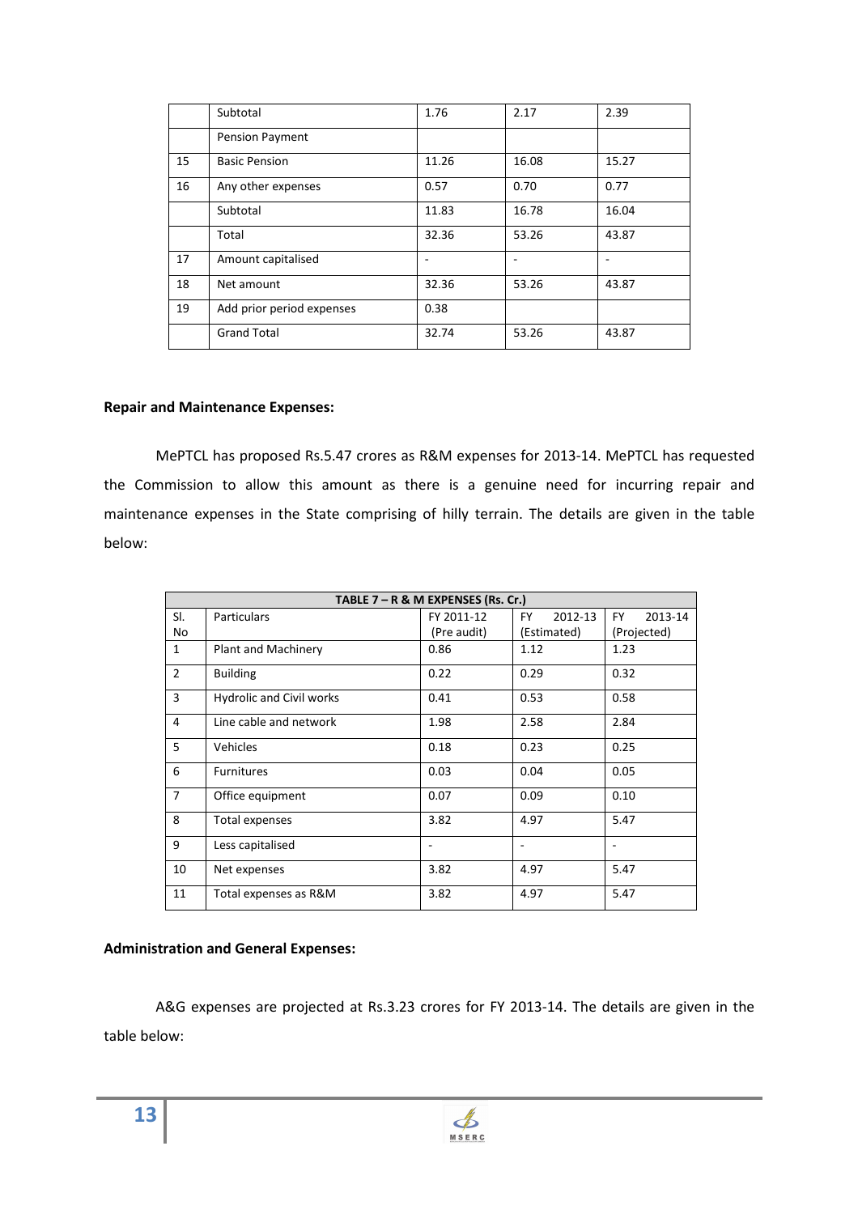| | | | | |
|---|---|---|---|---|
| | Subtotal | 1.76 | 2.17 | 2.39 |
| | Pension Payment | | | |
| 15 | Basic Pension | 11.26 | 16.08 | 15.27 |
| 16 | Any other expenses | 0.57 | 0.70 | 0.77 |
| | Subtotal | 11.83 | 16.78 | 16.04 |
| | Total | 32.36 | 53.26 | 43.87 |
| 17 | Amount capitalised | - | - | - |
| 18 | Net amount | 32.36 | 53.26 | 43.87 |
| 19 | Add prior period expenses | 0.38 | | |
| | Grand Total | 32.74 | 53.26 | 43.87 |

**Repair and Maintenance Expenses:**

MePTCL has proposed Rs.5.47 crores as R&M expenses for 2013-14. MePTCL has requested the Commission to allow this amount as there is a genuine need for incurring repair and maintenance expenses in the State comprising of hilly terrain. The details are given in the table below:

**TABLE 7 – R & M EXPENSES (Rs. Cr.)**

| Sl. No | Particulars | FY 2011-12 (Pre audit) | FY 2012-13 (Estimated) | FY 2013-14 (Projected) |
|---|---|---|---|---|
| 1 | Plant and Machinery | 0.86 | 1.12 | 1.23 |
| 2 | Building | 0.22 | 0.29 | 0.32 |
| 3 | Hydrolic and Civil works | 0.41 | 0.53 | 0.58 |
| 4 | Line cable and network | 1.98 | 2.58 | 2.84 |
| 5 | Vehicles | 0.18 | 0.23 | 0.25 |
| 6 | Furnitures | 0.03 | 0.04 | 0.05 |
| 7 | Office equipment | 0.07 | 0.09 | 0.10 |
| 8 | Total expenses | 3.82 | 4.97 | 5.47 |
| 9 | Less capitalised | - | - | - |
| 10 | Net expenses | 3.82 | 4.97 | 5.47 |
| 11 | Total expenses as R&M | 3.82 | 4.97 | 5.47 |

**Administration and General Expenses:**

A&G expenses are projected at Rs.3.23 crores for FY 2013-14. The details are given in the table below: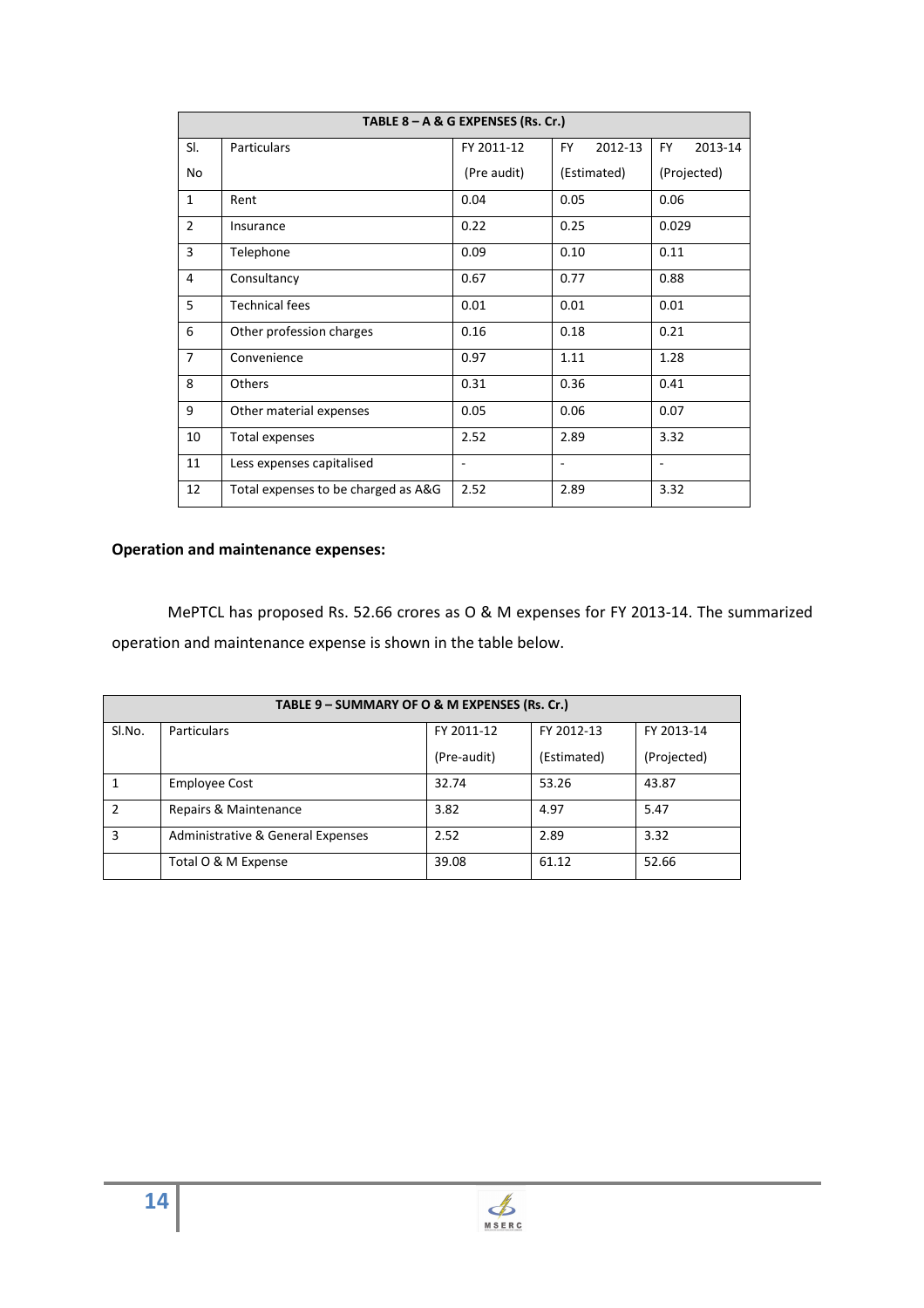| TABLE 8 – A & G EXPENSES (Rs. Cr.) | | | | |
|---|---|---|---|---|
| Sl. No | Particulars | FY 2011-12 (Pre audit) | FY 2012-13 (Estimated) | FY 2013-14 (Projected) |
| 1 | Rent | 0.04 | 0.05 | 0.06 |
| 2 | Insurance | 0.22 | 0.25 | 0.029 |
| 3 | Telephone | 0.09 | 0.10 | 0.11 |
| 4 | Consultancy | 0.67 | 0.77 | 0.88 |
| 5 | Technical fees | 0.01 | 0.01 | 0.01 |
| 6 | Other profession charges | 0.16 | 0.18 | 0.21 |
| 7 | Convenience | 0.97 | 1.11 | 1.28 |
| 8 | Others | 0.31 | 0.36 | 0.41 |
| 9 | Other material expenses | 0.05 | 0.06 | 0.07 |
| 10 | Total expenses | 2.52 | 2.89 | 3.32 |
| 11 | Less expenses capitalised | - | - | - |
| 12 | Total expenses to be charged as A&G | 2.52 | 2.89 | 3.32 |

**Operation and maintenance expenses:**

MePTCL has proposed Rs. 52.66 crores as O & M expenses for FY 2013-14. The summarized operation and maintenance expense is shown in the table below.

| TABLE 9 – SUMMARY OF O & M EXPENSES (Rs. Cr.) | | | | |
|---|---|---|---|---|
| Sl.No. | Particulars | FY 2011-12 (Pre-audit) | FY 2012-13 (Estimated) | FY 2013-14 (Projected) |
| 1 | Employee Cost | 32.74 | 53.26 | 43.87 |
| 2 | Repairs & Maintenance | 3.82 | 4.97 | 5.47 |
| 3 | Administrative & General Expenses | 2.52 | 2.89 | 3.32 |
| | Total O & M Expense | 39.08 | 61.12 | 52.66 |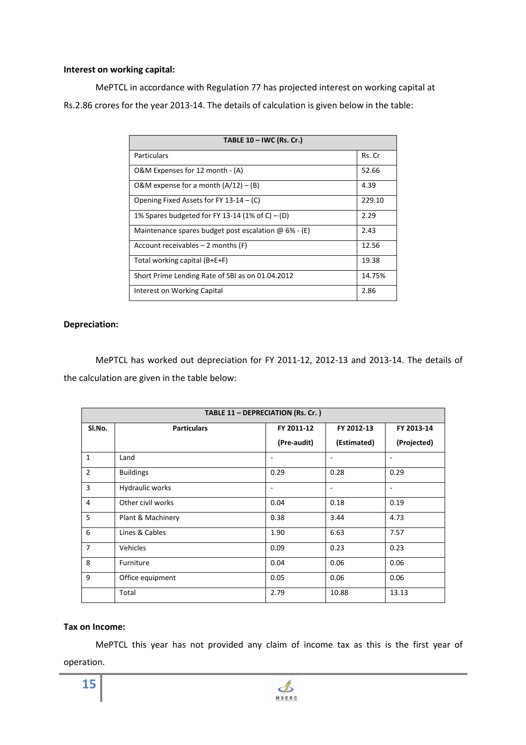**Interest on working capital:**

MePTCL in accordance with Regulation 77 has projected interest on working capital at Rs.2.86 crores for the year 2013-14. The details of calculation is given below in the table:

| TABLE 10 – IWC (Rs. Cr.) | |
|---|---|
| Particulars | Rs. Cr |
| O&M Expenses for 12 month - (A) | 52.66 |
| O&M expense for a month (A/12) – (B) | 4.39 |
| Opening Fixed Assets for FY 13-14 – (C) | 229.10 |
| 1% Spares budgeted for FY 13-14 (1% of C) – (D) | 2.29 |
| Maintenance spares budget post escalation @ 6% - (E) | 2.43 |
| Account receivables – 2 months (F) | 12.56 |
| Total working capital (B+E+F) | 19.38 |
| Short Prime Lending Rate of SBI as on 01.04.2012 | 14.75% |
| Interest on Working Capital | 2.86 |

**Depreciation:**

MePTCL has worked out depreciation for FY 2011-12, 2012-13 and 2013-14. The details of the calculation are given in the table below:

TABLE 11 – DEPRECIATION (Rs. Cr. )

| Sl.No. | Particulars | FY 2011-12 (Pre-audit) | FY 2012-13 (Estimated) | FY 2013-14 (Projected) |
|---|---|---|---|---|
| 1 | Land | - | - | - |
| 2 | Buildings | 0.29 | 0.28 | 0.29 |
| 3 | Hydraulic works | - | - | - |
| 4 | Other civil works | 0.04 | 0.18 | 0.19 |
| 5 | Plant & Machinery | 0.38 | 3.44 | 4.73 |
| 6 | Lines & Cables | 1.90 | 6.63 | 7.57 |
| 7 | Vehicles | 0.09 | 0.23 | 0.23 |
| 8 | Furniture | 0.04 | 0.06 | 0.06 |
| 9 | Office equipment | 0.05 | 0.06 | 0.06 |
| | Total | 2.79 | 10.88 | 13.13 |

**Tax on Income:**

MePTCL this year has not provided any claim of income tax as this is the first year of operation.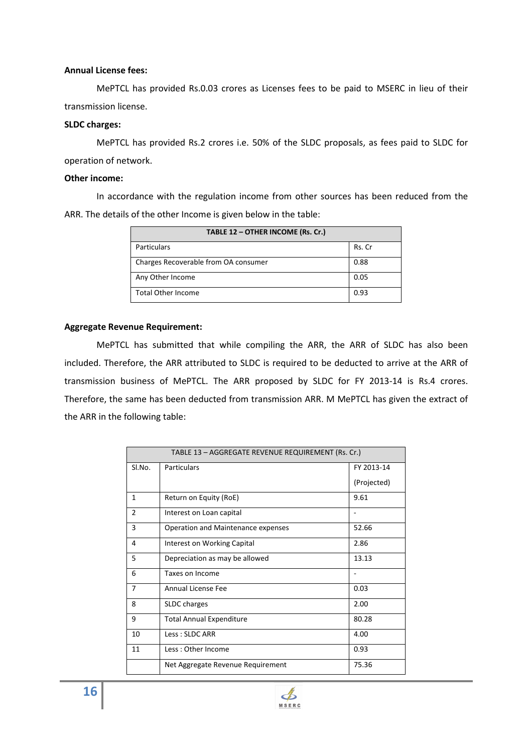**Annual License fees:**

MePTCL has provided Rs.0.03 crores as Licenses fees to be paid to MSERC in lieu of their transmission license.

**SLDC charges:**

MePTCL has provided Rs.2 crores i.e. 50% of the SLDC proposals, as fees paid to SLDC for operation of network.

**Other income:**

In accordance with the regulation income from other sources has been reduced from the ARR. The details of the other Income is given below in the table:

**TABLE 12 – OTHER INCOME (Rs. Cr.)**

| Particulars | Rs. Cr |
|---|---|
| Charges Recoverable from OA consumer | 0.88 |
| Any Other Income | 0.05 |
| Total Other Income | 0.93 |

**Aggregate Revenue Requirement:**

MePTCL has submitted that while compiling the ARR, the ARR of SLDC has also been included. Therefore, the ARR attributed to SLDC is required to be deducted to arrive at the ARR of transmission business of MePTCL. The ARR proposed by SLDC for FY 2013-14 is Rs.4 crores. Therefore, the same has been deducted from transmission ARR. M MePTCL has given the extract of the ARR in the following table:

TABLE 13 – AGGREGATE REVENUE REQUIREMENT (Rs. Cr.)

| Sl.No. | Particulars | FY 2013-14 (Projected) |
|---|---|---|
| 1 | Return on Equity (RoE) | 9.61 |
| 2 | Interest on Loan capital | - |
| 3 | Operation and Maintenance expenses | 52.66 |
| 4 | Interest on Working Capital | 2.86 |
| 5 | Depreciation as may be allowed | 13.13 |
| 6 | Taxes on Income | - |
| 7 | Annual License Fee | 0.03 |
| 8 | SLDC charges | 2.00 |
| 9 | Total Annual Expenditure | 80.28 |
| 10 | Less : SLDC ARR | 4.00 |
| 11 | Less : Other Income | 0.93 |
| | Net Aggregate Revenue Requirement | 75.36 |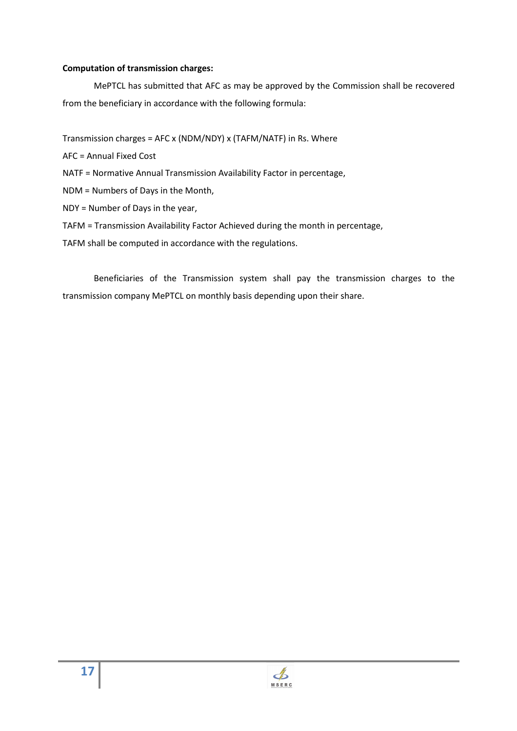**Computation of transmission charges:**

MePTCL has submitted that AFC as may be approved by the Commission shall be recovered from the beneficiary in accordance with the following formula:

Transmission charges = AFC x (NDM/NDY) x (TAFM/NATF) in Rs. Where

AFC = Annual Fixed Cost

NATF = Normative Annual Transmission Availability Factor in percentage,

NDM = Numbers of Days in the Month,

NDY = Number of Days in the year,

TAFM = Transmission Availability Factor Achieved during the month in percentage,

TAFM shall be computed in accordance with the regulations.

Beneficiaries of the Transmission system shall pay the transmission charges to the transmission company MePTCL on monthly basis depending upon their share.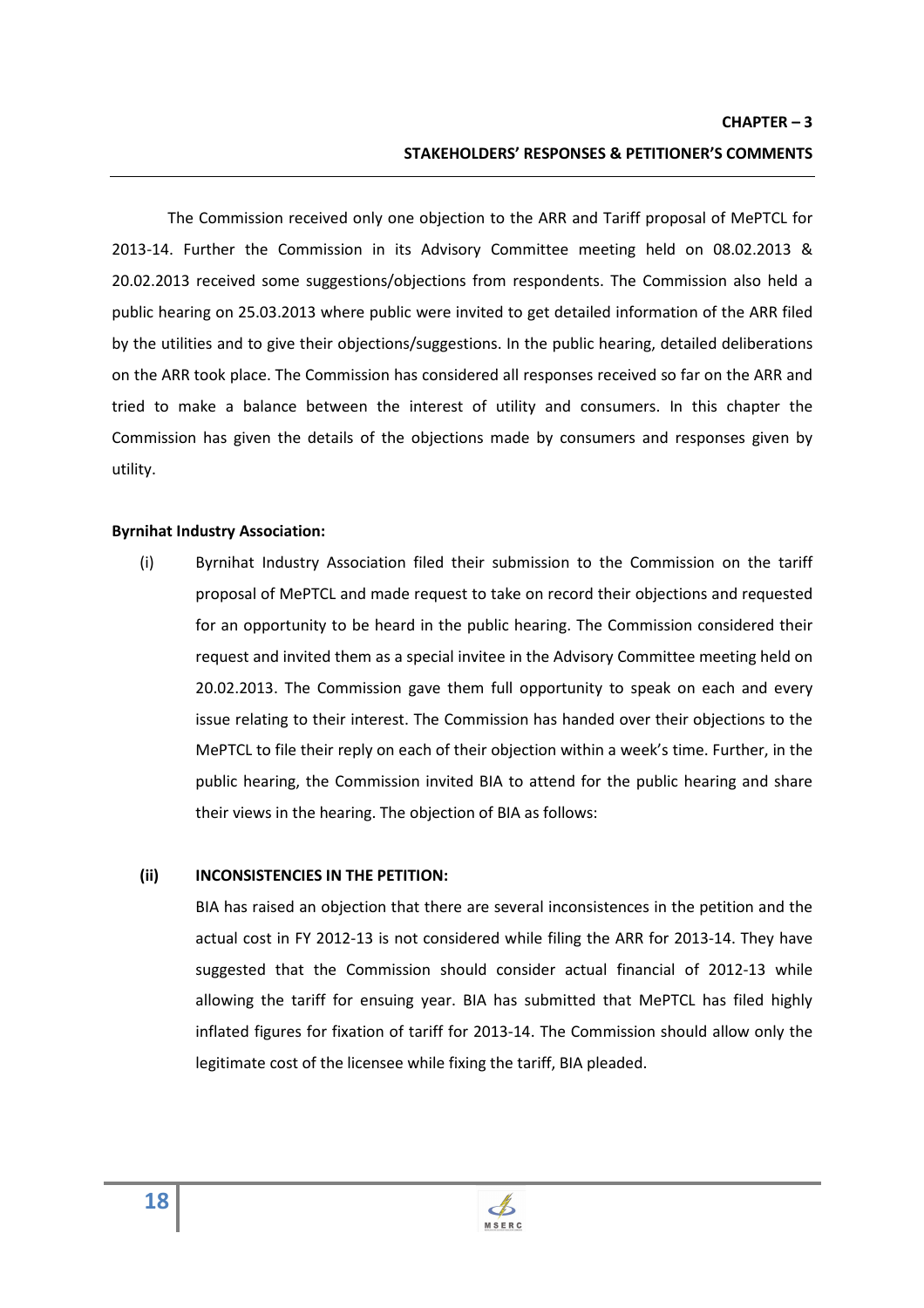# CHAPTER – 3

## STAKEHOLDERS' RESPONSES & PETITIONER'S COMMENTS

The Commission received only one objection to the ARR and Tariff proposal of MePTCL for 2013-14. Further the Commission in its Advisory Committee meeting held on 08.02.2013 & 20.02.2013 received some suggestions/objections from respondents. The Commission also held a public hearing on 25.03.2013 where public were invited to get detailed information of the ARR filed by the utilities and to give their objections/suggestions. In the public hearing, detailed deliberations on the ARR took place. The Commission has considered all responses received so far on the ARR and tried to make a balance between the interest of utility and consumers. In this chapter the Commission has given the details of the objections made by consumers and responses given by utility.

**Byrnihat Industry Association:**

(i) Byrnihat Industry Association filed their submission to the Commission on the tariff proposal of MePTCL and made request to take on record their objections and requested for an opportunity to be heard in the public hearing. The Commission considered their request and invited them as a special invitee in the Advisory Committee meeting held on 20.02.2013. The Commission gave them full opportunity to speak on each and every issue relating to their interest. The Commission has handed over their objections to the MePTCL to file their reply on each of their objection within a week's time. Further, in the public hearing, the Commission invited BIA to attend for the public hearing and share their views in the hearing. The objection of BIA as follows:

**(ii) INCONSISTENCIES IN THE PETITION:**

BIA has raised an objection that there are several inconsistences in the petition and the actual cost in FY 2012-13 is not considered while filing the ARR for 2013-14. They have suggested that the Commission should consider actual financial of 2012-13 while allowing the tariff for ensuing year. BIA has submitted that MePTCL has filed highly inflated figures for fixation of tariff for 2013-14. The Commission should allow only the legitimate cost of the licensee while fixing the tariff, BIA pleaded.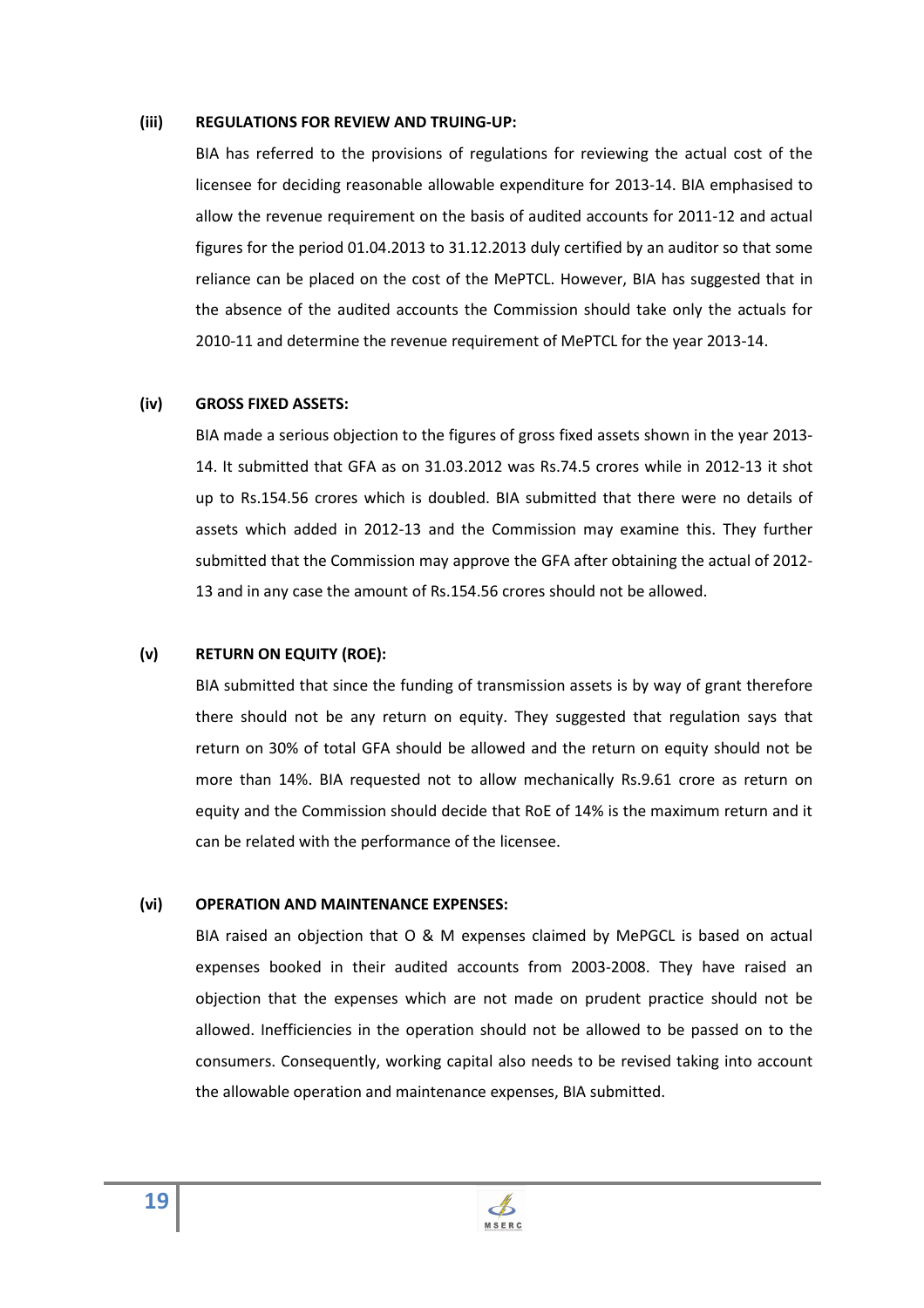**(iii) REGULATIONS FOR REVIEW AND TRUING-UP:**

BIA has referred to the provisions of regulations for reviewing the actual cost of the licensee for deciding reasonable allowable expenditure for 2013-14. BIA emphasised to allow the revenue requirement on the basis of audited accounts for 2011-12 and actual figures for the period 01.04.2013 to 31.12.2013 duly certified by an auditor so that some reliance can be placed on the cost of the MePTCL. However, BIA has suggested that in the absence of the audited accounts the Commission should take only the actuals for 2010-11 and determine the revenue requirement of MePTCL for the year 2013-14.

**(iv) GROSS FIXED ASSETS:**

BIA made a serious objection to the figures of gross fixed assets shown in the year 2013-14. It submitted that GFA as on 31.03.2012 was Rs.74.5 crores while in 2012-13 it shot up to Rs.154.56 crores which is doubled. BIA submitted that there were no details of assets which added in 2012-13 and the Commission may examine this. They further submitted that the Commission may approve the GFA after obtaining the actual of 2012-13 and in any case the amount of Rs.154.56 crores should not be allowed.

**(v) RETURN ON EQUITY (ROE):**

BIA submitted that since the funding of transmission assets is by way of grant therefore there should not be any return on equity. They suggested that regulation says that return on 30% of total GFA should be allowed and the return on equity should not be more than 14%. BIA requested not to allow mechanically Rs.9.61 crore as return on equity and the Commission should decide that RoE of 14% is the maximum return and it can be related with the performance of the licensee.

**(vi) OPERATION AND MAINTENANCE EXPENSES:**

BIA raised an objection that O & M expenses claimed by MePGCL is based on actual expenses booked in their audited accounts from 2003-2008. They have raised an objection that the expenses which are not made on prudent practice should not be allowed. Inefficiencies in the operation should not be allowed to be passed on to the consumers. Consequently, working capital also needs to be revised taking into account the allowable operation and maintenance expenses, BIA submitted.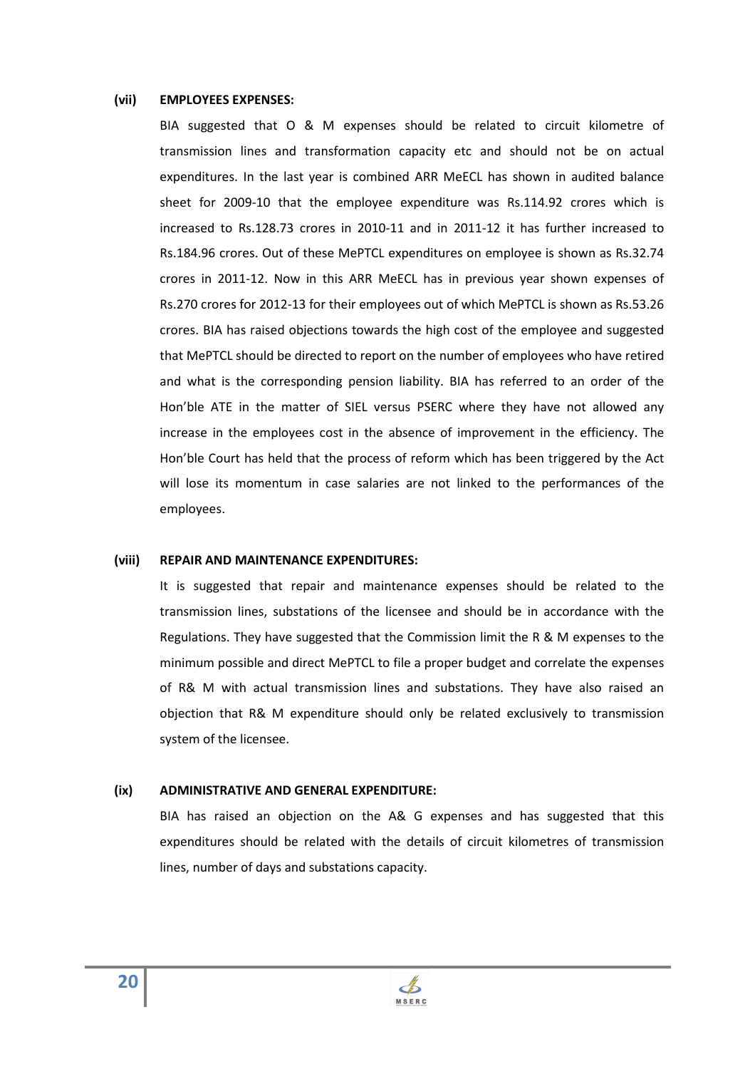**(vii) EMPLOYEES EXPENSES:**

BIA suggested that O & M expenses should be related to circuit kilometre of transmission lines and transformation capacity etc and should not be on actual expenditures. In the last year is combined ARR MeECL has shown in audited balance sheet for 2009-10 that the employee expenditure was Rs.114.92 crores which is increased to Rs.128.73 crores in 2010-11 and in 2011-12 it has further increased to Rs.184.96 crores. Out of these MePTCL expenditures on employee is shown as Rs.32.74 crores in 2011-12. Now in this ARR MeECL has in previous year shown expenses of Rs.270 crores for 2012-13 for their employees out of which MePTCL is shown as Rs.53.26 crores. BIA has raised objections towards the high cost of the employee and suggested that MePTCL should be directed to report on the number of employees who have retired and what is the corresponding pension liability. BIA has referred to an order of the Hon'ble ATE in the matter of SIEL versus PSERC where they have not allowed any increase in the employees cost in the absence of improvement in the efficiency. The Hon'ble Court has held that the process of reform which has been triggered by the Act will lose its momentum in case salaries are not linked to the performances of the employees.

**(viii) REPAIR AND MAINTENANCE EXPENDITURES:**

It is suggested that repair and maintenance expenses should be related to the transmission lines, substations of the licensee and should be in accordance with the Regulations. They have suggested that the Commission limit the R & M expenses to the minimum possible and direct MePTCL to file a proper budget and correlate the expenses of R& M with actual transmission lines and substations. They have also raised an objection that R& M expenditure should only be related exclusively to transmission system of the licensee.

**(ix) ADMINISTRATIVE AND GENERAL EXPENDITURE:**

BIA has raised an objection on the A& G expenses and has suggested that this expenditures should be related with the details of circuit kilometres of transmission lines, number of days and substations capacity.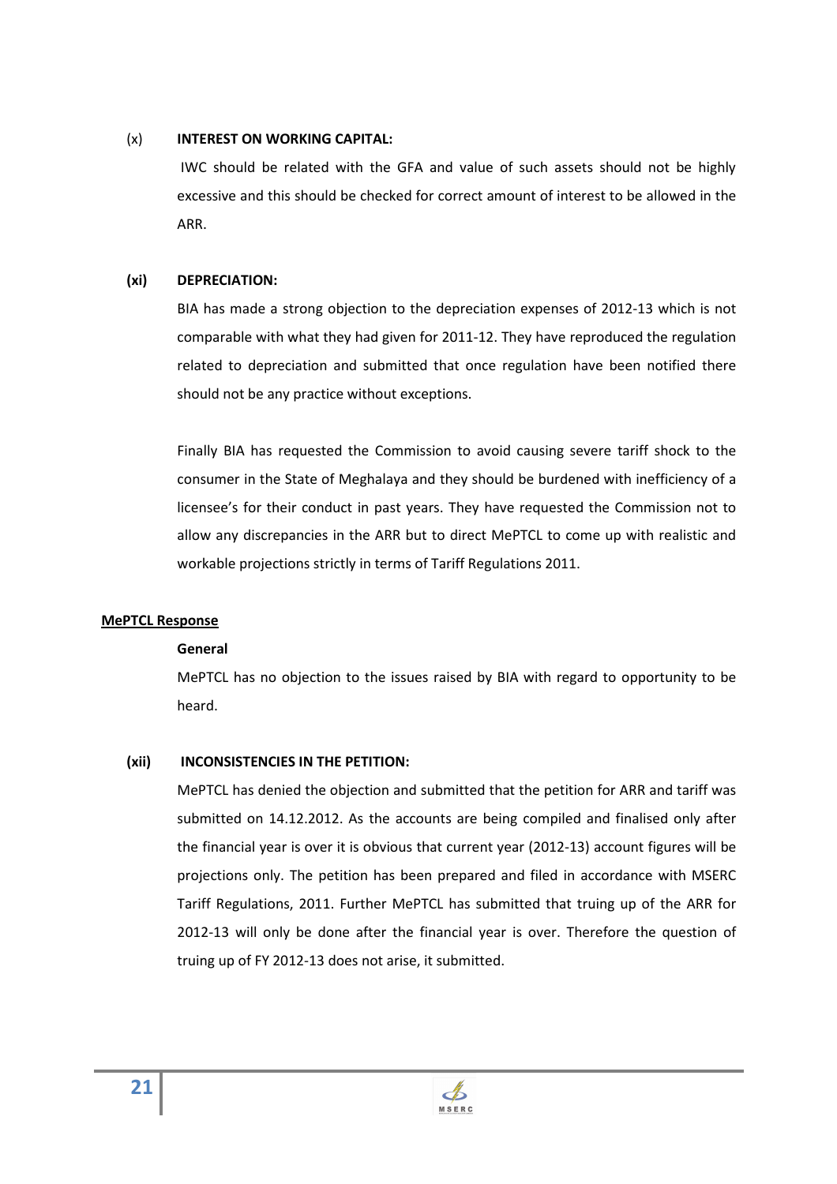(x) **INTEREST ON WORKING CAPITAL:**

IWC should be related with the GFA and value of such assets should not be highly excessive and this should be checked for correct amount of interest to be allowed in the ARR.

**(xi) DEPRECIATION:**

BIA has made a strong objection to the depreciation expenses of 2012-13 which is not comparable with what they had given for 2011-12. They have reproduced the regulation related to depreciation and submitted that once regulation have been notified there should not be any practice without exceptions.

Finally BIA has requested the Commission to avoid causing severe tariff shock to the consumer in the State of Meghalaya and they should be burdened with inefficiency of a licensee's for their conduct in past years. They have requested the Commission not to allow any discrepancies in the ARR but to direct MePTCL to come up with realistic and workable projections strictly in terms of Tariff Regulations 2011.

**MePTCL Response**

**General**

MePTCL has no objection to the issues raised by BIA with regard to opportunity to be heard.

**(xii) INCONSISTENCIES IN THE PETITION:**

MePTCL has denied the objection and submitted that the petition for ARR and tariff was submitted on 14.12.2012. As the accounts are being compiled and finalised only after the financial year is over it is obvious that current year (2012-13) account figures will be projections only. The petition has been prepared and filed in accordance with MSERC Tariff Regulations, 2011. Further MePTCL has submitted that truing up of the ARR for 2012-13 will only be done after the financial year is over. Therefore the question of truing up of FY 2012-13 does not arise, it submitted.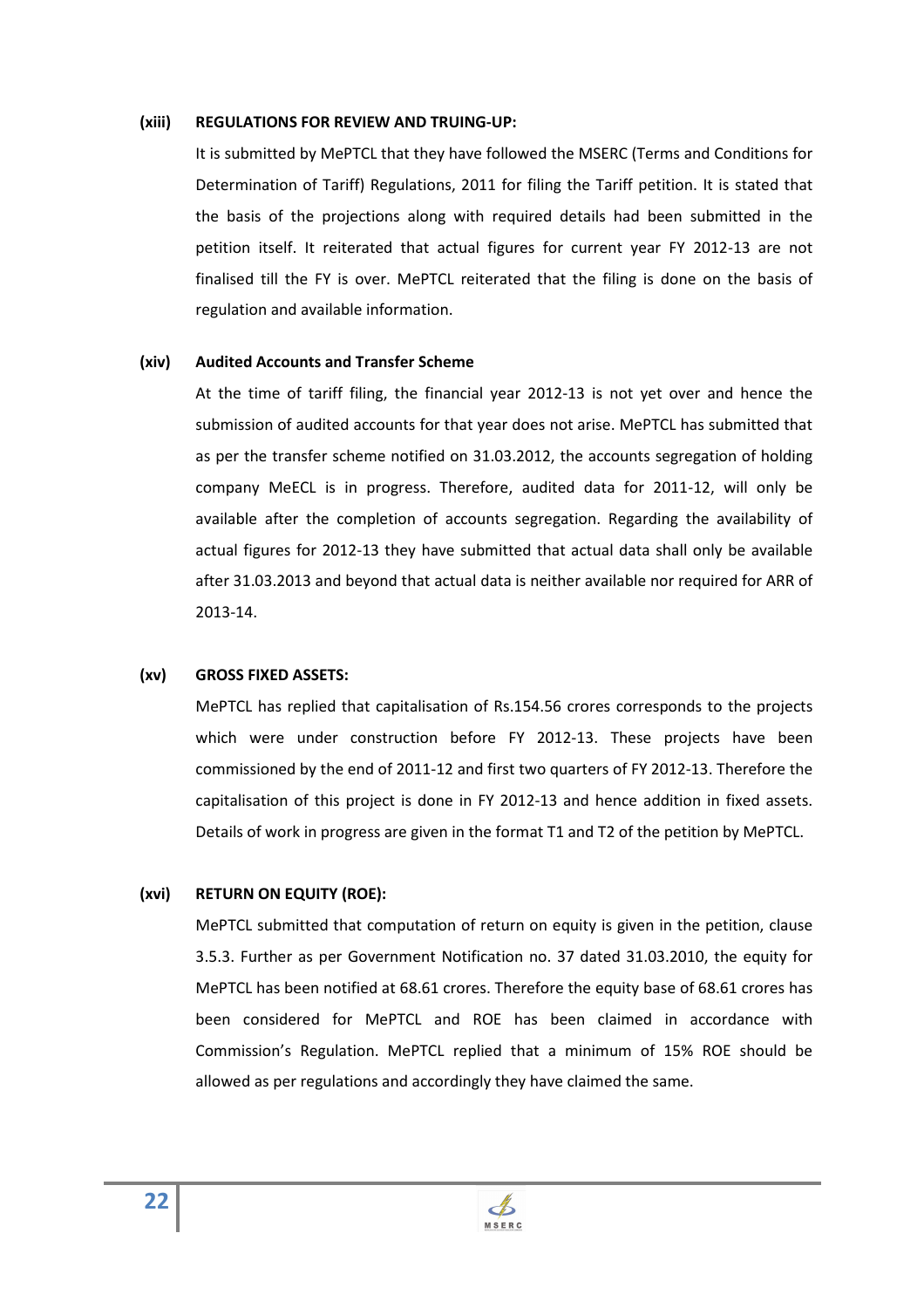**(xiii) REGULATIONS FOR REVIEW AND TRUING-UP:**

It is submitted by MePTCL that they have followed the MSERC (Terms and Conditions for Determination of Tariff) Regulations, 2011 for filing the Tariff petition. It is stated that the basis of the projections along with required details had been submitted in the petition itself. It reiterated that actual figures for current year FY 2012-13 are not finalised till the FY is over. MePTCL reiterated that the filing is done on the basis of regulation and available information.

**(xiv) Audited Accounts and Transfer Scheme**

At the time of tariff filing, the financial year 2012-13 is not yet over and hence the submission of audited accounts for that year does not arise. MePTCL has submitted that as per the transfer scheme notified on 31.03.2012, the accounts segregation of holding company MeECL is in progress. Therefore, audited data for 2011-12, will only be available after the completion of accounts segregation. Regarding the availability of actual figures for 2012-13 they have submitted that actual data shall only be available after 31.03.2013 and beyond that actual data is neither available nor required for ARR of 2013-14.

**(xv) GROSS FIXED ASSETS:**

MePTCL has replied that capitalisation of Rs.154.56 crores corresponds to the projects which were under construction before FY 2012-13. These projects have been commissioned by the end of 2011-12 and first two quarters of FY 2012-13. Therefore the capitalisation of this project is done in FY 2012-13 and hence addition in fixed assets. Details of work in progress are given in the format T1 and T2 of the petition by MePTCL.

**(xvi) RETURN ON EQUITY (ROE):**

MePTCL submitted that computation of return on equity is given in the petition, clause 3.5.3. Further as per Government Notification no. 37 dated 31.03.2010, the equity for MePTCL has been notified at 68.61 crores. Therefore the equity base of 68.61 crores has been considered for MePTCL and ROE has been claimed in accordance with Commission's Regulation. MePTCL replied that a minimum of 15% ROE should be allowed as per regulations and accordingly they have claimed the same.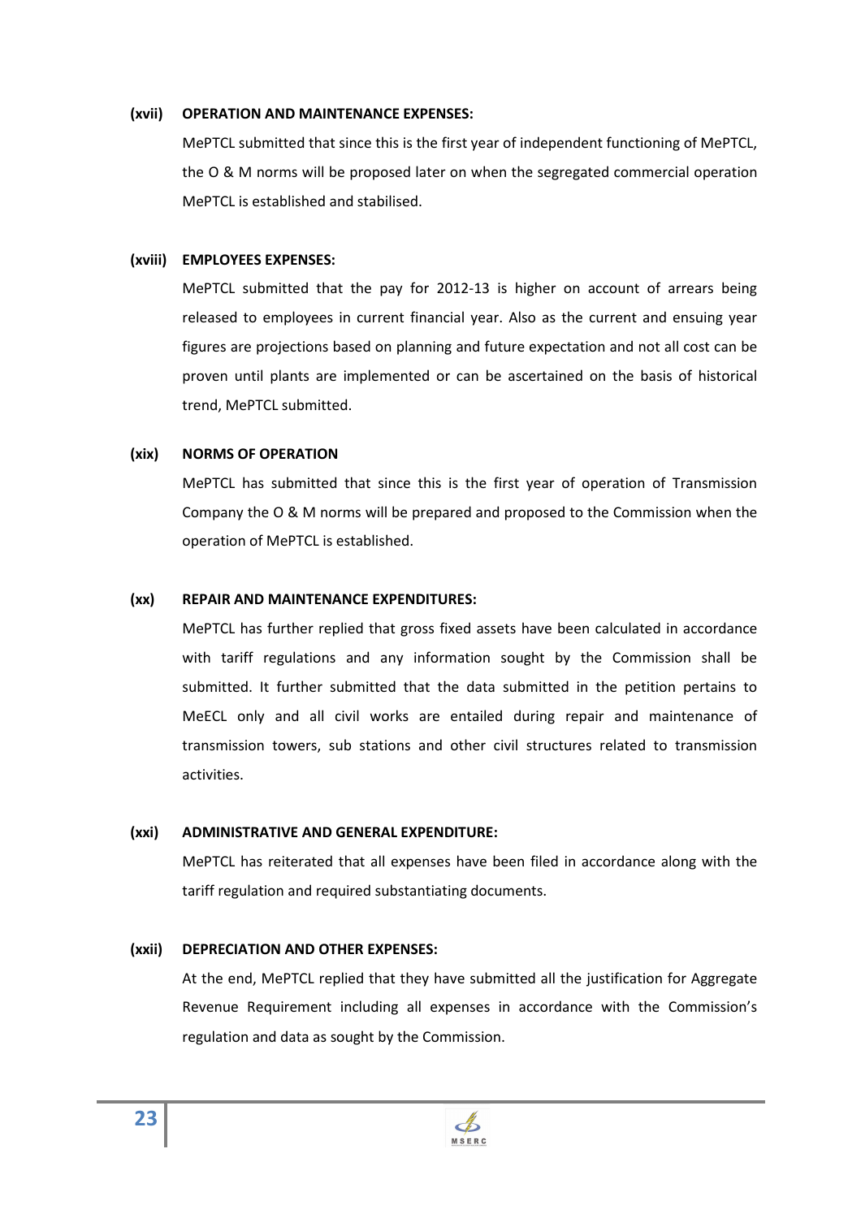**(xvii) OPERATION AND MAINTENANCE EXPENSES:**

MePTCL submitted that since this is the first year of independent functioning of MePTCL, the O & M norms will be proposed later on when the segregated commercial operation MePTCL is established and stabilised.

**(xviii) EMPLOYEES EXPENSES:**

MePTCL submitted that the pay for 2012-13 is higher on account of arrears being released to employees in current financial year. Also as the current and ensuing year figures are projections based on planning and future expectation and not all cost can be proven until plants are implemented or can be ascertained on the basis of historical trend, MePTCL submitted.

**(xix) NORMS OF OPERATION**

MePTCL has submitted that since this is the first year of operation of Transmission Company the O & M norms will be prepared and proposed to the Commission when the operation of MePTCL is established.

**(xx) REPAIR AND MAINTENANCE EXPENDITURES:**

MePTCL has further replied that gross fixed assets have been calculated in accordance with tariff regulations and any information sought by the Commission shall be submitted. It further submitted that the data submitted in the petition pertains to MeECL only and all civil works are entailed during repair and maintenance of transmission towers, sub stations and other civil structures related to transmission activities.

**(xxi) ADMINISTRATIVE AND GENERAL EXPENDITURE:**

MePTCL has reiterated that all expenses have been filed in accordance along with the tariff regulation and required substantiating documents.

**(xxii) DEPRECIATION AND OTHER EXPENSES:**

At the end, MePTCL replied that they have submitted all the justification for Aggregate Revenue Requirement including all expenses in accordance with the Commission's regulation and data as sought by the Commission.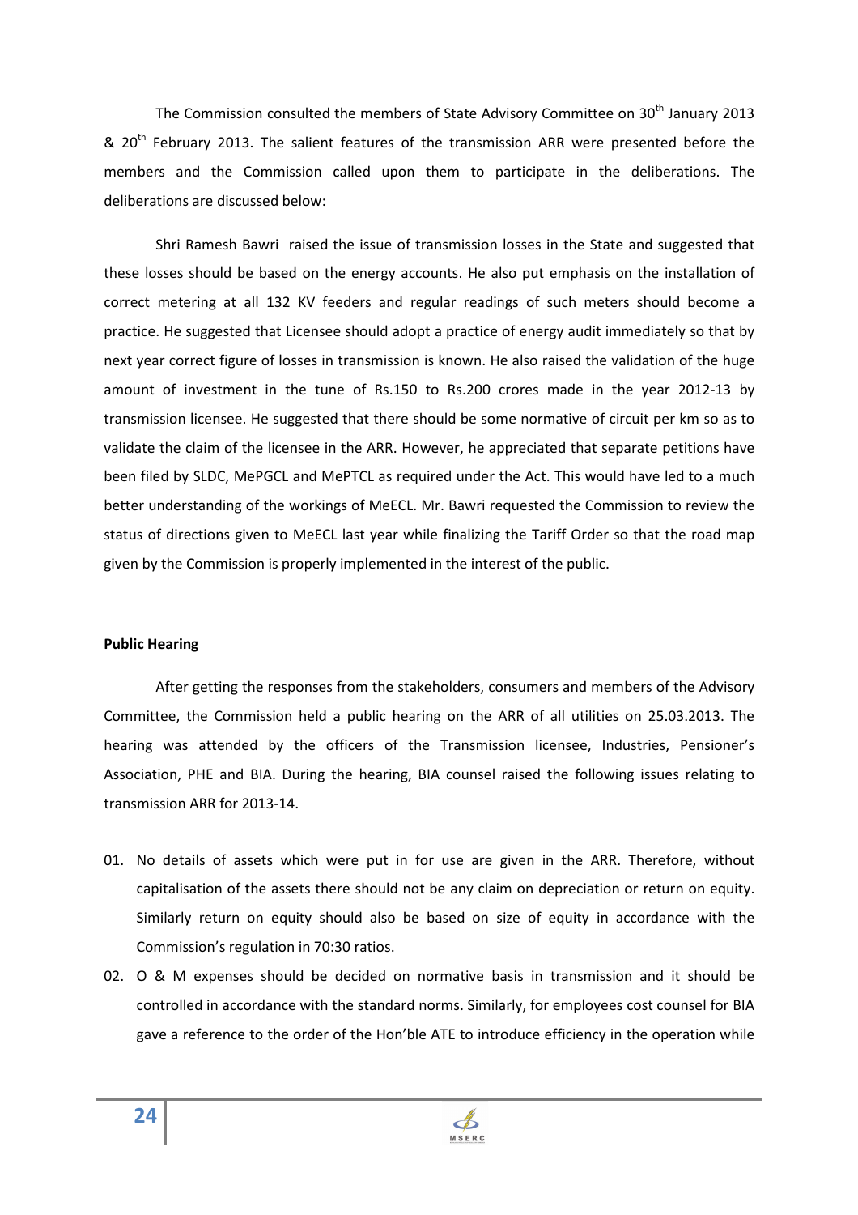The Commission consulted the members of State Advisory Committee on 30th January 2013 & 20th February 2013. The salient features of the transmission ARR were presented before the members and the Commission called upon them to participate in the deliberations. The deliberations are discussed below:

Shri Ramesh Bawri raised the issue of transmission losses in the State and suggested that these losses should be based on the energy accounts. He also put emphasis on the installation of correct metering at all 132 KV feeders and regular readings of such meters should become a practice. He suggested that Licensee should adopt a practice of energy audit immediately so that by next year correct figure of losses in transmission is known. He also raised the validation of the huge amount of investment in the tune of Rs.150 to Rs.200 crores made in the year 2012-13 by transmission licensee. He suggested that there should be some normative of circuit per km so as to validate the claim of the licensee in the ARR. However, he appreciated that separate petitions have been filed by SLDC, MePGCL and MePTCL as required under the Act. This would have led to a much better understanding of the workings of MeECL. Mr. Bawri requested the Commission to review the status of directions given to MeECL last year while finalizing the Tariff Order so that the road map given by the Commission is properly implemented in the interest of the public.

**Public Hearing**

After getting the responses from the stakeholders, consumers and members of the Advisory Committee, the Commission held a public hearing on the ARR of all utilities on 25.03.2013. The hearing was attended by the officers of the Transmission licensee, Industries, Pensioner's Association, PHE and BIA. During the hearing, BIA counsel raised the following issues relating to transmission ARR for 2013-14.

01. No details of assets which were put in for use are given in the ARR. Therefore, without capitalisation of the assets there should not be any claim on depreciation or return on equity. Similarly return on equity should also be based on size of equity in accordance with the Commission's regulation in 70:30 ratios.
02. O & M expenses should be decided on normative basis in transmission and it should be controlled in accordance with the standard norms. Similarly, for employees cost counsel for BIA gave a reference to the order of the Hon'ble ATE to introduce efficiency in the operation while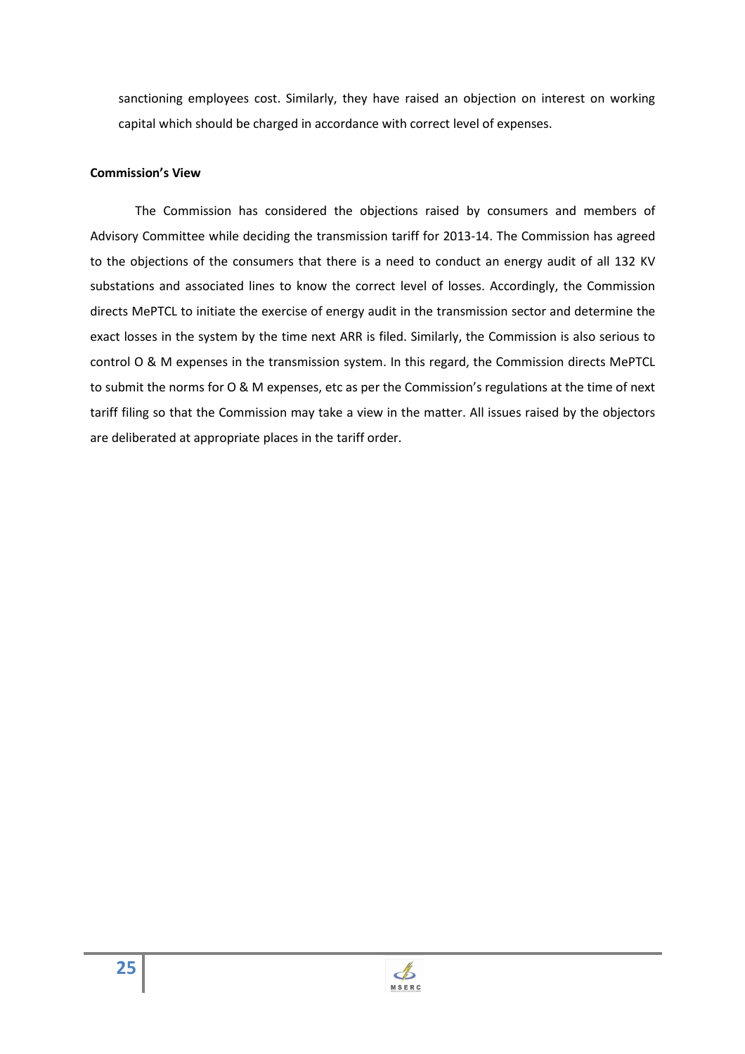sanctioning employees cost. Similarly, they have raised an objection on interest on working capital which should be charged in accordance with correct level of expenses.

**Commission's View**

The Commission has considered the objections raised by consumers and members of Advisory Committee while deciding the transmission tariff for 2013-14. The Commission has agreed to the objections of the consumers that there is a need to conduct an energy audit of all 132 KV substations and associated lines to know the correct level of losses. Accordingly, the Commission directs MePTCL to initiate the exercise of energy audit in the transmission sector and determine the exact losses in the system by the time next ARR is filed. Similarly, the Commission is also serious to control O & M expenses in the transmission system. In this regard, the Commission directs MePTCL to submit the norms for O & M expenses, etc as per the Commission's regulations at the time of next tariff filing so that the Commission may take a view in the matter. All issues raised by the objectors are deliberated at appropriate places in the tariff order.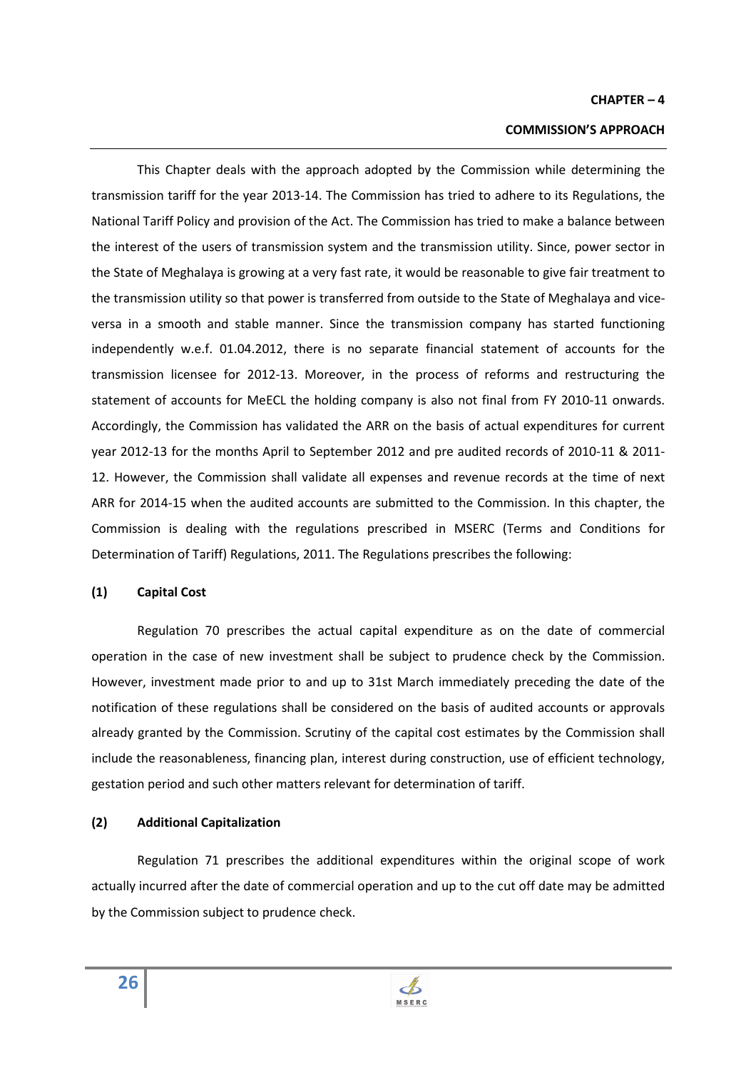**CHAPTER – 4**

**COMMISSION'S APPROACH**

This Chapter deals with the approach adopted by the Commission while determining the transmission tariff for the year 2013-14. The Commission has tried to adhere to its Regulations, the National Tariff Policy and provision of the Act. The Commission has tried to make a balance between the interest of the users of transmission system and the transmission utility. Since, power sector in the State of Meghalaya is growing at a very fast rate, it would be reasonable to give fair treatment to the transmission utility so that power is transferred from outside to the State of Meghalaya and vice-versa in a smooth and stable manner. Since the transmission company has started functioning independently w.e.f. 01.04.2012, there is no separate financial statement of accounts for the transmission licensee for 2012-13. Moreover, in the process of reforms and restructuring the statement of accounts for MeECL the holding company is also not final from FY 2010-11 onwards. Accordingly, the Commission has validated the ARR on the basis of actual expenditures for current year 2012-13 for the months April to September 2012 and pre audited records of 2010-11 & 2011-12. However, the Commission shall validate all expenses and revenue records at the time of next ARR for 2014-15 when the audited accounts are submitted to the Commission. In this chapter, the Commission is dealing with the regulations prescribed in MSERC (Terms and Conditions for Determination of Tariff) Regulations, 2011. The Regulations prescribes the following:

**(1) Capital Cost**

Regulation 70 prescribes the actual capital expenditure as on the date of commercial operation in the case of new investment shall be subject to prudence check by the Commission. However, investment made prior to and up to 31st March immediately preceding the date of the notification of these regulations shall be considered on the basis of audited accounts or approvals already granted by the Commission. Scrutiny of the capital cost estimates by the Commission shall include the reasonableness, financing plan, interest during construction, use of efficient technology, gestation period and such other matters relevant for determination of tariff.

**(2) Additional Capitalization**

Regulation 71 prescribes the additional expenditures within the original scope of work actually incurred after the date of commercial operation and up to the cut off date may be admitted by the Commission subject to prudence check.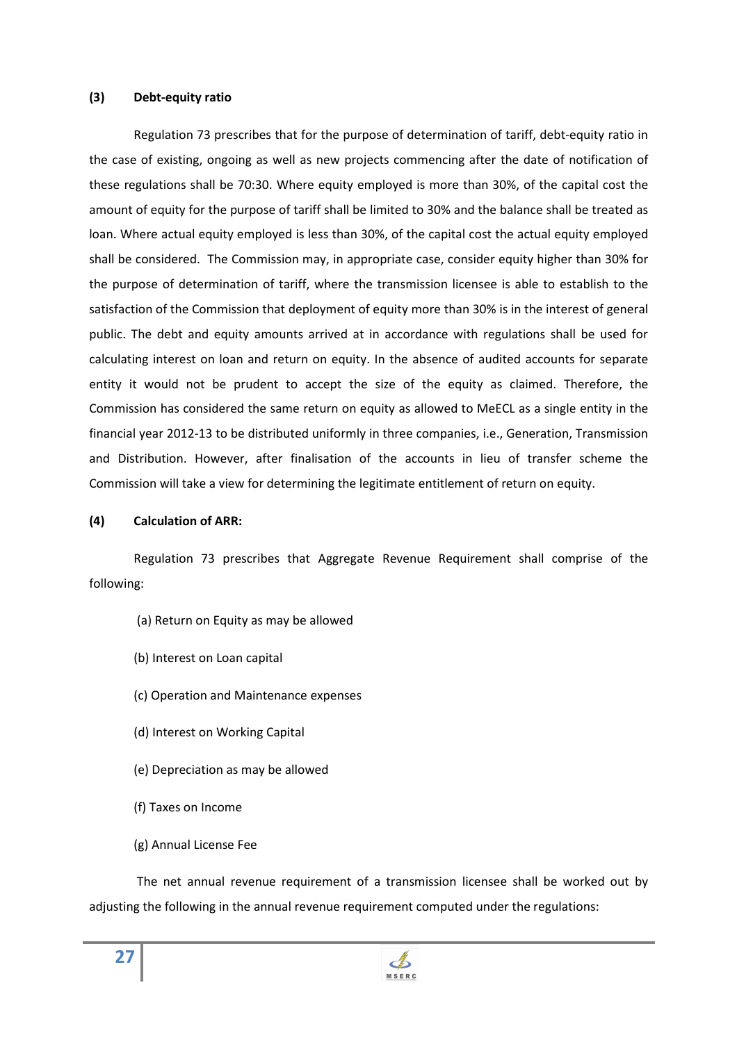**(3) Debt-equity ratio**

Regulation 73 prescribes that for the purpose of determination of tariff, debt-equity ratio in the case of existing, ongoing as well as new projects commencing after the date of notification of these regulations shall be 70:30. Where equity employed is more than 30%, of the capital cost the amount of equity for the purpose of tariff shall be limited to 30% and the balance shall be treated as loan. Where actual equity employed is less than 30%, of the capital cost the actual equity employed shall be considered. The Commission may, in appropriate case, consider equity higher than 30% for the purpose of determination of tariff, where the transmission licensee is able to establish to the satisfaction of the Commission that deployment of equity more than 30% is in the interest of general public. The debt and equity amounts arrived at in accordance with regulations shall be used for calculating interest on loan and return on equity. In the absence of audited accounts for separate entity it would not be prudent to accept the size of the equity as claimed. Therefore, the Commission has considered the same return on equity as allowed to MeECL as a single entity in the financial year 2012-13 to be distributed uniformly in three companies, i.e., Generation, Transmission and Distribution. However, after finalisation of the accounts in lieu of transfer scheme the Commission will take a view for determining the legitimate entitlement of return on equity.

**(4) Calculation of ARR:**

Regulation 73 prescribes that Aggregate Revenue Requirement shall comprise of the following:

(a) Return on Equity as may be allowed

(b) Interest on Loan capital

(c) Operation and Maintenance expenses

(d) Interest on Working Capital

(e) Depreciation as may be allowed

(f) Taxes on Income

(g) Annual License Fee

The net annual revenue requirement of a transmission licensee shall be worked out by adjusting the following in the annual revenue requirement computed under the regulations: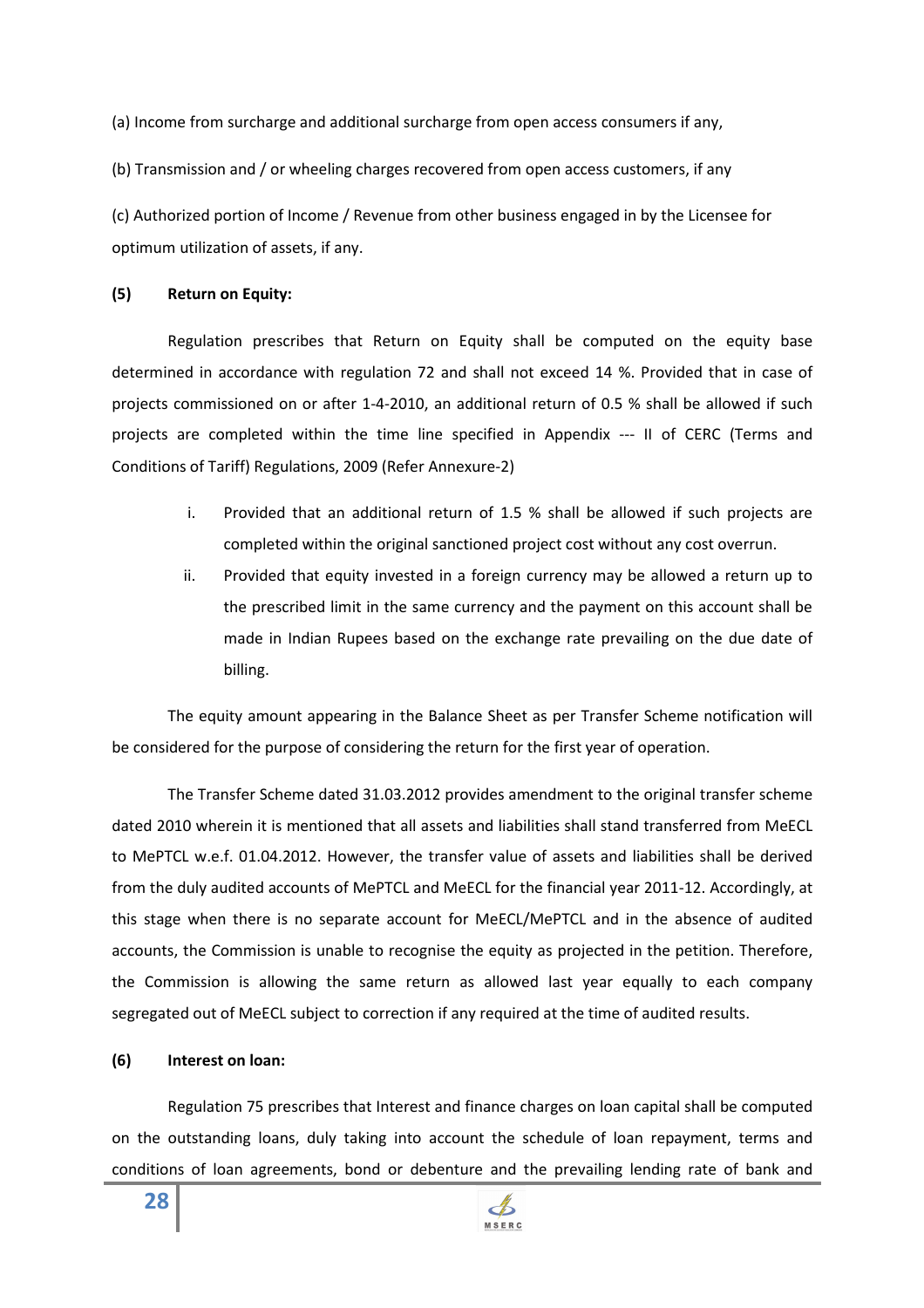(a) Income from surcharge and additional surcharge from open access consumers if any,

(b) Transmission and / or wheeling charges recovered from open access customers, if any

(c) Authorized portion of Income / Revenue from other business engaged in by the Licensee for optimum utilization of assets, if any.

**(5) Return on Equity:**

Regulation prescribes that Return on Equity shall be computed on the equity base determined in accordance with regulation 72 and shall not exceed 14 %. Provided that in case of projects commissioned on or after 1-4-2010, an additional return of 0.5 % shall be allowed if such projects are completed within the time line specified in Appendix --- II of CERC (Terms and Conditions of Tariff) Regulations, 2009 (Refer Annexure-2)

i. Provided that an additional return of 1.5 % shall be allowed if such projects are completed within the original sanctioned project cost without any cost overrun.

ii. Provided that equity invested in a foreign currency may be allowed a return up to the prescribed limit in the same currency and the payment on this account shall be made in Indian Rupees based on the exchange rate prevailing on the due date of billing.

The equity amount appearing in the Balance Sheet as per Transfer Scheme notification will be considered for the purpose of considering the return for the first year of operation.

The Transfer Scheme dated 31.03.2012 provides amendment to the original transfer scheme dated 2010 wherein it is mentioned that all assets and liabilities shall stand transferred from MeECL to MePTCL w.e.f. 01.04.2012. However, the transfer value of assets and liabilities shall be derived from the duly audited accounts of MePTCL and MeECL for the financial year 2011-12. Accordingly, at this stage when there is no separate account for MeECL/MePTCL and in the absence of audited accounts, the Commission is unable to recognise the equity as projected in the petition. Therefore, the Commission is allowing the same return as allowed last year equally to each company segregated out of MeECL subject to correction if any required at the time of audited results.

**(6) Interest on loan:**

Regulation 75 prescribes that Interest and finance charges on loan capital shall be computed on the outstanding loans, duly taking into account the schedule of loan repayment, terms and conditions of loan agreements, bond or debenture and the prevailing lending rate of bank and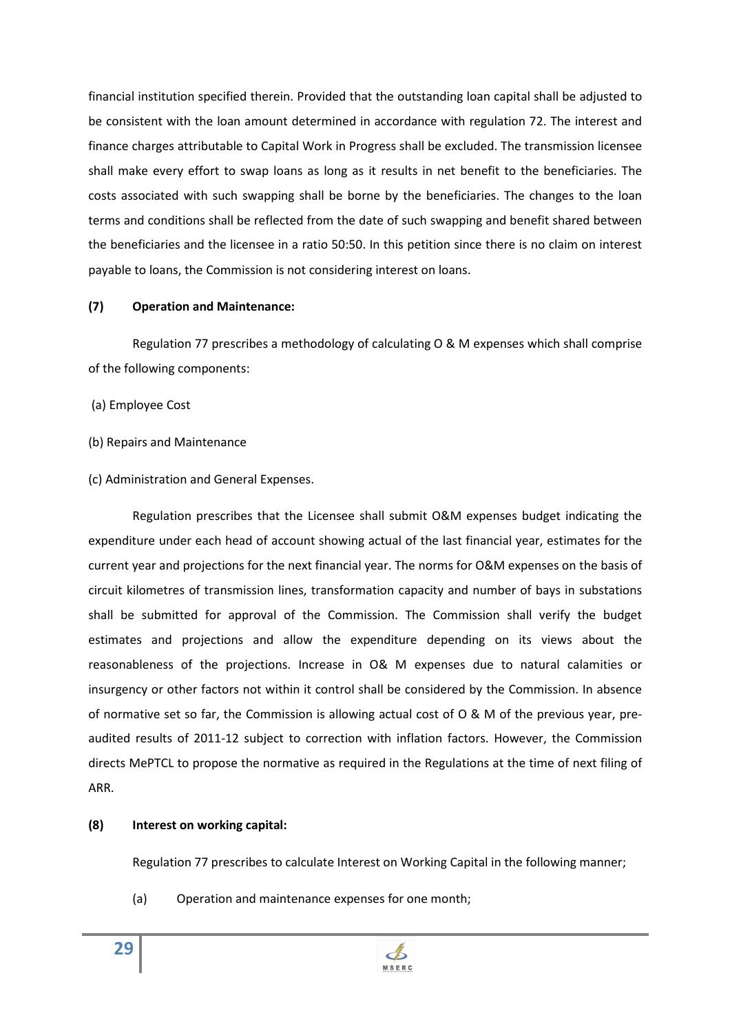financial institution specified therein. Provided that the outstanding loan capital shall be adjusted to be consistent with the loan amount determined in accordance with regulation 72. The interest and finance charges attributable to Capital Work in Progress shall be excluded. The transmission licensee shall make every effort to swap loans as long as it results in net benefit to the beneficiaries. The costs associated with such swapping shall be borne by the beneficiaries. The changes to the loan terms and conditions shall be reflected from the date of such swapping and benefit shared between the beneficiaries and the licensee in a ratio 50:50. In this petition since there is no claim on interest payable to loans, the Commission is not considering interest on loans.

**(7) Operation and Maintenance:**

Regulation 77 prescribes a methodology of calculating O & M expenses which shall comprise of the following components:

(a) Employee Cost

(b) Repairs and Maintenance

(c) Administration and General Expenses.

Regulation prescribes that the Licensee shall submit O&M expenses budget indicating the expenditure under each head of account showing actual of the last financial year, estimates for the current year and projections for the next financial year. The norms for O&M expenses on the basis of circuit kilometres of transmission lines, transformation capacity and number of bays in substations shall be submitted for approval of the Commission. The Commission shall verify the budget estimates and projections and allow the expenditure depending on its views about the reasonableness of the projections. Increase in O& M expenses due to natural calamities or insurgency or other factors not within it control shall be considered by the Commission. In absence of normative set so far, the Commission is allowing actual cost of O & M of the previous year, pre-audited results of 2011-12 subject to correction with inflation factors. However, the Commission directs MePTCL to propose the normative as required in the Regulations at the time of next filing of ARR.

**(8) Interest on working capital:**

Regulation 77 prescribes to calculate Interest on Working Capital in the following manner;

(a) Operation and maintenance expenses for one month;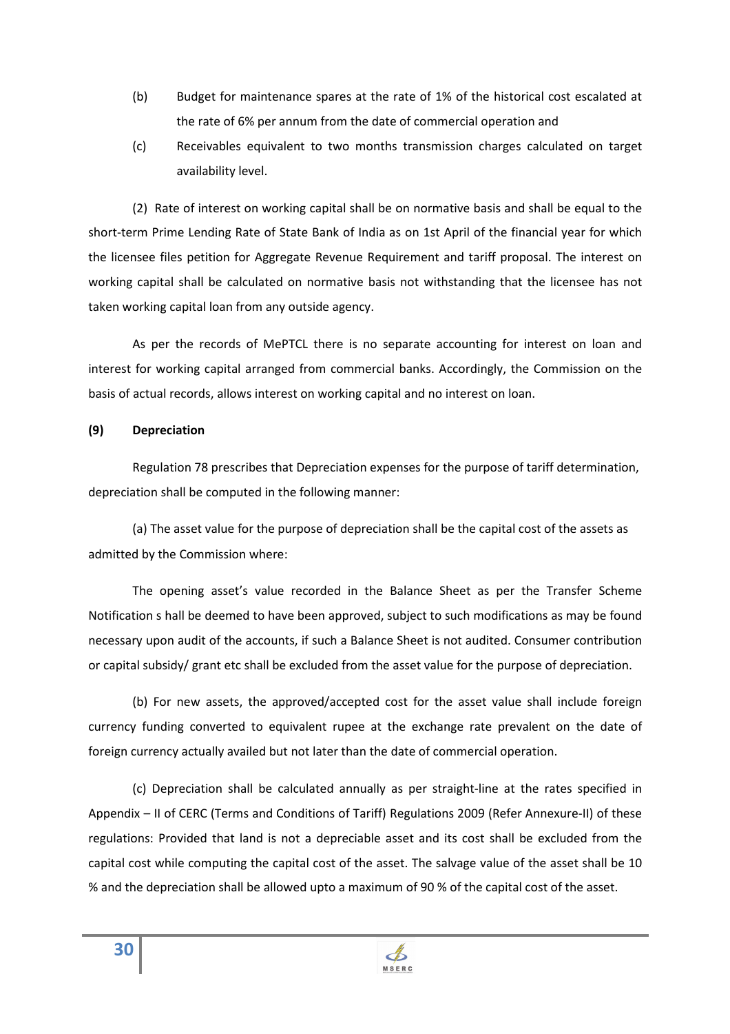(b) Budget for maintenance spares at the rate of 1% of the historical cost escalated at the rate of 6% per annum from the date of commercial operation and

(c) Receivables equivalent to two months transmission charges calculated on target availability level.

(2) Rate of interest on working capital shall be on normative basis and shall be equal to the short-term Prime Lending Rate of State Bank of India as on 1st April of the financial year for which the licensee files petition for Aggregate Revenue Requirement and tariff proposal. The interest on working capital shall be calculated on normative basis not withstanding that the licensee has not taken working capital loan from any outside agency.

As per the records of MePTCL there is no separate accounting for interest on loan and interest for working capital arranged from commercial banks. Accordingly, the Commission on the basis of actual records, allows interest on working capital and no interest on loan.

**(9) Depreciation**

Regulation 78 prescribes that Depreciation expenses for the purpose of tariff determination, depreciation shall be computed in the following manner:

(a) The asset value for the purpose of depreciation shall be the capital cost of the assets as admitted by the Commission where:

The opening asset's value recorded in the Balance Sheet as per the Transfer Scheme Notification s hall be deemed to have been approved, subject to such modifications as may be found necessary upon audit of the accounts, if such a Balance Sheet is not audited. Consumer contribution or capital subsidy/ grant etc shall be excluded from the asset value for the purpose of depreciation.

(b) For new assets, the approved/accepted cost for the asset value shall include foreign currency funding converted to equivalent rupee at the exchange rate prevalent on the date of foreign currency actually availed but not later than the date of commercial operation.

(c) Depreciation shall be calculated annually as per straight-line at the rates specified in Appendix – II of CERC (Terms and Conditions of Tariff) Regulations 2009 (Refer Annexure-II) of these regulations: Provided that land is not a depreciable asset and its cost shall be excluded from the capital cost while computing the capital cost of the asset. The salvage value of the asset shall be 10 % and the depreciation shall be allowed upto a maximum of 90 % of the capital cost of the asset.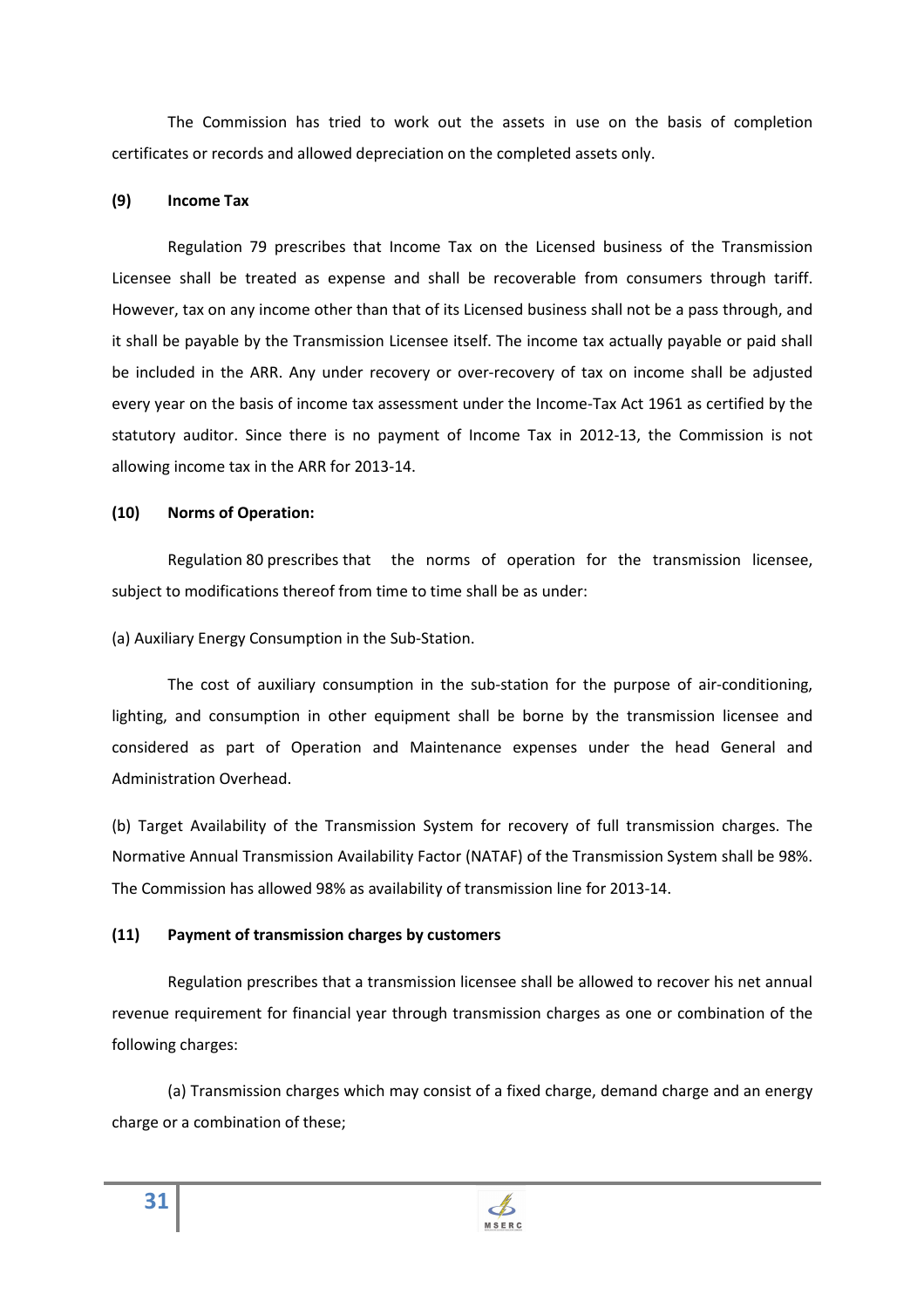The Commission has tried to work out the assets in use on the basis of completion certificates or records and allowed depreciation on the completed assets only.

**(9) Income Tax**

Regulation 79 prescribes that Income Tax on the Licensed business of the Transmission Licensee shall be treated as expense and shall be recoverable from consumers through tariff. However, tax on any income other than that of its Licensed business shall not be a pass through, and it shall be payable by the Transmission Licensee itself. The income tax actually payable or paid shall be included in the ARR. Any under recovery or over-recovery of tax on income shall be adjusted every year on the basis of income tax assessment under the Income-Tax Act 1961 as certified by the statutory auditor. Since there is no payment of Income Tax in 2012-13, the Commission is not allowing income tax in the ARR for 2013-14.

**(10) Norms of Operation:**

Regulation 80 prescribes that the norms of operation for the transmission licensee, subject to modifications thereof from time to time shall be as under:

(a) Auxiliary Energy Consumption in the Sub-Station.

The cost of auxiliary consumption in the sub-station for the purpose of air-conditioning, lighting, and consumption in other equipment shall be borne by the transmission licensee and considered as part of Operation and Maintenance expenses under the head General and Administration Overhead.

(b) Target Availability of the Transmission System for recovery of full transmission charges. The Normative Annual Transmission Availability Factor (NATAF) of the Transmission System shall be 98%. The Commission has allowed 98% as availability of transmission line for 2013-14.

**(11) Payment of transmission charges by customers**

Regulation prescribes that a transmission licensee shall be allowed to recover his net annual revenue requirement for financial year through transmission charges as one or combination of the following charges:

(a) Transmission charges which may consist of a fixed charge, demand charge and an energy charge or a combination of these;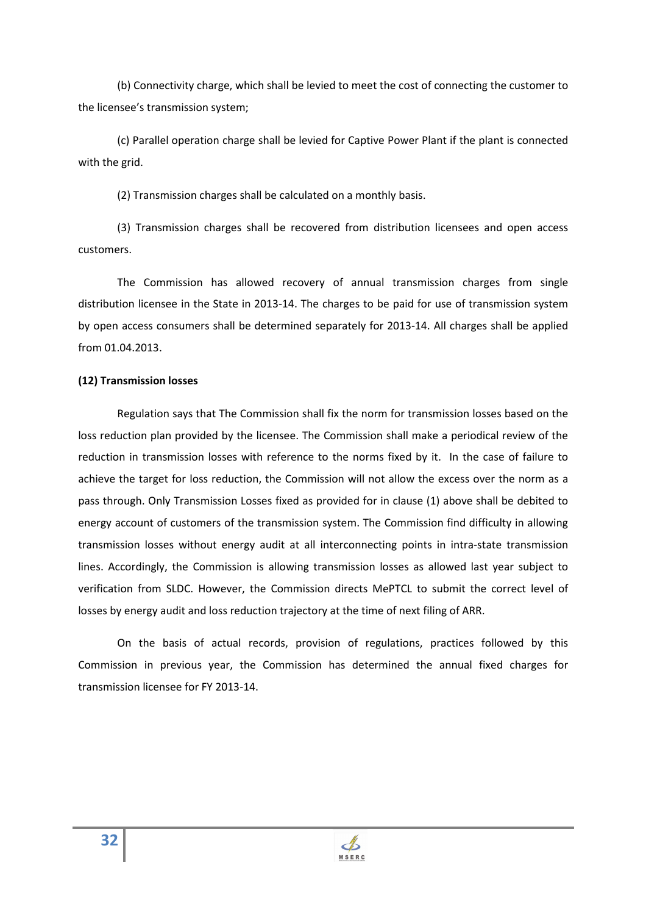(b) Connectivity charge, which shall be levied to meet the cost of connecting the customer to the licensee's transmission system;

(c) Parallel operation charge shall be levied for Captive Power Plant if the plant is connected with the grid.

(2) Transmission charges shall be calculated on a monthly basis.

(3) Transmission charges shall be recovered from distribution licensees and open access customers.

The Commission has allowed recovery of annual transmission charges from single distribution licensee in the State in 2013-14. The charges to be paid for use of transmission system by open access consumers shall be determined separately for 2013-14. All charges shall be applied from 01.04.2013.

**(12) Transmission losses**

Regulation says that The Commission shall fix the norm for transmission losses based on the loss reduction plan provided by the licensee. The Commission shall make a periodical review of the reduction in transmission losses with reference to the norms fixed by it. In the case of failure to achieve the target for loss reduction, the Commission will not allow the excess over the norm as a pass through. Only Transmission Losses fixed as provided for in clause (1) above shall be debited to energy account of customers of the transmission system. The Commission find difficulty in allowing transmission losses without energy audit at all interconnecting points in intra-state transmission lines. Accordingly, the Commission is allowing transmission losses as allowed last year subject to verification from SLDC. However, the Commission directs MePTCL to submit the correct level of losses by energy audit and loss reduction trajectory at the time of next filing of ARR.

On the basis of actual records, provision of regulations, practices followed by this Commission in previous year, the Commission has determined the annual fixed charges for transmission licensee for FY 2013-14.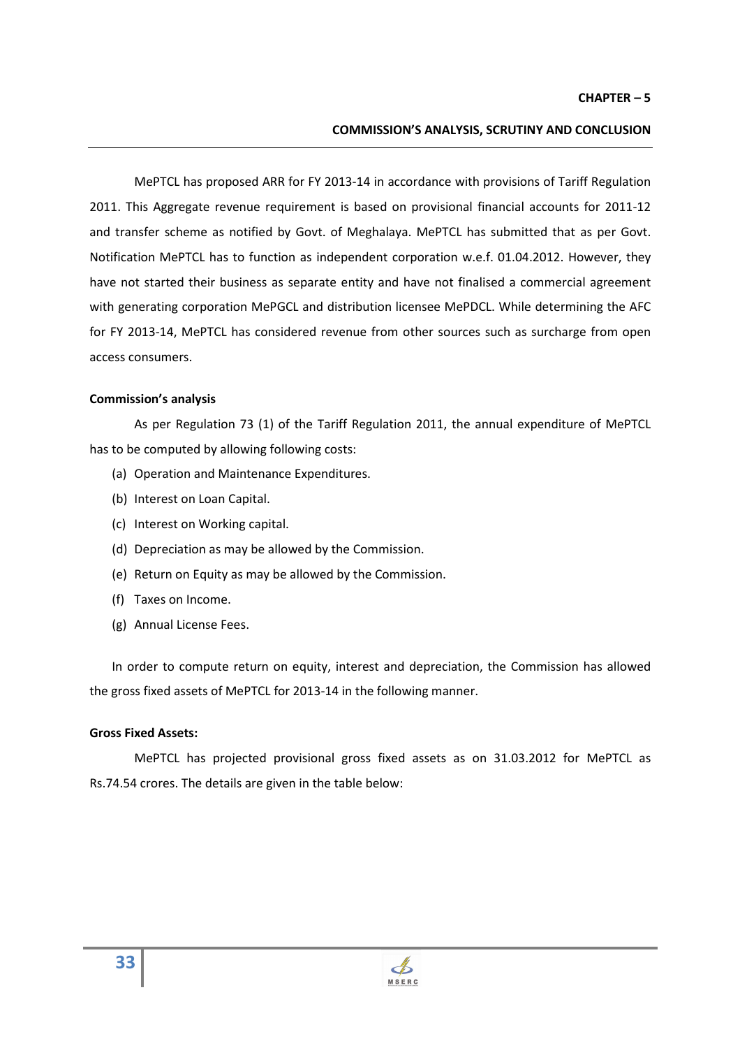# CHAPTER – 5

## COMMISSION'S ANALYSIS, SCRUTINY AND CONCLUSION

MePTCL has proposed ARR for FY 2013-14 in accordance with provisions of Tariff Regulation 2011. This Aggregate revenue requirement is based on provisional financial accounts for 2011-12 and transfer scheme as notified by Govt. of Meghalaya. MePTCL has submitted that as per Govt. Notification MePTCL has to function as independent corporation w.e.f. 01.04.2012. However, they have not started their business as separate entity and have not finalised a commercial agreement with generating corporation MePGCL and distribution licensee MePDCL. While determining the AFC for FY 2013-14, MePTCL has considered revenue from other sources such as surcharge from open access consumers.

### Commission's analysis

As per Regulation 73 (1) of the Tariff Regulation 2011, the annual expenditure of MePTCL has to be computed by allowing following costs:

(a) Operation and Maintenance Expenditures.

(b) Interest on Loan Capital.

(c) Interest on Working capital.

(d) Depreciation as may be allowed by the Commission.

(e) Return on Equity as may be allowed by the Commission.

(f) Taxes on Income.

(g) Annual License Fees.

In order to compute return on equity, interest and depreciation, the Commission has allowed the gross fixed assets of MePTCL for 2013-14 in the following manner.

### Gross Fixed Assets:

MePTCL has projected provisional gross fixed assets as on 31.03.2012 for MePTCL as Rs.74.54 crores. The details are given in the table below: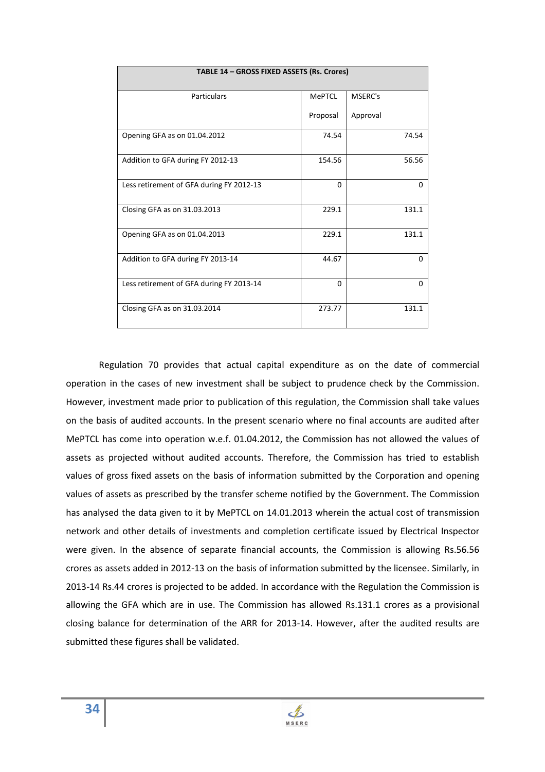| TABLE 14 – GROSS FIXED ASSETS (Rs. Crores) | | |
|---|---|---|
| Particulars | MePTCL Proposal | MSERC's Approval |
| Opening GFA as on 01.04.2012 | 74.54 | 74.54 |
| Addition to GFA during FY 2012-13 | 154.56 | 56.56 |
| Less retirement of GFA during FY 2012-13 | 0 | 0 |
| Closing GFA as on 31.03.2013 | 229.1 | 131.1 |
| Opening GFA as on 01.04.2013 | 229.1 | 131.1 |
| Addition to GFA during FY 2013-14 | 44.67 | 0 |
| Less retirement of GFA during FY 2013-14 | 0 | 0 |
| Closing GFA as on 31.03.2014 | 273.77 | 131.1 |

Regulation 70 provides that actual capital expenditure as on the date of commercial operation in the cases of new investment shall be subject to prudence check by the Commission. However, investment made prior to publication of this regulation, the Commission shall take values on the basis of audited accounts. In the present scenario where no final accounts are audited after MePTCL has come into operation w.e.f. 01.04.2012, the Commission has not allowed the values of assets as projected without audited accounts. Therefore, the Commission has tried to establish values of gross fixed assets on the basis of information submitted by the Corporation and opening values of assets as prescribed by the transfer scheme notified by the Government. The Commission has analysed the data given to it by MePTCL on 14.01.2013 wherein the actual cost of transmission network and other details of investments and completion certificate issued by Electrical Inspector were given. In the absence of separate financial accounts, the Commission is allowing Rs.56.56 crores as assets added in 2012-13 on the basis of information submitted by the licensee. Similarly, in 2013-14 Rs.44 crores is projected to be added. In accordance with the Regulation the Commission is allowing the GFA which are in use. The Commission has allowed Rs.131.1 crores as a provisional closing balance for determination of the ARR for 2013-14. However, after the audited results are submitted these figures shall be validated.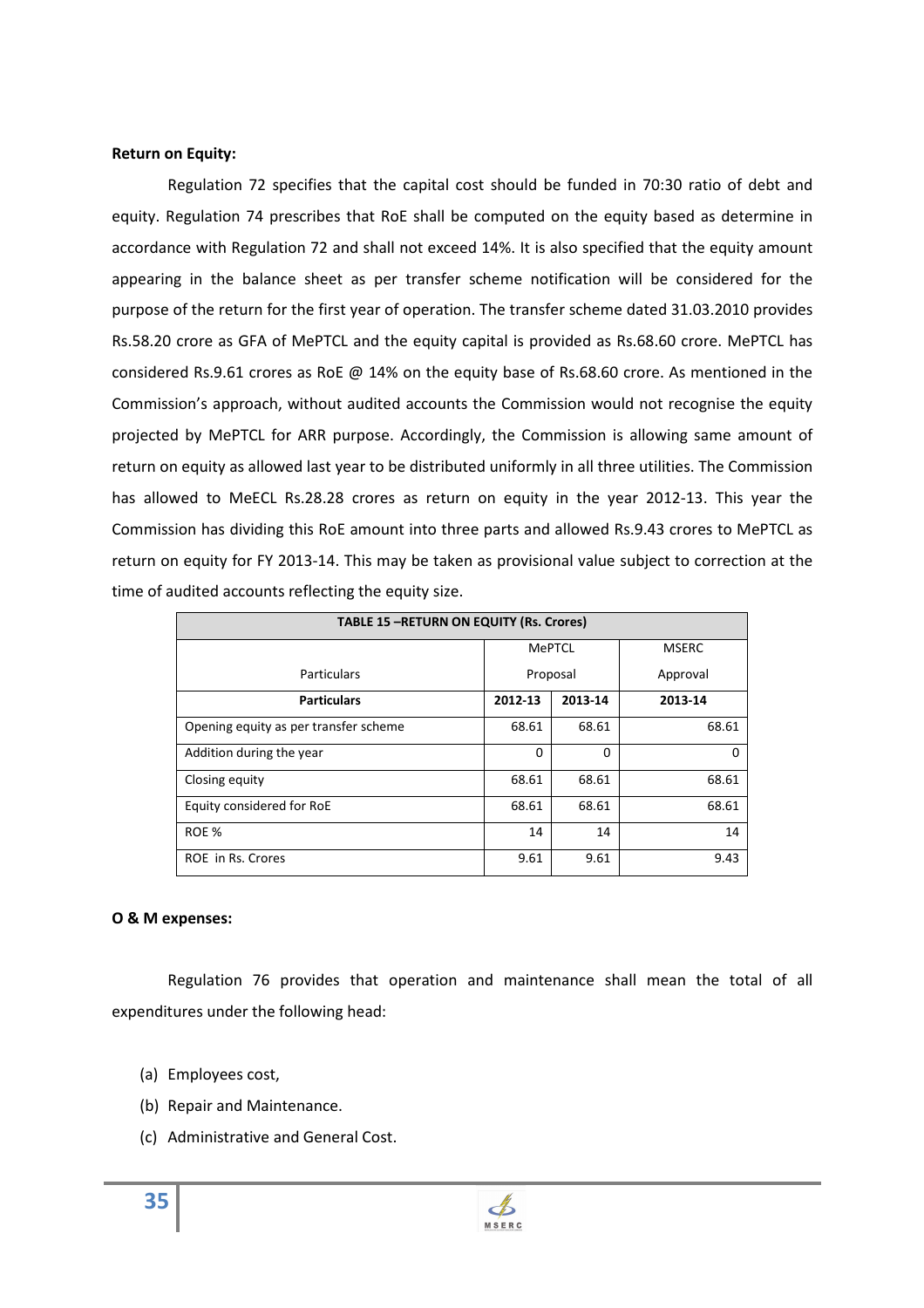**Return on Equity:**

Regulation 72 specifies that the capital cost should be funded in 70:30 ratio of debt and equity. Regulation 74 prescribes that RoE shall be computed on the equity based as determine in accordance with Regulation 72 and shall not exceed 14%. It is also specified that the equity amount appearing in the balance sheet as per transfer scheme notification will be considered for the purpose of the return for the first year of operation. The transfer scheme dated 31.03.2010 provides Rs.58.20 crore as GFA of MePTCL and the equity capital is provided as Rs.68.60 crore. MePTCL has considered Rs.9.61 crores as RoE @ 14% on the equity base of Rs.68.60 crore. As mentioned in the Commission's approach, without audited accounts the Commission would not recognise the equity projected by MePTCL for ARR purpose. Accordingly, the Commission is allowing same amount of return on equity as allowed last year to be distributed uniformly in all three utilities. The Commission has allowed to MeECL Rs.28.28 crores as return on equity in the year 2012-13. This year the Commission has dividing this RoE amount into three parts and allowed Rs.9.43 crores to MePTCL as return on equity for FY 2013-14. This may be taken as provisional value subject to correction at the time of audited accounts reflecting the equity size.

**TABLE 15 –RETURN ON EQUITY (Rs. Crores)**

| Particulars | MePTCL Proposal | | MSERC Approval |
|---|---|---|---|
| **Particulars** | **2012-13** | **2013-14** | **2013-14** |
| Opening equity as per transfer scheme | 68.61 | 68.61 | 68.61 |
| Addition during the year | 0 | 0 | 0 |
| Closing equity | 68.61 | 68.61 | 68.61 |
| Equity considered for RoE | 68.61 | 68.61 | 68.61 |
| ROE % | 14 | 14 | 14 |
| ROE in Rs. Crores | 9.61 | 9.61 | 9.43 |

**O & M expenses:**

Regulation 76 provides that operation and maintenance shall mean the total of all expenditures under the following head:

(a) Employees cost,
(b) Repair and Maintenance.
(c) Administrative and General Cost.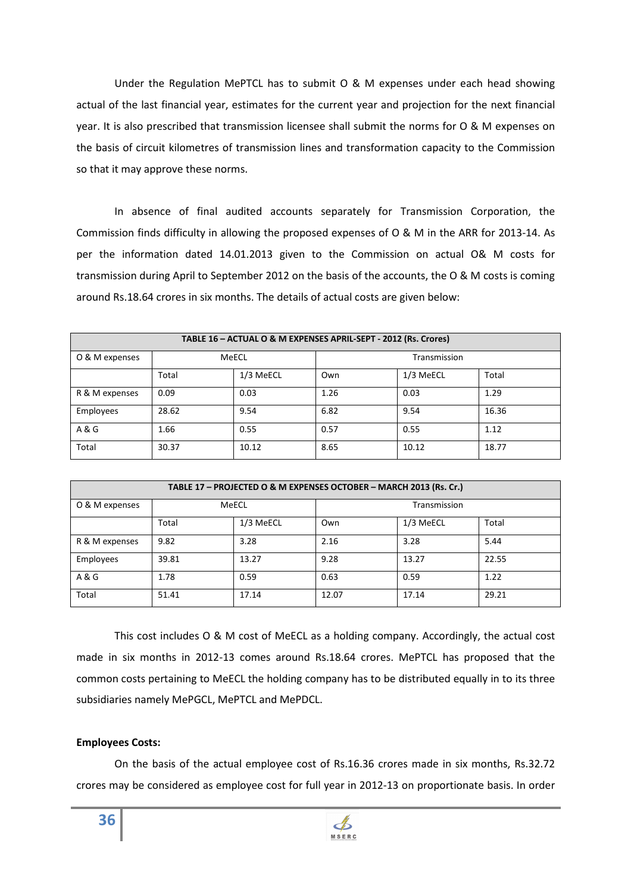Under the Regulation MePTCL has to submit O & M expenses under each head showing actual of the last financial year, estimates for the current year and projection for the next financial year. It is also prescribed that transmission licensee shall submit the norms for O & M expenses on the basis of circuit kilometres of transmission lines and transformation capacity to the Commission so that it may approve these norms.

In absence of final audited accounts separately for Transmission Corporation, the Commission finds difficulty in allowing the proposed expenses of O & M in the ARR for 2013-14. As per the information dated 14.01.2013 given to the Commission on actual O& M costs for transmission during April to September 2012 on the basis of the accounts, the O & M costs is coming around Rs.18.64 crores in six months. The details of actual costs are given below:

**TABLE 16 – ACTUAL O & M EXPENSES APRIL-SEPT - 2012 (Rs. Crores)**

| O & M expenses | MeECL | | Transmission | | |
|---|---|---|---|---|---|
| | Total | 1/3 MeECL | Own | 1/3 MeECL | Total |
| R & M expenses | 0.09 | 0.03 | 1.26 | 0.03 | 1.29 |
| Employees | 28.62 | 9.54 | 6.82 | 9.54 | 16.36 |
| A & G | 1.66 | 0.55 | 0.57 | 0.55 | 1.12 |
| Total | 30.37 | 10.12 | 8.65 | 10.12 | 18.77 |

**TABLE 17 – PROJECTED O & M EXPENSES OCTOBER – MARCH 2013 (Rs. Cr.)**

| O & M expenses | MeECL | | Transmission | | |
|---|---|---|---|---|---|
| | Total | 1/3 MeECL | Own | 1/3 MeECL | Total |
| R & M expenses | 9.82 | 3.28 | 2.16 | 3.28 | 5.44 |
| Employees | 39.81 | 13.27 | 9.28 | 13.27 | 22.55 |
| A & G | 1.78 | 0.59 | 0.63 | 0.59 | 1.22 |
| Total | 51.41 | 17.14 | 12.07 | 17.14 | 29.21 |

This cost includes O & M cost of MeECL as a holding company. Accordingly, the actual cost made in six months in 2012-13 comes around Rs.18.64 crores. MePTCL has proposed that the common costs pertaining to MeECL the holding company has to be distributed equally in to its three subsidiaries namely MePGCL, MePTCL and MePDCL.

**Employees Costs:**

On the basis of the actual employee cost of Rs.16.36 crores made in six months, Rs.32.72 crores may be considered as employee cost for full year in 2012-13 on proportionate basis. In order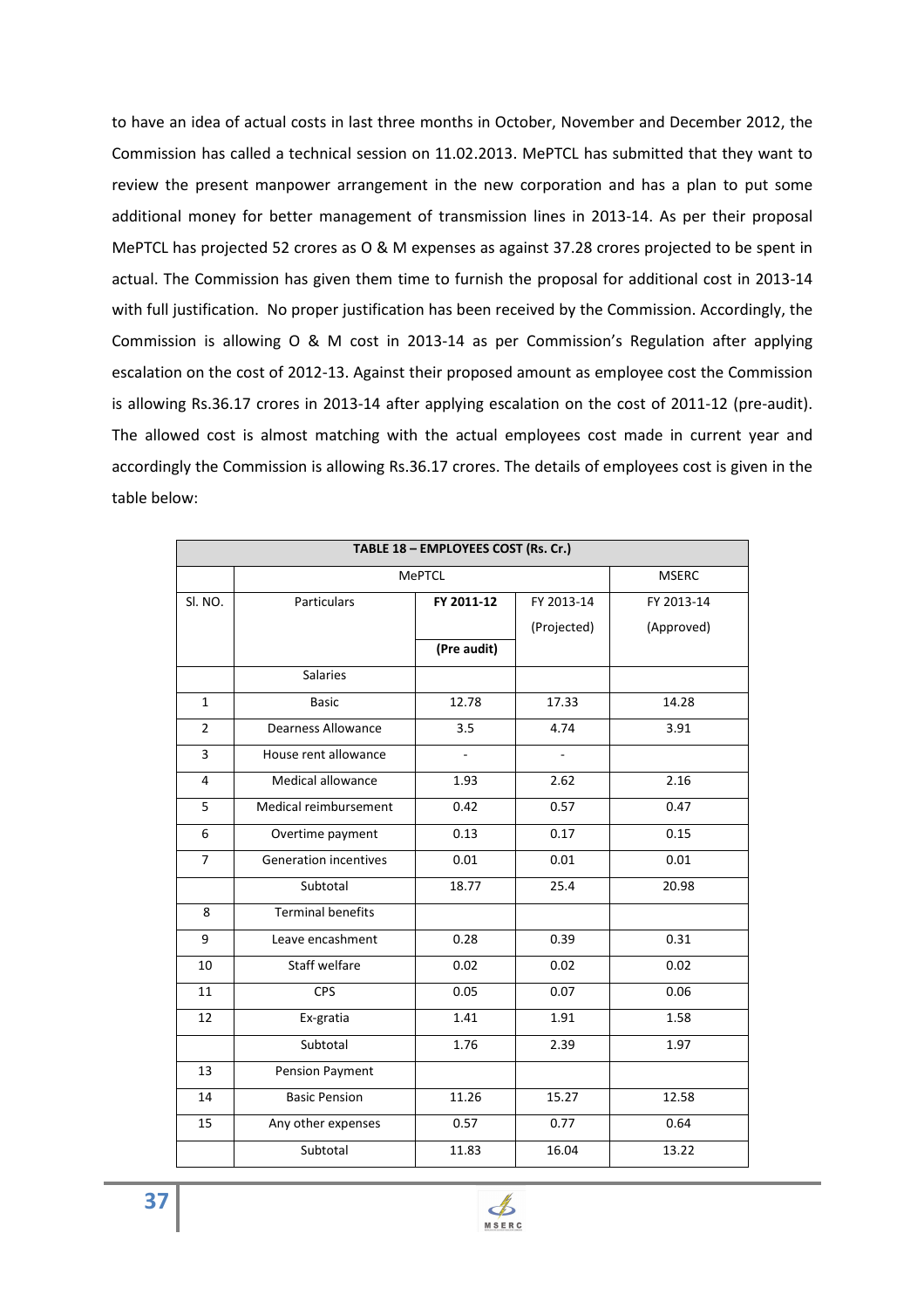to have an idea of actual costs in last three months in October, November and December 2012, the Commission has called a technical session on 11.02.2013. MePTCL has submitted that they want to review the present manpower arrangement in the new corporation and has a plan to put some additional money for better management of transmission lines in 2013-14. As per their proposal MePTCL has projected 52 crores as O & M expenses as against 37.28 crores projected to be spent in actual. The Commission has given them time to furnish the proposal for additional cost in 2013-14 with full justification. No proper justification has been received by the Commission. Accordingly, the Commission is allowing O & M cost in 2013-14 as per Commission's Regulation after applying escalation on the cost of 2012-13. Against their proposed amount as employee cost the Commission is allowing Rs.36.17 crores in 2013-14 after applying escalation on the cost of 2011-12 (pre-audit). The allowed cost is almost matching with the actual employees cost made in current year and accordingly the Commission is allowing Rs.36.17 crores. The details of employees cost is given in the table below:

| TABLE 18 – EMPLOYEES COST (Rs. Cr.) | | | | |
|---|---|---|---|---|
| | MePTCL | | | MSERC |
| Sl. NO. | Particulars | **FY 2011-12** **(Pre audit)** | FY 2013-14 (Projected) | FY 2013-14 (Approved) |
| | Salaries | | | |
| 1 | Basic | 12.78 | 17.33 | 14.28 |
| 2 | Dearness Allowance | 3.5 | 4.74 | 3.91 |
| 3 | House rent allowance | - | - | |
| 4 | Medical allowance | 1.93 | 2.62 | 2.16 |
| 5 | Medical reimbursement | 0.42 | 0.57 | 0.47 |
| 6 | Overtime payment | 0.13 | 0.17 | 0.15 |
| 7 | Generation incentives | 0.01 | 0.01 | 0.01 |
| | Subtotal | 18.77 | 25.4 | 20.98 |
| 8 | Terminal benefits | | | |
| 9 | Leave encashment | 0.28 | 0.39 | 0.31 |
| 10 | Staff welfare | 0.02 | 0.02 | 0.02 |
| 11 | CPS | 0.05 | 0.07 | 0.06 |
| 12 | Ex-gratia | 1.41 | 1.91 | 1.58 |
| | Subtotal | 1.76 | 2.39 | 1.97 |
| 13 | Pension Payment | | | |
| 14 | Basic Pension | 11.26 | 15.27 | 12.58 |
| 15 | Any other expenses | 0.57 | 0.77 | 0.64 |
| | Subtotal | 11.83 | 16.04 | 13.22 |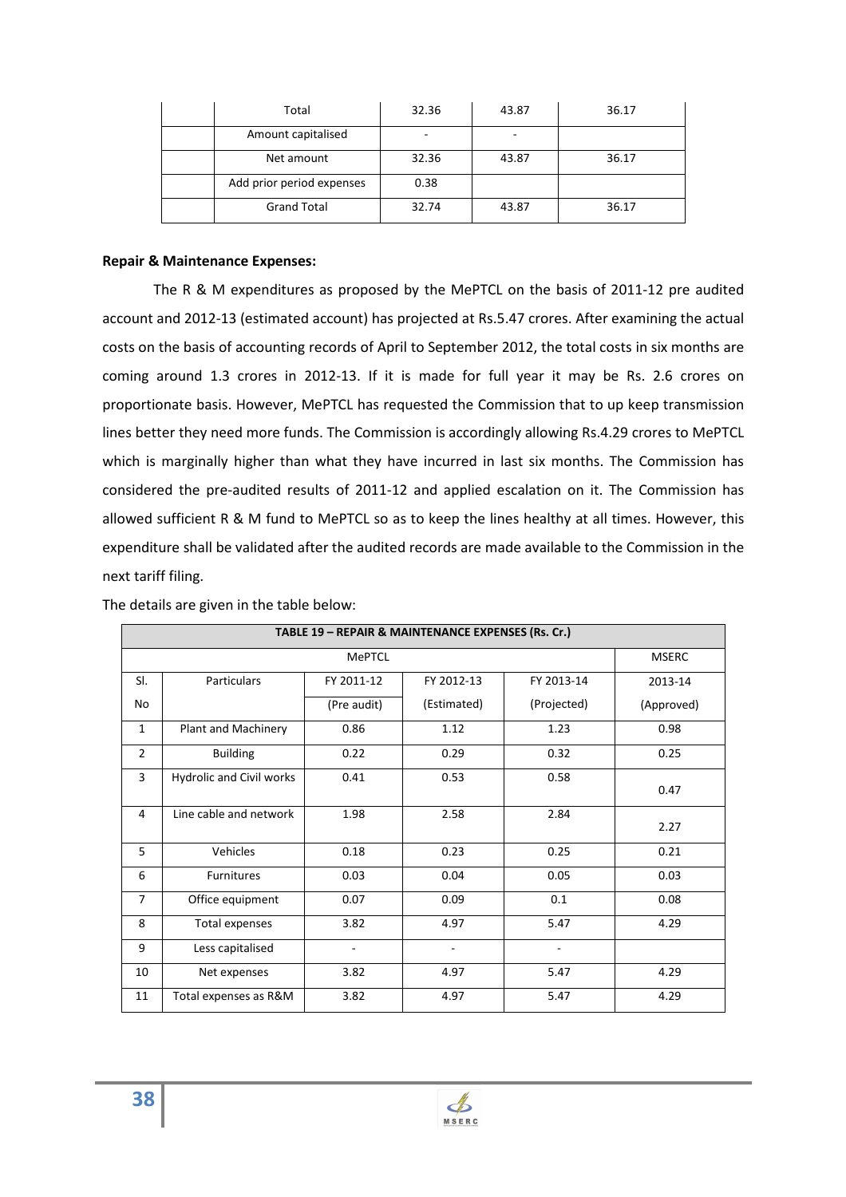| | | | | |
|---|---|---|---|---|
| | Total | 32.36 | 43.87 | 36.17 |
| | Amount capitalised | - | - | |
| | Net amount | 32.36 | 43.87 | 36.17 |
| | Add prior period expenses | 0.38 | | |
| | Grand Total | 32.74 | 43.87 | 36.17 |

**Repair & Maintenance Expenses:**

The R & M expenditures as proposed by the MePTCL on the basis of 2011-12 pre audited account and 2012-13 (estimated account) has projected at Rs.5.47 crores. After examining the actual costs on the basis of accounting records of April to September 2012, the total costs in six months are coming around 1.3 crores in 2012-13. If it is made for full year it may be Rs. 2.6 crores on proportionate basis. However, MePTCL has requested the Commission that to up keep transmission lines better they need more funds. The Commission is accordingly allowing Rs.4.29 crores to MePTCL which is marginally higher than what they have incurred in last six months. The Commission has considered the pre-audited results of 2011-12 and applied escalation on it. The Commission has allowed sufficient R & M fund to MePTCL so as to keep the lines healthy at all times. However, this expenditure shall be validated after the audited records are made available to the Commission in the next tariff filing.

The details are given in the table below:

**TABLE 19 – REPAIR & MAINTENANCE EXPENSES (Rs. Cr.)**

| MePTCL | | | | | MSERC |
|---|---|---|---|---|---|
| Sl. No | Particulars | FY 2011-12 (Pre audit) | FY 2012-13 (Estimated) | FY 2013-14 (Projected) | 2013-14 (Approved) |
| 1 | Plant and Machinery | 0.86 | 1.12 | 1.23 | 0.98 |
| 2 | Building | 0.22 | 0.29 | 0.32 | 0.25 |
| 3 | Hydrolic and Civil works | 0.41 | 0.53 | 0.58 | 0.47 |
| 4 | Line cable and network | 1.98 | 2.58 | 2.84 | 2.27 |
| 5 | Vehicles | 0.18 | 0.23 | 0.25 | 0.21 |
| 6 | Furnitures | 0.03 | 0.04 | 0.05 | 0.03 |
| 7 | Office equipment | 0.07 | 0.09 | 0.1 | 0.08 |
| 8 | Total expenses | 3.82 | 4.97 | 5.47 | 4.29 |
| 9 | Less capitalised | - | - | - | |
| 10 | Net expenses | 3.82 | 4.97 | 5.47 | 4.29 |
| 11 | Total expenses as R&M | 3.82 | 4.97 | 5.47 | 4.29 |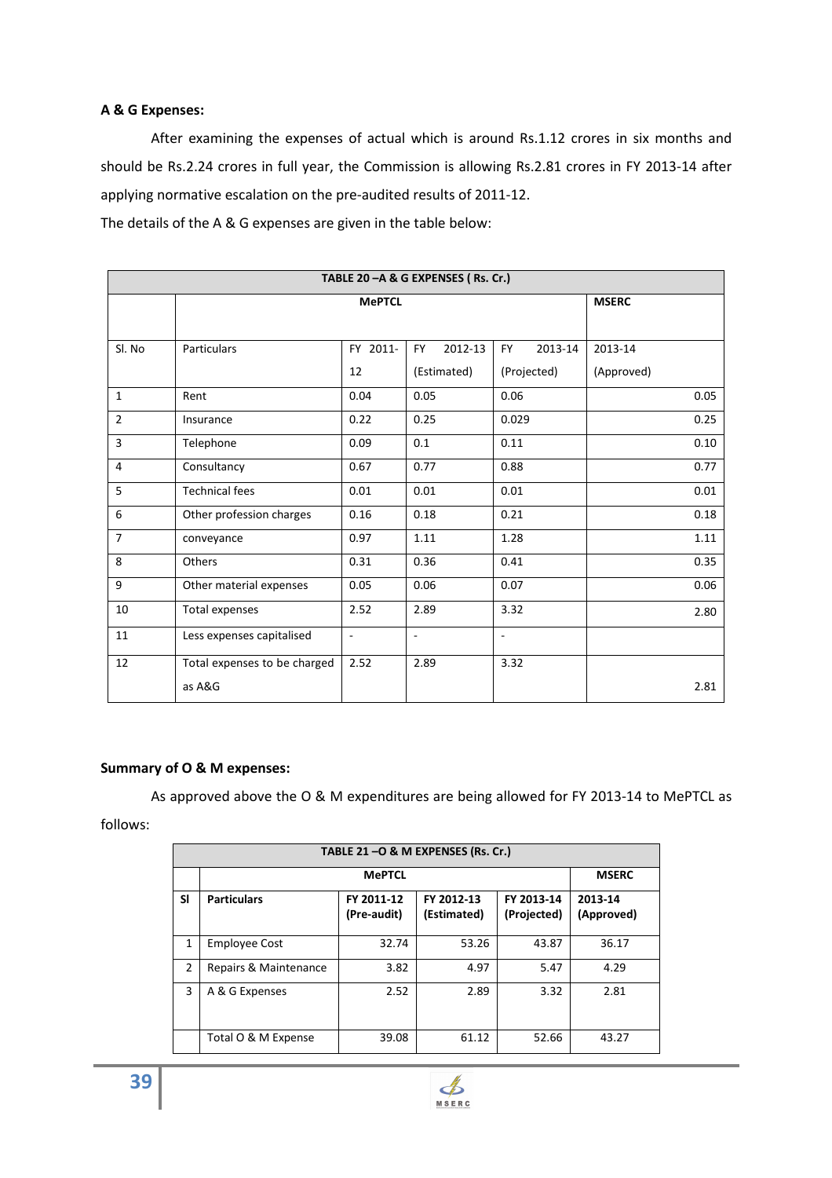**A & G Expenses:**

After examining the expenses of actual which is around Rs.1.12 crores in six months and should be Rs.2.24 crores in full year, the Commission is allowing Rs.2.81 crores in FY 2013-14 after applying normative escalation on the pre-audited results of 2011-12.

The details of the A & G expenses are given in the table below:

| TABLE 20 –A & G EXPENSES ( Rs. Cr.) | | | | | |
|---|---|---|---|---|---|
| | MePTCL | | | | MSERC |
| Sl. No | Particulars | FY 2011-12 | FY 2012-13 (Estimated) | FY 2013-14 (Projected) | 2013-14 (Approved) |
| 1 | Rent | 0.04 | 0.05 | 0.06 | 0.05 |
| 2 | Insurance | 0.22 | 0.25 | 0.029 | 0.25 |
| 3 | Telephone | 0.09 | 0.1 | 0.11 | 0.10 |
| 4 | Consultancy | 0.67 | 0.77 | 0.88 | 0.77 |
| 5 | Technical fees | 0.01 | 0.01 | 0.01 | 0.01 |
| 6 | Other profession charges | 0.16 | 0.18 | 0.21 | 0.18 |
| 7 | conveyance | 0.97 | 1.11 | 1.28 | 1.11 |
| 8 | Others | 0.31 | 0.36 | 0.41 | 0.35 |
| 9 | Other material expenses | 0.05 | 0.06 | 0.07 | 0.06 |
| 10 | Total expenses | 2.52 | 2.89 | 3.32 | 2.80 |
| 11 | Less expenses capitalised | - | - | - | |
| 12 | Total expenses to be charged as A&G | 2.52 | 2.89 | 3.32 | 2.81 |

**Summary of O & M expenses:**

As approved above the O & M expenditures are being allowed for FY 2013-14 to MePTCL as follows:

| TABLE 21 –O & M EXPENSES (Rs. Cr.) | | | | | |
|---|---|---|---|---|---|
| | MePTCL | | | | MSERC |
| Sl | Particulars | FY 2011-12 (Pre-audit) | FY 2012-13 (Estimated) | FY 2013-14 (Projected) | 2013-14 (Approved) |
| 1 | Employee Cost | 32.74 | 53.26 | 43.87 | 36.17 |
| 2 | Repairs & Maintenance | 3.82 | 4.97 | 5.47 | 4.29 |
| 3 | A & G Expenses | 2.52 | 2.89 | 3.32 | 2.81 |
| | Total O & M Expense | 39.08 | 61.12 | 52.66 | 43.27 |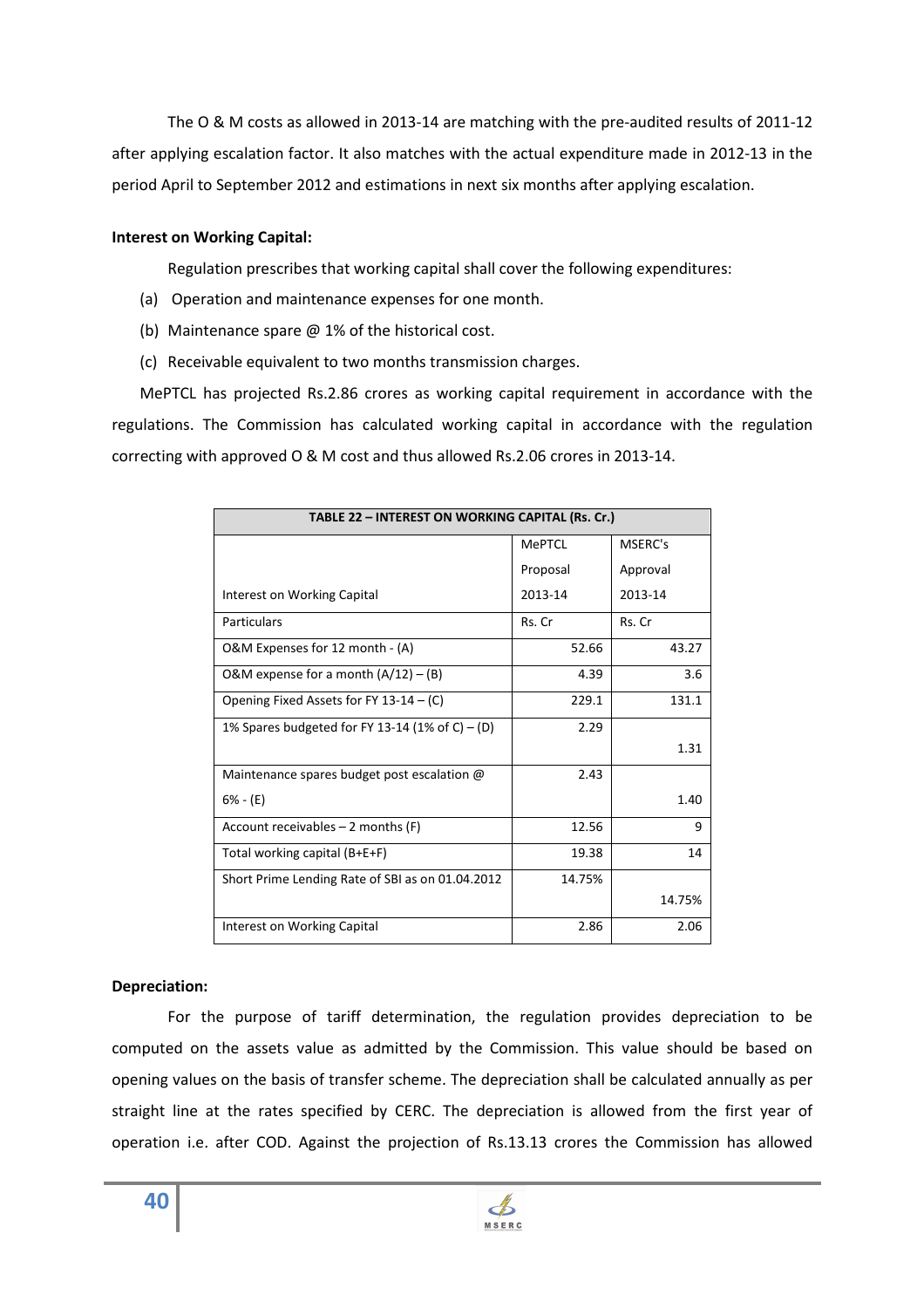The O & M costs as allowed in 2013-14 are matching with the pre-audited results of 2011-12 after applying escalation factor. It also matches with the actual expenditure made in 2012-13 in the period April to September 2012 and estimations in next six months after applying escalation.

**Interest on Working Capital:**

Regulation prescribes that working capital shall cover the following expenditures:

(a) Operation and maintenance expenses for one month.

(b) Maintenance spare @ 1% of the historical cost.

(c) Receivable equivalent to two months transmission charges.

MePTCL has projected Rs.2.86 crores as working capital requirement in accordance with the regulations. The Commission has calculated working capital in accordance with the regulation correcting with approved O & M cost and thus allowed Rs.2.06 crores in 2013-14.

**TABLE 22 – INTEREST ON WORKING CAPITAL (Rs. Cr.)**

| Interest on Working Capital | MePTCL Proposal 2013-14 | MSERC's Approval 2013-14 |
|---|---|---|
| Particulars | Rs. Cr | Rs. Cr |
| O&M Expenses for 12 month - (A) | 52.66 | 43.27 |
| O&M expense for a month (A/12) – (B) | 4.39 | 3.6 |
| Opening Fixed Assets for FY 13-14 – (C) | 229.1 | 131.1 |
| 1% Spares budgeted for FY 13-14 (1% of C) – (D) | 2.29 | 1.31 |
| Maintenance spares budget post escalation @ 6% - (E) | 2.43 | 1.40 |
| Account receivables – 2 months (F) | 12.56 | 9 |
| Total working capital (B+E+F) | 19.38 | 14 |
| Short Prime Lending Rate of SBI as on 01.04.2012 | 14.75% | 14.75% |
| Interest on Working Capital | 2.86 | 2.06 |

**Depreciation:**

For the purpose of tariff determination, the regulation provides depreciation to be computed on the assets value as admitted by the Commission. This value should be based on opening values on the basis of transfer scheme. The depreciation shall be calculated annually as per straight line at the rates specified by CERC. The depreciation is allowed from the first year of operation i.e. after COD. Against the projection of Rs.13.13 crores the Commission has allowed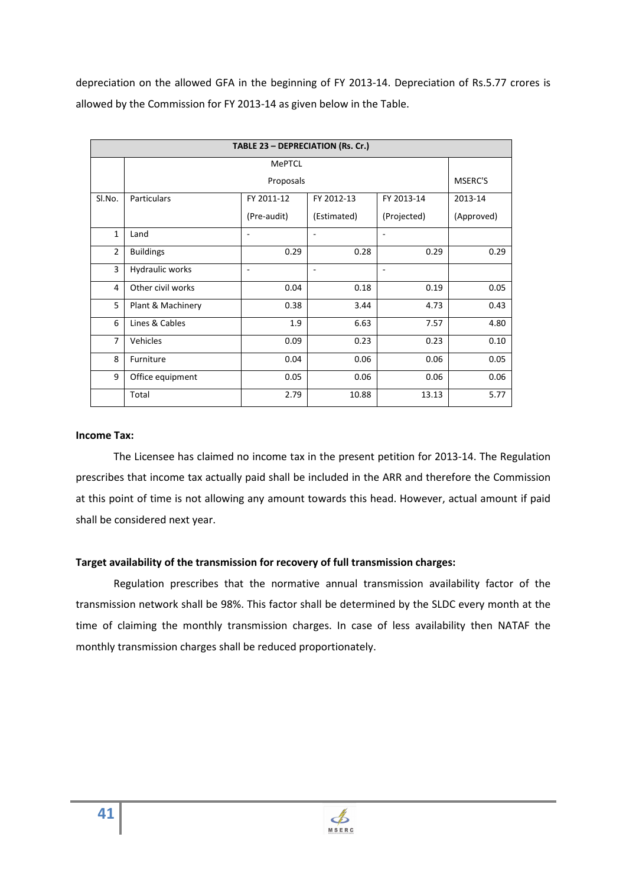depreciation on the allowed GFA in the beginning of FY 2013-14. Depreciation of Rs.5.77 crores is allowed by the Commission for FY 2013-14 as given below in the Table.

| TABLE 23 – DEPRECIATION (Rs. Cr.) | | | | | |
|---|---|---|---|---|---|
| | MePTCL Proposals | | | | MSERC'S |
| Sl.No. | Particulars | FY 2011-12 (Pre-audit) | FY 2012-13 (Estimated) | FY 2013-14 (Projected) | 2013-14 (Approved) |
| 1 | Land | - | - | - | |
| 2 | Buildings | 0.29 | 0.28 | 0.29 | 0.29 |
| 3 | Hydraulic works | - | - | - | |
| 4 | Other civil works | 0.04 | 0.18 | 0.19 | 0.05 |
| 5 | Plant & Machinery | 0.38 | 3.44 | 4.73 | 0.43 |
| 6 | Lines & Cables | 1.9 | 6.63 | 7.57 | 4.80 |
| 7 | Vehicles | 0.09 | 0.23 | 0.23 | 0.10 |
| 8 | Furniture | 0.04 | 0.06 | 0.06 | 0.05 |
| 9 | Office equipment | 0.05 | 0.06 | 0.06 | 0.06 |
| | Total | 2.79 | 10.88 | 13.13 | 5.77 |

**Income Tax:**

The Licensee has claimed no income tax in the present petition for 2013-14. The Regulation prescribes that income tax actually paid shall be included in the ARR and therefore the Commission at this point of time is not allowing any amount towards this head. However, actual amount if paid shall be considered next year.

**Target availability of the transmission for recovery of full transmission charges:**

Regulation prescribes that the normative annual transmission availability factor of the transmission network shall be 98%. This factor shall be determined by the SLDC every month at the time of claiming the monthly transmission charges. In case of less availability then NATAF the monthly transmission charges shall be reduced proportionately.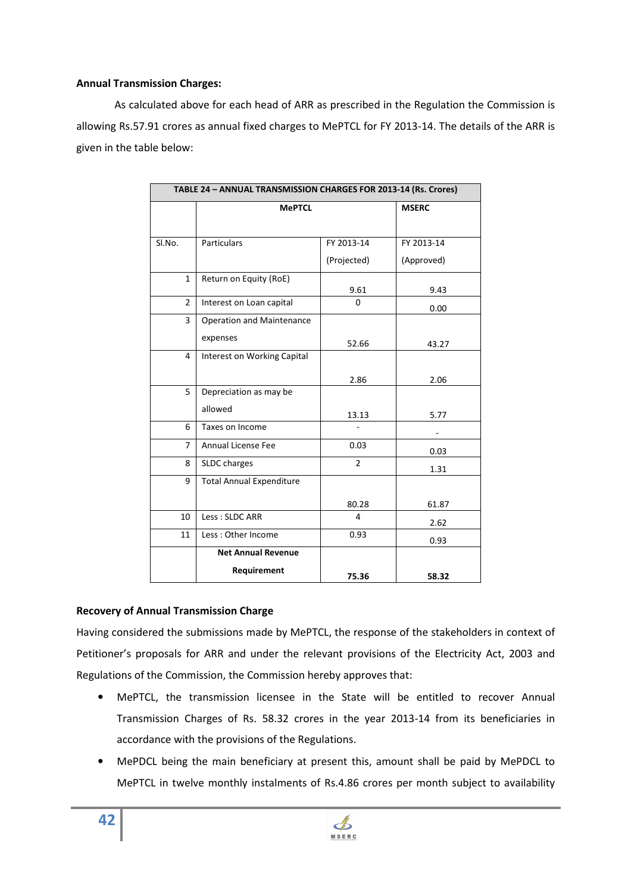**Annual Transmission Charges:**

As calculated above for each head of ARR as prescribed in the Regulation the Commission is allowing Rs.57.91 crores as annual fixed charges to MePTCL for FY 2013-14. The details of the ARR is given in the table below:

| TABLE 24 – ANNUAL TRANSMISSION CHARGES FOR 2013-14 (Rs. Crores) | | | |
|---|---|---|---|
| | **MePTCL** | | **MSERC** |
| Sl.No. | Particulars | FY 2013-14 (Projected) | FY 2013-14 (Approved) |
| 1 | Return on Equity (RoE) | 9.61 | 9.43 |
| 2 | Interest on Loan capital | 0 | 0.00 |
| 3 | Operation and Maintenance expenses | 52.66 | 43.27 |
| 4 | Interest on Working Capital | 2.86 | 2.06 |
| 5 | Depreciation as may be allowed | 13.13 | 5.77 |
| 6 | Taxes on Income | - | - |
| 7 | Annual License Fee | 0.03 | 0.03 |
| 8 | SLDC charges | 2 | 1.31 |
| 9 | Total Annual Expenditure | 80.28 | 61.87 |
| 10 | Less : SLDC ARR | 4 | 2.62 |
| 11 | Less : Other Income | 0.93 | 0.93 |
| | **Net Annual Revenue Requirement** | **75.36** | **58.32** |

**Recovery of Annual Transmission Charge**

Having considered the submissions made by MePTCL, the response of the stakeholders in context of Petitioner's proposals for ARR and under the relevant provisions of the Electricity Act, 2003 and Regulations of the Commission, the Commission hereby approves that:

- MePTCL, the transmission licensee in the State will be entitled to recover Annual Transmission Charges of Rs. 58.32 crores in the year 2013-14 from its beneficiaries in accordance with the provisions of the Regulations.
- MePDCL being the main beneficiary at present this, amount shall be paid by MePDCL to MePTCL in twelve monthly instalments of Rs.4.86 crores per month subject to availability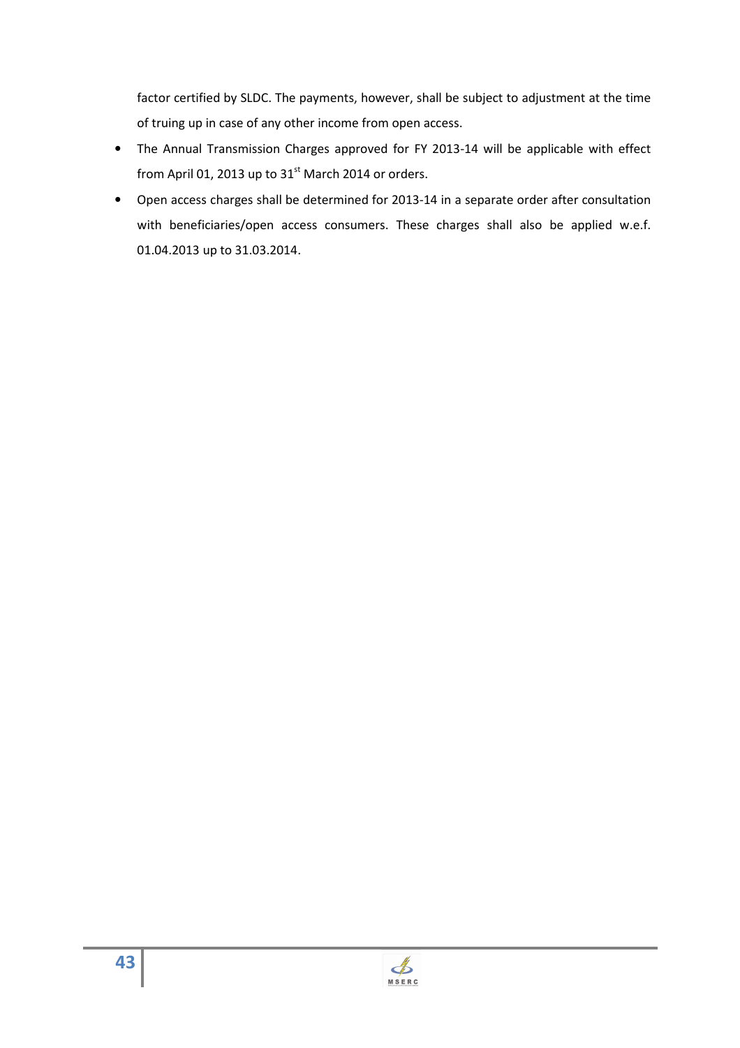factor certified by SLDC. The payments, however, shall be subject to adjustment at the time of truing up in case of any other income from open access.

- The Annual Transmission Charges approved for FY 2013-14 will be applicable with effect from April 01, 2013 up to 31st March 2014 or orders.
- Open access charges shall be determined for 2013-14 in a separate order after consultation with beneficiaries/open access consumers. These charges shall also be applied w.e.f. 01.04.2013 up to 31.03.2014.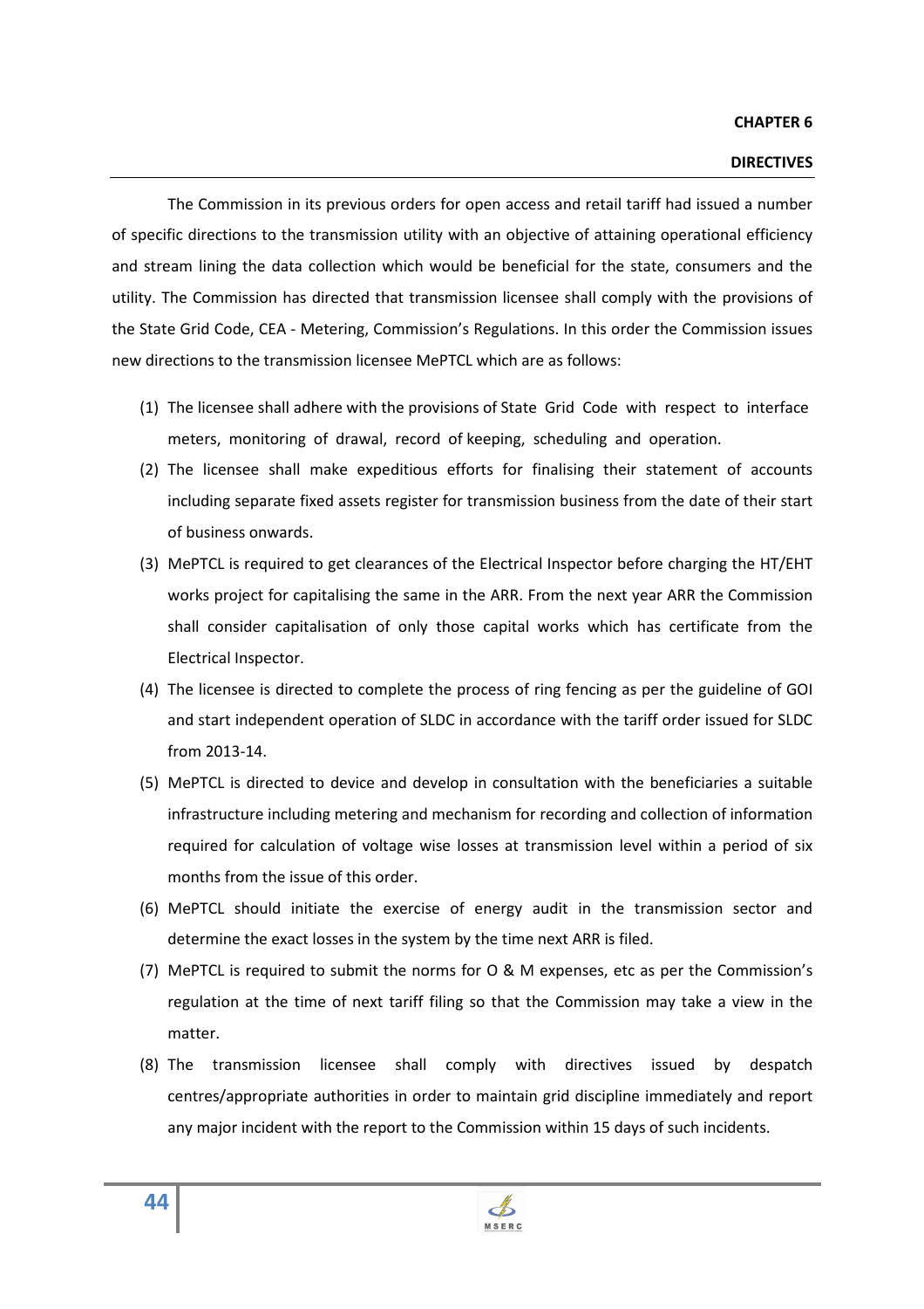# CHAPTER 6

## DIRECTIVES

The Commission in its previous orders for open access and retail tariff had issued a number of specific directions to the transmission utility with an objective of attaining operational efficiency and stream lining the data collection which would be beneficial for the state, consumers and the utility. The Commission has directed that transmission licensee shall comply with the provisions of the State Grid Code, CEA - Metering, Commission's Regulations. In this order the Commission issues new directions to the transmission licensee MePTCL which are as follows:

(1) The licensee shall adhere with the provisions of State Grid Code with respect to interface meters, monitoring of drawal, record of keeping, scheduling and operation.

(2) The licensee shall make expeditious efforts for finalising their statement of accounts including separate fixed assets register for transmission business from the date of their start of business onwards.

(3) MePTCL is required to get clearances of the Electrical Inspector before charging the HT/EHT works project for capitalising the same in the ARR. From the next year ARR the Commission shall consider capitalisation of only those capital works which has certificate from the Electrical Inspector.

(4) The licensee is directed to complete the process of ring fencing as per the guideline of GOI and start independent operation of SLDC in accordance with the tariff order issued for SLDC from 2013-14.

(5) MePTCL is directed to device and develop in consultation with the beneficiaries a suitable infrastructure including metering and mechanism for recording and collection of information required for calculation of voltage wise losses at transmission level within a period of six months from the issue of this order.

(6) MePTCL should initiate the exercise of energy audit in the transmission sector and determine the exact losses in the system by the time next ARR is filed.

(7) MePTCL is required to submit the norms for O & M expenses, etc as per the Commission's regulation at the time of next tariff filing so that the Commission may take a view in the matter.

(8) The transmission licensee shall comply with directives issued by despatch centres/appropriate authorities in order to maintain grid discipline immediately and report any major incident with the report to the Commission within 15 days of such incidents.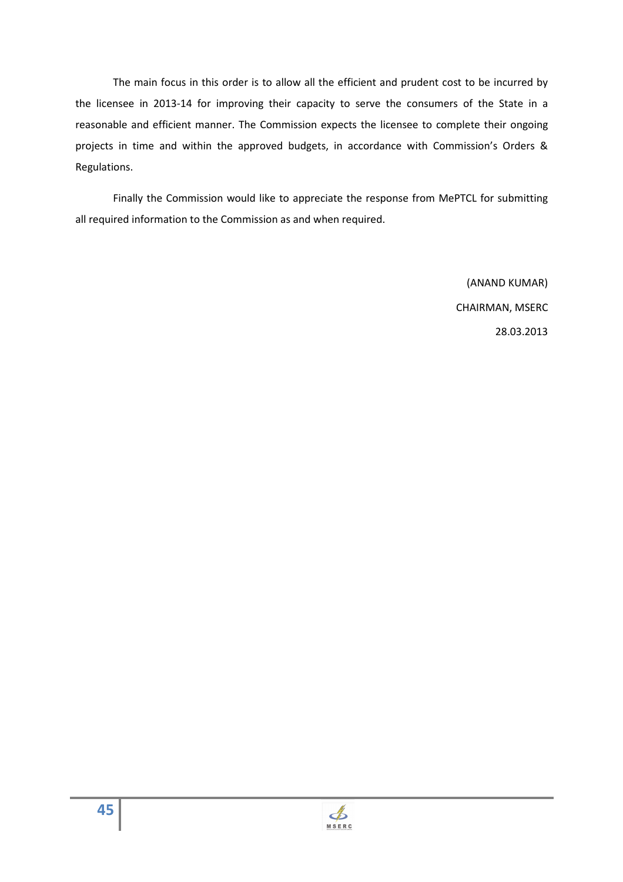The main focus in this order is to allow all the efficient and prudent cost to be incurred by the licensee in 2013-14 for improving their capacity to serve the consumers of the State in a reasonable and efficient manner. The Commission expects the licensee to complete their ongoing projects in time and within the approved budgets, in accordance with Commission's Orders & Regulations.

Finally the Commission would like to appreciate the response from MePTCL for submitting all required information to the Commission as and when required.

(ANAND KUMAR)

CHAIRMAN, MSERC

28.03.2013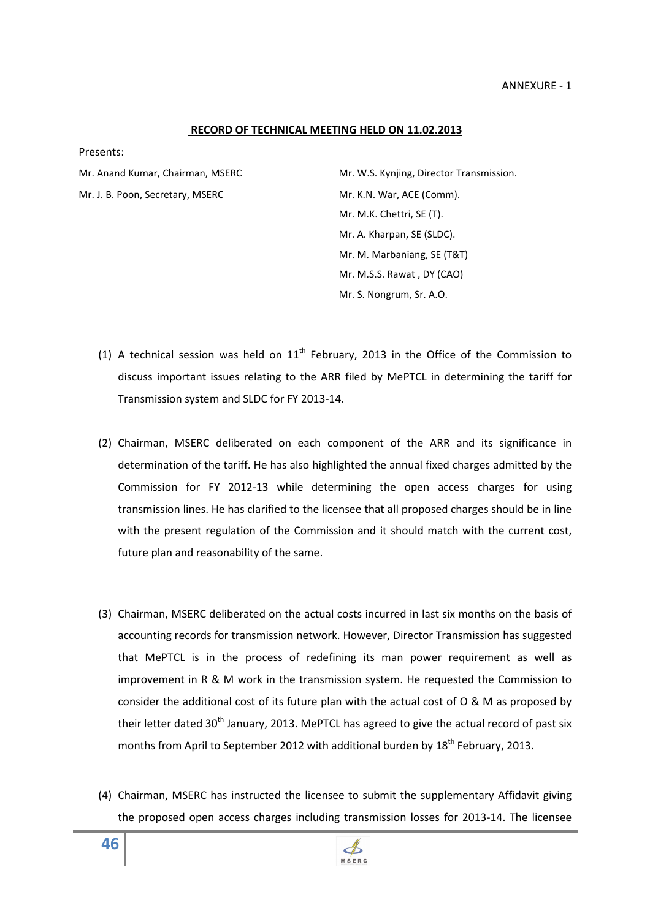ANNEXURE - 1

## RECORD OF TECHNICAL MEETING HELD ON 11.02.2013

Presents:

Mr. Anand Kumar, Chairman, MSERC

Mr. J. B. Poon, Secretary, MSERC

Mr. W.S. Kynjing, Director Transmission.

Mr. K.N. War, ACE (Comm).

Mr. M.K. Chettri, SE (T).

Mr. A. Kharpan, SE (SLDC).

Mr. M. Marbaniang, SE (T&T)

Mr. M.S.S. Rawat , DY (CAO)

Mr. S. Nongrum, Sr. A.O.

(1) A technical session was held on 11th February, 2013 in the Office of the Commission to discuss important issues relating to the ARR filed by MePTCL in determining the tariff for Transmission system and SLDC for FY 2013-14.

(2) Chairman, MSERC deliberated on each component of the ARR and its significance in determination of the tariff. He has also highlighted the annual fixed charges admitted by the Commission for FY 2012-13 while determining the open access charges for using transmission lines. He has clarified to the licensee that all proposed charges should be in line with the present regulation of the Commission and it should match with the current cost, future plan and reasonability of the same.

(3) Chairman, MSERC deliberated on the actual costs incurred in last six months on the basis of accounting records for transmission network. However, Director Transmission has suggested that MePTCL is in the process of redefining its man power requirement as well as improvement in R & M work in the transmission system. He requested the Commission to consider the additional cost of its future plan with the actual cost of O & M as proposed by their letter dated 30th January, 2013. MePTCL has agreed to give the actual record of past six months from April to September 2012 with additional burden by 18th February, 2013.

(4) Chairman, MSERC has instructed the licensee to submit the supplementary Affidavit giving the proposed open access charges including transmission losses for 2013-14. The licensee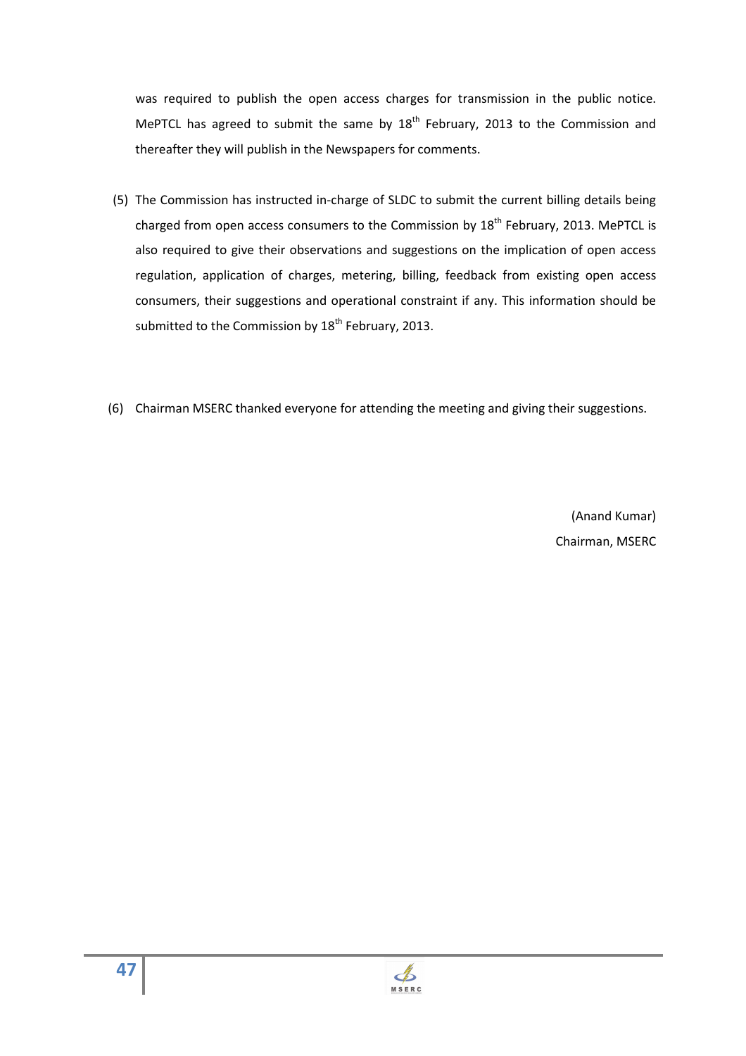was required to publish the open access charges for transmission in the public notice. MePTCL has agreed to submit the same by 18th February, 2013 to the Commission and thereafter they will publish in the Newspapers for comments.

(5) The Commission has instructed in-charge of SLDC to submit the current billing details being charged from open access consumers to the Commission by 18th February, 2013. MePTCL is also required to give their observations and suggestions on the implication of open access regulation, application of charges, metering, billing, feedback from existing open access consumers, their suggestions and operational constraint if any. This information should be submitted to the Commission by 18th February, 2013.

(6) Chairman MSERC thanked everyone for attending the meeting and giving their suggestions.

(Anand Kumar)
Chairman, MSERC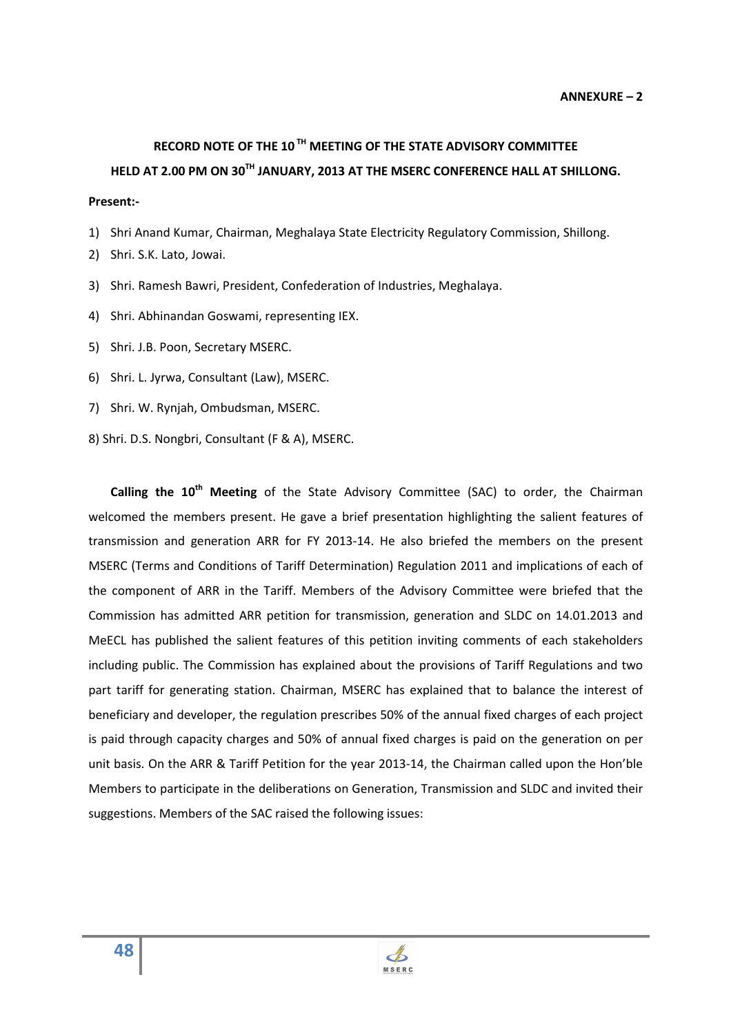**ANNEXURE – 2**

## RECORD NOTE OF THE 10[TH] MEETING OF THE STATE ADVISORY COMMITTEE HELD AT 2.00 PM ON 30[TH] JANUARY, 2013 AT THE MSERC CONFERENCE HALL AT SHILLONG.

**Present:-**

1) Shri Anand Kumar, Chairman, Meghalaya State Electricity Regulatory Commission, Shillong.
2) Shri. S.K. Lato, Jowai.
3) Shri. Ramesh Bawri, President, Confederation of Industries, Meghalaya.
4) Shri. Abhinandan Goswami, representing IEX.
5) Shri. J.B. Poon, Secretary MSERC.
6) Shri. L. Jyrwa, Consultant (Law), MSERC.
7) Shri. W. Rynjah, Ombudsman, MSERC.
8) Shri. D.S. Nongbri, Consultant (F & A), MSERC.

**Calling the 10[th] Meeting** of the State Advisory Committee (SAC) to order, the Chairman welcomed the members present. He gave a brief presentation highlighting the salient features of transmission and generation ARR for FY 2013-14. He also briefed the members on the present MSERC (Terms and Conditions of Tariff Determination) Regulation 2011 and implications of each of the component of ARR in the Tariff. Members of the Advisory Committee were briefed that the Commission has admitted ARR petition for transmission, generation and SLDC on 14.01.2013 and MeECL has published the salient features of this petition inviting comments of each stakeholders including public. The Commission has explained about the provisions of Tariff Regulations and two part tariff for generating station. Chairman, MSERC has explained that to balance the interest of beneficiary and developer, the regulation prescribes 50% of the annual fixed charges of each project is paid through capacity charges and 50% of annual fixed charges is paid on the generation on per unit basis. On the ARR & Tariff Petition for the year 2013-14, the Chairman called upon the Hon'ble Members to participate in the deliberations on Generation, Transmission and SLDC and invited their suggestions. Members of the SAC raised the following issues: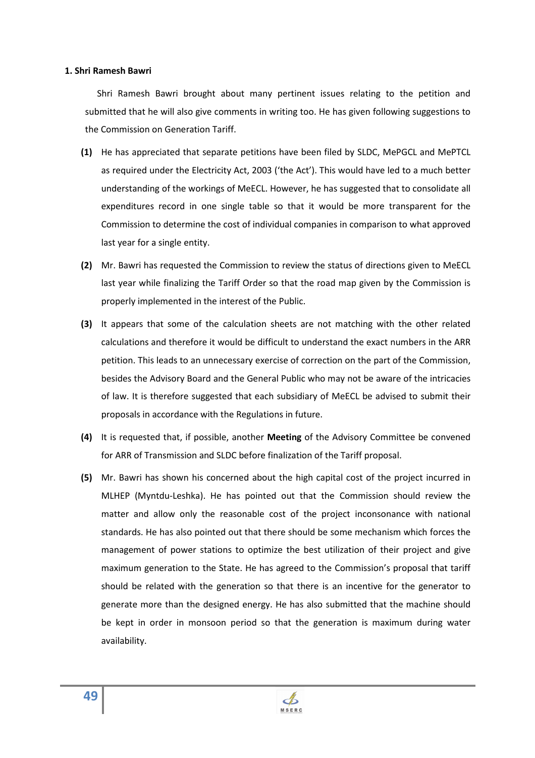**1. Shri Ramesh Bawri**

Shri Ramesh Bawri brought about many pertinent issues relating to the petition and submitted that he will also give comments in writing too. He has given following suggestions to the Commission on Generation Tariff.

**(1)** He has appreciated that separate petitions have been filed by SLDC, MePGCL and MePTCL as required under the Electricity Act, 2003 ('the Act'). This would have led to a much better understanding of the workings of MeECL. However, he has suggested that to consolidate all expenditures record in one single table so that it would be more transparent for the Commission to determine the cost of individual companies in comparison to what approved last year for a single entity.

**(2)** Mr. Bawri has requested the Commission to review the status of directions given to MeECL last year while finalizing the Tariff Order so that the road map given by the Commission is properly implemented in the interest of the Public.

**(3)** It appears that some of the calculation sheets are not matching with the other related calculations and therefore it would be difficult to understand the exact numbers in the ARR petition. This leads to an unnecessary exercise of correction on the part of the Commission, besides the Advisory Board and the General Public who may not be aware of the intricacies of law. It is therefore suggested that each subsidiary of MeECL be advised to submit their proposals in accordance with the Regulations in future.

**(4)** It is requested that, if possible, another **Meeting** of the Advisory Committee be convened for ARR of Transmission and SLDC before finalization of the Tariff proposal.

**(5)** Mr. Bawri has shown his concerned about the high capital cost of the project incurred in MLHEP (Myntdu-Leshka). He has pointed out that the Commission should review the matter and allow only the reasonable cost of the project inconsonance with national standards. He has also pointed out that there should be some mechanism which forces the management of power stations to optimize the best utilization of their project and give maximum generation to the State. He has agreed to the Commission's proposal that tariff should be related with the generation so that there is an incentive for the generator to generate more than the designed energy. He has also submitted that the machine should be kept in order in monsoon period so that the generation is maximum during water availability.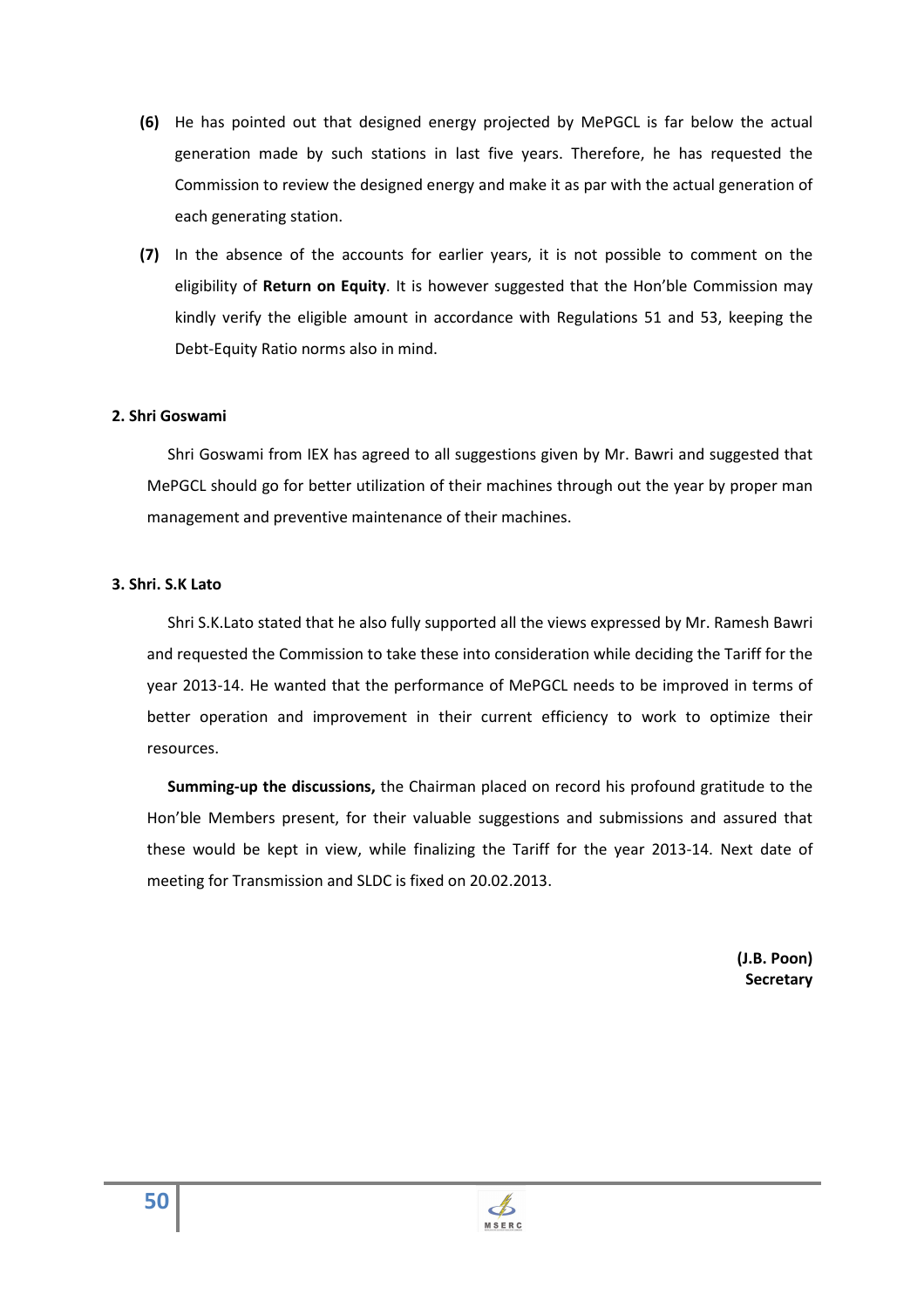**(6)** He has pointed out that designed energy projected by MePGCL is far below the actual generation made by such stations in last five years. Therefore, he has requested the Commission to review the designed energy and make it as par with the actual generation of each generating station.

**(7)** In the absence of the accounts for earlier years, it is not possible to comment on the eligibility of **Return on Equity**. It is however suggested that the Hon'ble Commission may kindly verify the eligible amount in accordance with Regulations 51 and 53, keeping the Debt-Equity Ratio norms also in mind.

**2. Shri Goswami**

Shri Goswami from IEX has agreed to all suggestions given by Mr. Bawri and suggested that MePGCL should go for better utilization of their machines through out the year by proper man management and preventive maintenance of their machines.

**3. Shri. S.K Lato**

Shri S.K.Lato stated that he also fully supported all the views expressed by Mr. Ramesh Bawri and requested the Commission to take these into consideration while deciding the Tariff for the year 2013-14. He wanted that the performance of MePGCL needs to be improved in terms of better operation and improvement in their current efficiency to work to optimize their resources.

**Summing-up the discussions,** the Chairman placed on record his profound gratitude to the Hon'ble Members present, for their valuable suggestions and submissions and assured that these would be kept in view, while finalizing the Tariff for the year 2013-14. Next date of meeting for Transmission and SLDC is fixed on 20.02.2013.

**(J.B. Poon)**
**Secretary**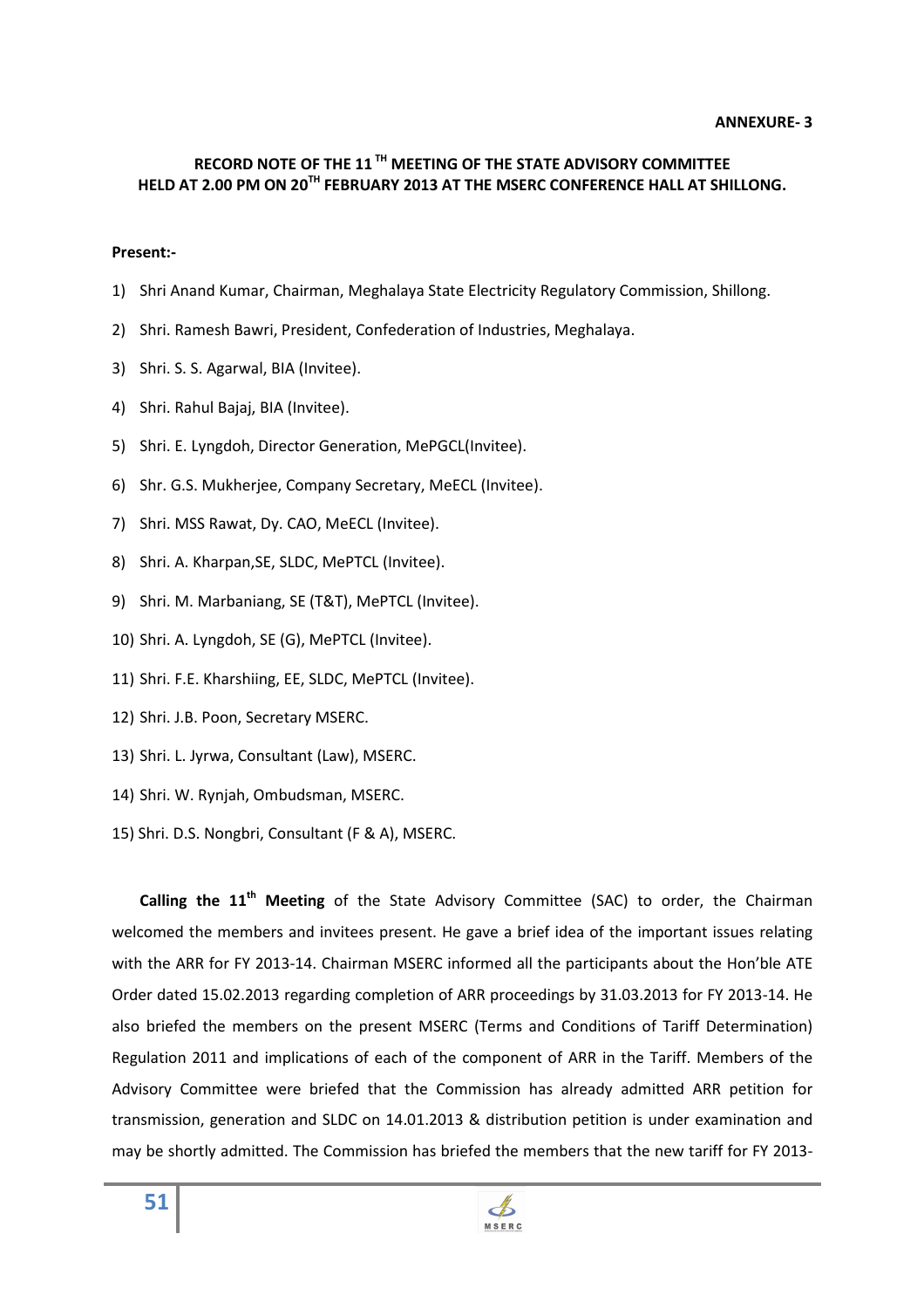**ANNEXURE- 3**

**RECORD NOTE OF THE 11 TH MEETING OF THE STATE ADVISORY COMMITTEE HELD AT 2.00 PM ON 20TH FEBRUARY 2013 AT THE MSERC CONFERENCE HALL AT SHILLONG.**

**Present:-**

1) Shri Anand Kumar, Chairman, Meghalaya State Electricity Regulatory Commission, Shillong.
2) Shri. Ramesh Bawri, President, Confederation of Industries, Meghalaya.
3) Shri. S. S. Agarwal, BIA (Invitee).
4) Shri. Rahul Bajaj, BIA (Invitee).
5) Shri. E. Lyngdoh, Director Generation, MePGCL(Invitee).
6) Shr. G.S. Mukherjee, Company Secretary, MeECL (Invitee).
7) Shri. MSS Rawat, Dy. CAO, MeECL (Invitee).
8) Shri. A. Kharpan,SE, SLDC, MePTCL (Invitee).
9) Shri. M. Marbaniang, SE (T&T), MePTCL (Invitee).
10) Shri. A. Lyngdoh, SE (G), MePTCL (Invitee).
11) Shri. F.E. Kharshiing, EE, SLDC, MePTCL (Invitee).
12) Shri. J.B. Poon, Secretary MSERC.
13) Shri. L. Jyrwa, Consultant (Law), MSERC.
14) Shri. W. Rynjah, Ombudsman, MSERC.
15) Shri. D.S. Nongbri, Consultant (F & A), MSERC.

**Calling the 11th Meeting** of the State Advisory Committee (SAC) to order, the Chairman welcomed the members and invitees present. He gave a brief idea of the important issues relating with the ARR for FY 2013-14. Chairman MSERC informed all the participants about the Hon'ble ATE Order dated 15.02.2013 regarding completion of ARR proceedings by 31.03.2013 for FY 2013-14. He also briefed the members on the present MSERC (Terms and Conditions of Tariff Determination) Regulation 2011 and implications of each of the component of ARR in the Tariff. Members of the Advisory Committee were briefed that the Commission has already admitted ARR petition for transmission, generation and SLDC on 14.01.2013 & distribution petition is under examination and may be shortly admitted. The Commission has briefed the members that the new tariff for FY 2013-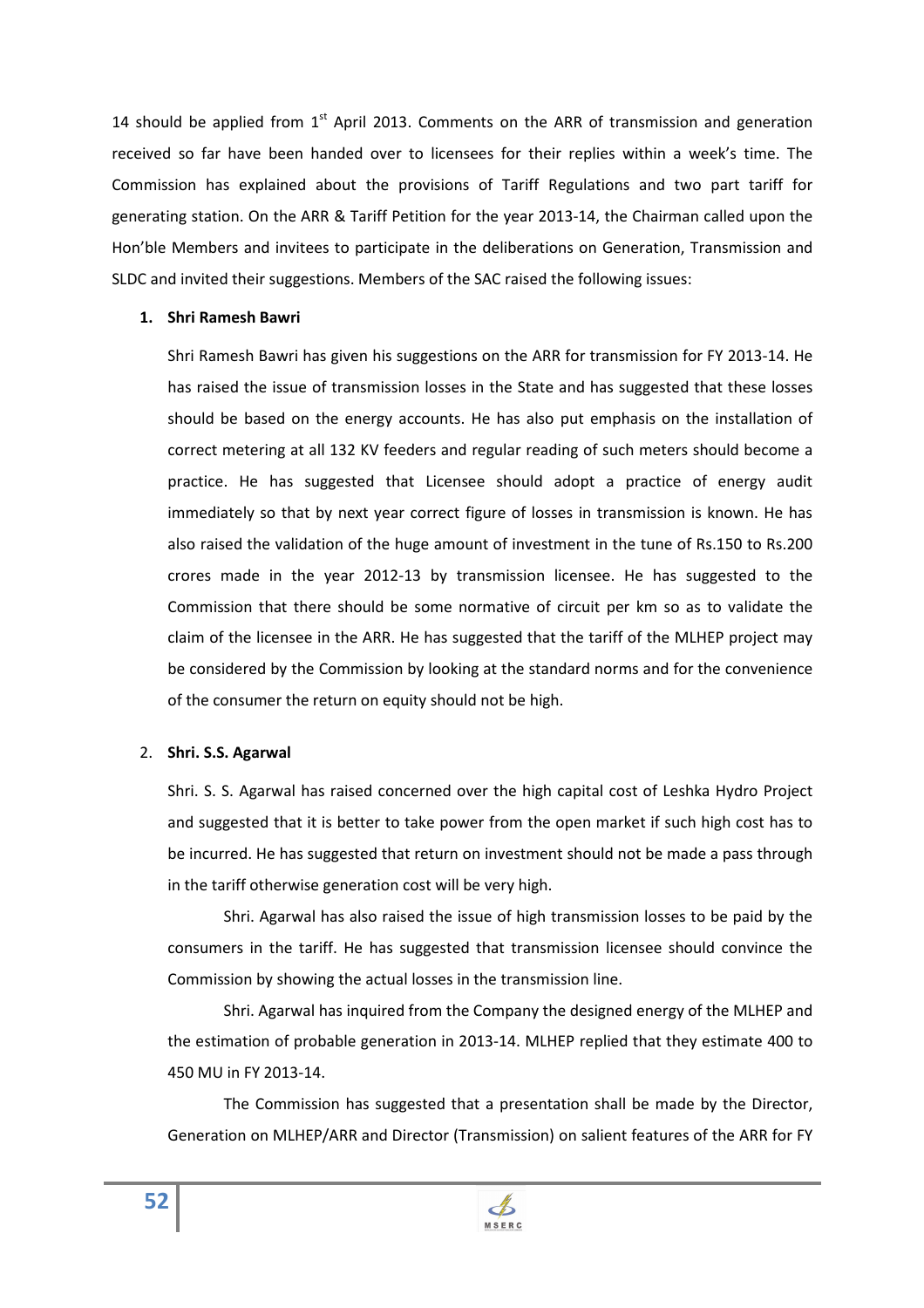14 should be applied from 1st April 2013. Comments on the ARR of transmission and generation received so far have been handed over to licensees for their replies within a week's time. The Commission has explained about the provisions of Tariff Regulations and two part tariff for generating station. On the ARR & Tariff Petition for the year 2013-14, the Chairman called upon the Hon'ble Members and invitees to participate in the deliberations on Generation, Transmission and SLDC and invited their suggestions. Members of the SAC raised the following issues:

1. **Shri Ramesh Bawri**

   Shri Ramesh Bawri has given his suggestions on the ARR for transmission for FY 2013-14. He has raised the issue of transmission losses in the State and has suggested that these losses should be based on the energy accounts. He has also put emphasis on the installation of correct metering at all 132 KV feeders and regular reading of such meters should become a practice. He has suggested that Licensee should adopt a practice of energy audit immediately so that by next year correct figure of losses in transmission is known. He has also raised the validation of the huge amount of investment in the tune of Rs.150 to Rs.200 crores made in the year 2012-13 by transmission licensee. He has suggested to the Commission that there should be some normative of circuit per km so as to validate the claim of the licensee in the ARR. He has suggested that the tariff of the MLHEP project may be considered by the Commission by looking at the standard norms and for the convenience of the consumer the return on equity should not be high.

2. **Shri. S.S. Agarwal**

   Shri. S. S. Agarwal has raised concerned over the high capital cost of Leshka Hydro Project and suggested that it is better to take power from the open market if such high cost has to be incurred. He has suggested that return on investment should not be made a pass through in the tariff otherwise generation cost will be very high.

   Shri. Agarwal has also raised the issue of high transmission losses to be paid by the consumers in the tariff. He has suggested that transmission licensee should convince the Commission by showing the actual losses in the transmission line.

   Shri. Agarwal has inquired from the Company the designed energy of the MLHEP and the estimation of probable generation in 2013-14. MLHEP replied that they estimate 400 to 450 MU in FY 2013-14.

   The Commission has suggested that a presentation shall be made by the Director, Generation on MLHEP/ARR and Director (Transmission) on salient features of the ARR for FY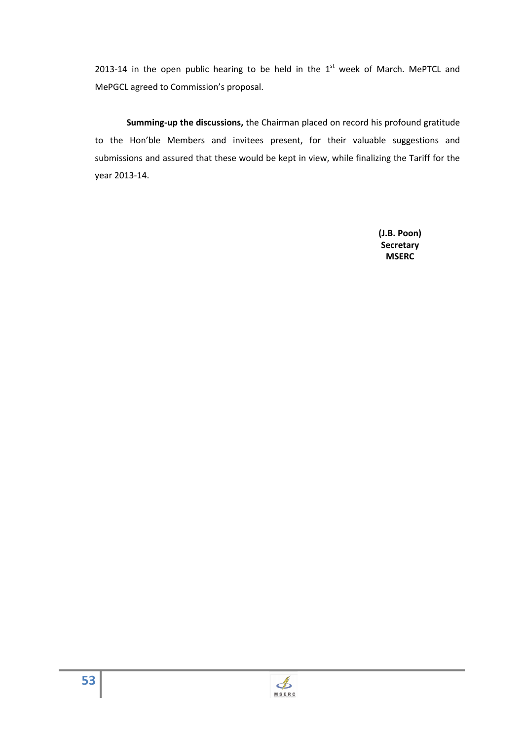2013-14 in the open public hearing to be held in the 1st week of March. MePTCL and MePGCL agreed to Commission's proposal.

**Summing-up the discussions,** the Chairman placed on record his profound gratitude to the Hon'ble Members and invitees present, for their valuable suggestions and submissions and assured that these would be kept in view, while finalizing the Tariff for the year 2013-14.

**(J.B. Poon)**
**Secretary**
**MSERC**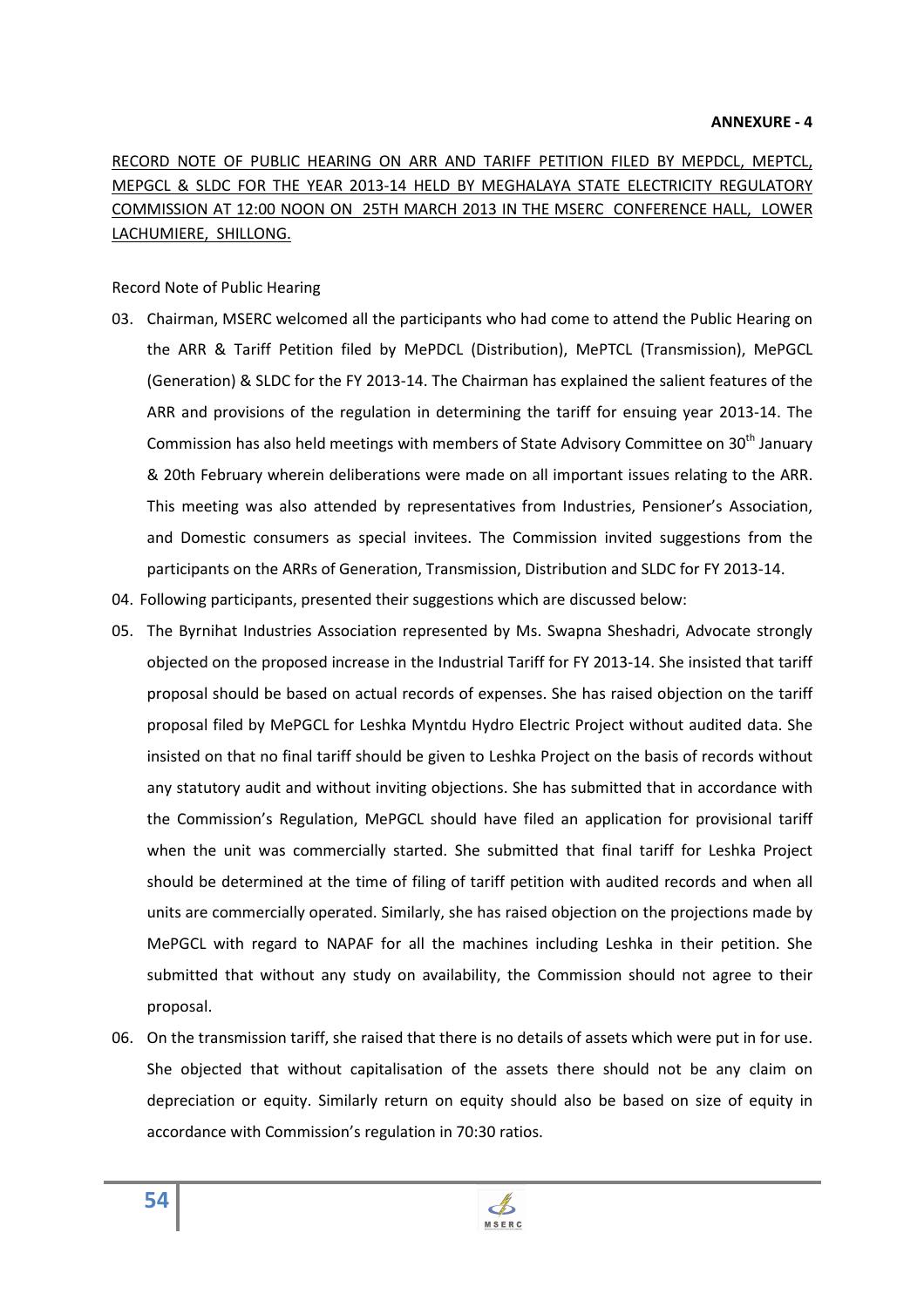**ANNEXURE - 4**

RECORD NOTE OF PUBLIC HEARING ON ARR AND TARIFF PETITION FILED BY MEPDCL, MEPTCL, MEPGCL & SLDC FOR THE YEAR 2013-14 HELD BY MEGHALAYA STATE ELECTRICITY REGULATORY COMMISSION AT 12:00 NOON ON 25TH MARCH 2013 IN THE MSERC CONFERENCE HALL, LOWER LACHUMIERE, SHILLONG.

Record Note of Public Hearing

03. Chairman, MSERC welcomed all the participants who had come to attend the Public Hearing on the ARR & Tariff Petition filed by MePDCL (Distribution), MePTCL (Transmission), MePGCL (Generation) & SLDC for the FY 2013-14. The Chairman has explained the salient features of the ARR and provisions of the regulation in determining the tariff for ensuing year 2013-14. The Commission has also held meetings with members of State Advisory Committee on 30th January & 20th February wherein deliberations were made on all important issues relating to the ARR. This meeting was also attended by representatives from Industries, Pensioner's Association, and Domestic consumers as special invitees. The Commission invited suggestions from the participants on the ARRs of Generation, Transmission, Distribution and SLDC for FY 2013-14.

04. Following participants, presented their suggestions which are discussed below:

05. The Byrnihat Industries Association represented by Ms. Swapna Sheshadri, Advocate strongly objected on the proposed increase in the Industrial Tariff for FY 2013-14. She insisted that tariff proposal should be based on actual records of expenses. She has raised objection on the tariff proposal filed by MePGCL for Leshka Myntdu Hydro Electric Project without audited data. She insisted on that no final tariff should be given to Leshka Project on the basis of records without any statutory audit and without inviting objections. She has submitted that in accordance with the Commission's Regulation, MePGCL should have filed an application for provisional tariff when the unit was commercially started. She submitted that final tariff for Leshka Project should be determined at the time of filing of tariff petition with audited records and when all units are commercially operated. Similarly, she has raised objection on the projections made by MePGCL with regard to NAPAF for all the machines including Leshka in their petition. She submitted that without any study on availability, the Commission should not agree to their proposal.

06. On the transmission tariff, she raised that there is no details of assets which were put in for use. She objected that without capitalisation of the assets there should not be any claim on depreciation or equity. Similarly return on equity should also be based on size of equity in accordance with Commission's regulation in 70:30 ratios.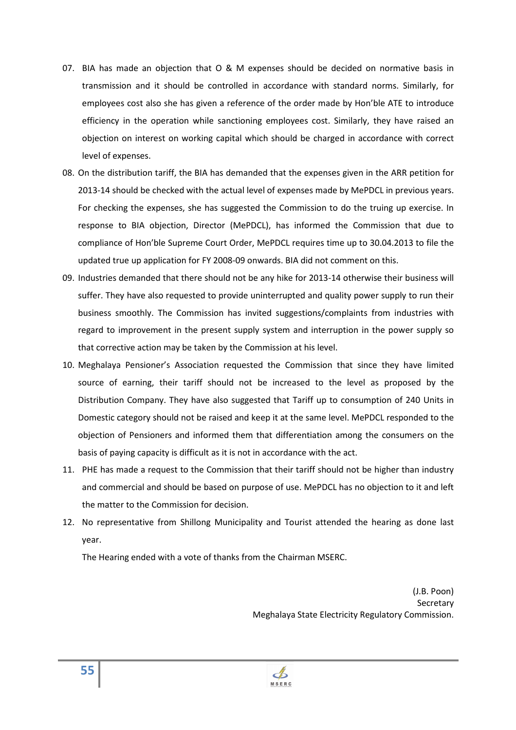07. BIA has made an objection that O & M expenses should be decided on normative basis in transmission and it should be controlled in accordance with standard norms. Similarly, for employees cost also she has given a reference of the order made by Hon'ble ATE to introduce efficiency in the operation while sanctioning employees cost. Similarly, they have raised an objection on interest on working capital which should be charged in accordance with correct level of expenses.

08. On the distribution tariff, the BIA has demanded that the expenses given in the ARR petition for 2013-14 should be checked with the actual level of expenses made by MePDCL in previous years. For checking the expenses, she has suggested the Commission to do the truing up exercise. In response to BIA objection, Director (MePDCL), has informed the Commission that due to compliance of Hon'ble Supreme Court Order, MePDCL requires time up to 30.04.2013 to file the updated true up application for FY 2008-09 onwards. BIA did not comment on this.

09. Industries demanded that there should not be any hike for 2013-14 otherwise their business will suffer. They have also requested to provide uninterrupted and quality power supply to run their business smoothly. The Commission has invited suggestions/complaints from industries with regard to improvement in the present supply system and interruption in the power supply so that corrective action may be taken by the Commission at his level.

10. Meghalaya Pensioner's Association requested the Commission that since they have limited source of earning, their tariff should not be increased to the level as proposed by the Distribution Company. They have also suggested that Tariff up to consumption of 240 Units in Domestic category should not be raised and keep it at the same level. MePDCL responded to the objection of Pensioners and informed them that differentiation among the consumers on the basis of paying capacity is difficult as it is not in accordance with the act.

11. PHE has made a request to the Commission that their tariff should not be higher than industry and commercial and should be based on purpose of use. MePDCL has no objection to it and left the matter to the Commission for decision.

12. No representative from Shillong Municipality and Tourist attended the hearing as done last year.

The Hearing ended with a vote of thanks from the Chairman MSERC.

(J.B. Poon)
Secretary
Meghalaya State Electricity Regulatory Commission.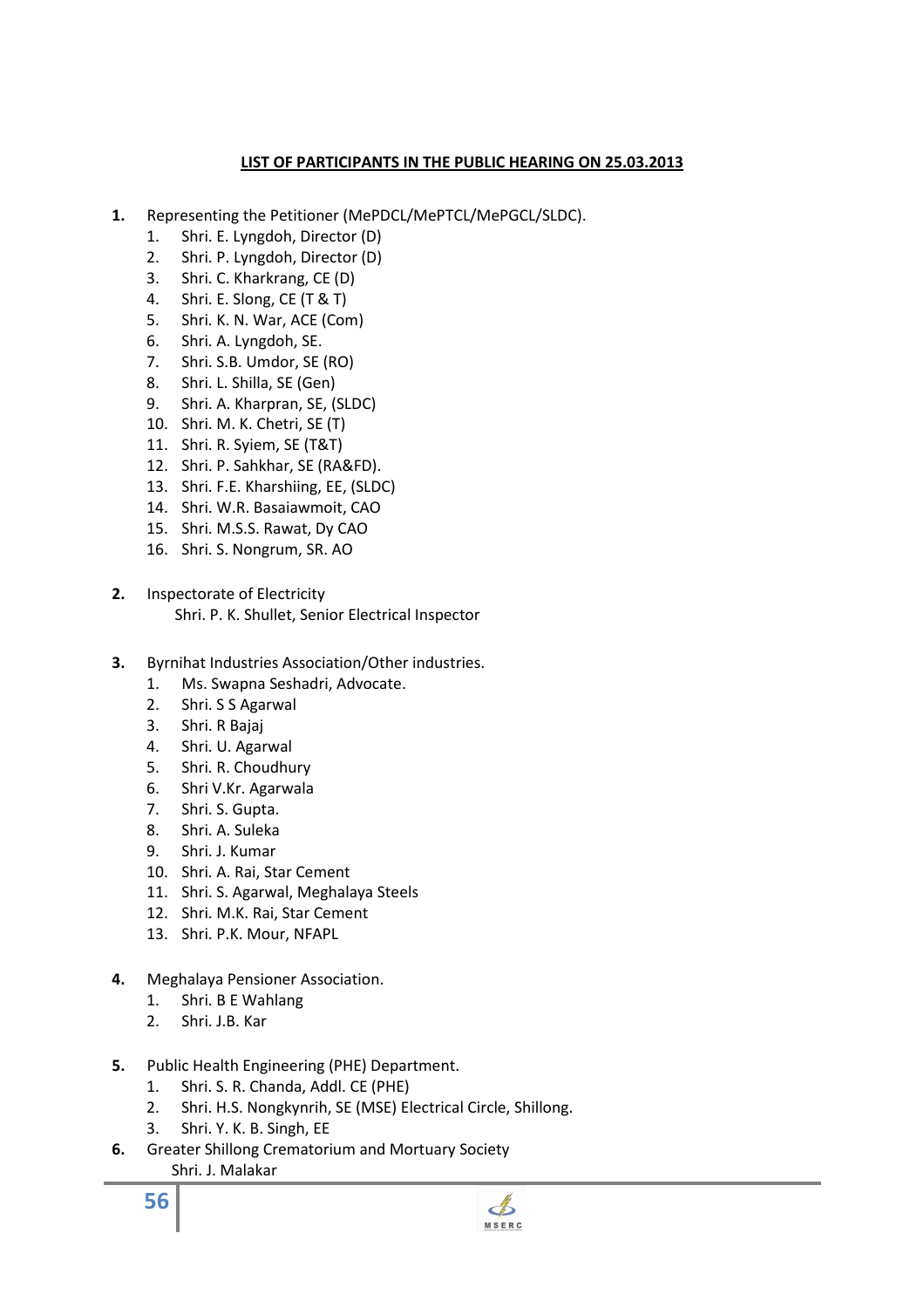**LIST OF PARTICIPANTS IN THE PUBLIC HEARING ON 25.03.2013**

1. Representing the Petitioner (MePDCL/MePTCL/MePGCL/SLDC).
   1. Shri. E. Lyngdoh, Director (D)
   2. Shri. P. Lyngdoh, Director (D)
   3. Shri. C. Kharkrang, CE (D)
   4. Shri. E. Slong, CE (T & T)
   5. Shri. K. N. War, ACE (Com)
   6. Shri. A. Lyngdoh, SE.
   7. Shri. S.B. Umdor, SE (RO)
   8. Shri. L. Shilla, SE (Gen)
   9. Shri. A. Kharpran, SE, (SLDC)
   10. Shri. M. K. Chetri, SE (T)
   11. Shri. R. Syiem, SE (T&T)
   12. Shri. P. Sahkhar, SE (RA&FD).
   13. Shri. F.E. Kharshiing, EE, (SLDC)
   14. Shri. W.R. Basaiawmoit, CAO
   15. Shri. M.S.S. Rawat, Dy CAO
   16. Shri. S. Nongrum, SR. AO

2. Inspectorate of Electricity
   Shri. P. K. Shullet, Senior Electrical Inspector

3. Byrnihat Industries Association/Other industries.
   1. Ms. Swapna Seshadri, Advocate.
   2. Shri. S S Agarwal
   3. Shri. R Bajaj
   4. Shri. U. Agarwal
   5. Shri. R. Choudhury
   6. Shri V.Kr. Agarwala
   7. Shri. S. Gupta.
   8. Shri. A. Suleka
   9. Shri. J. Kumar
   10. Shri. A. Rai, Star Cement
   11. Shri. S. Agarwal, Meghalaya Steels
   12. Shri. M.K. Rai, Star Cement
   13. Shri. P.K. Mour, NFAPL

4. Meghalaya Pensioner Association.
   1. Shri. B E Wahlang
   2. Shri. J.B. Kar

5. Public Health Engineering (PHE) Department.
   1. Shri. S. R. Chanda, Addl. CE (PHE)
   2. Shri. H.S. Nongkynrih, SE (MSE) Electrical Circle, Shillong.
   3. Shri. Y. K. B. Singh, EE

6. Greater Shillong Crematorium and Mortuary Society
   Shri. J. Malakar